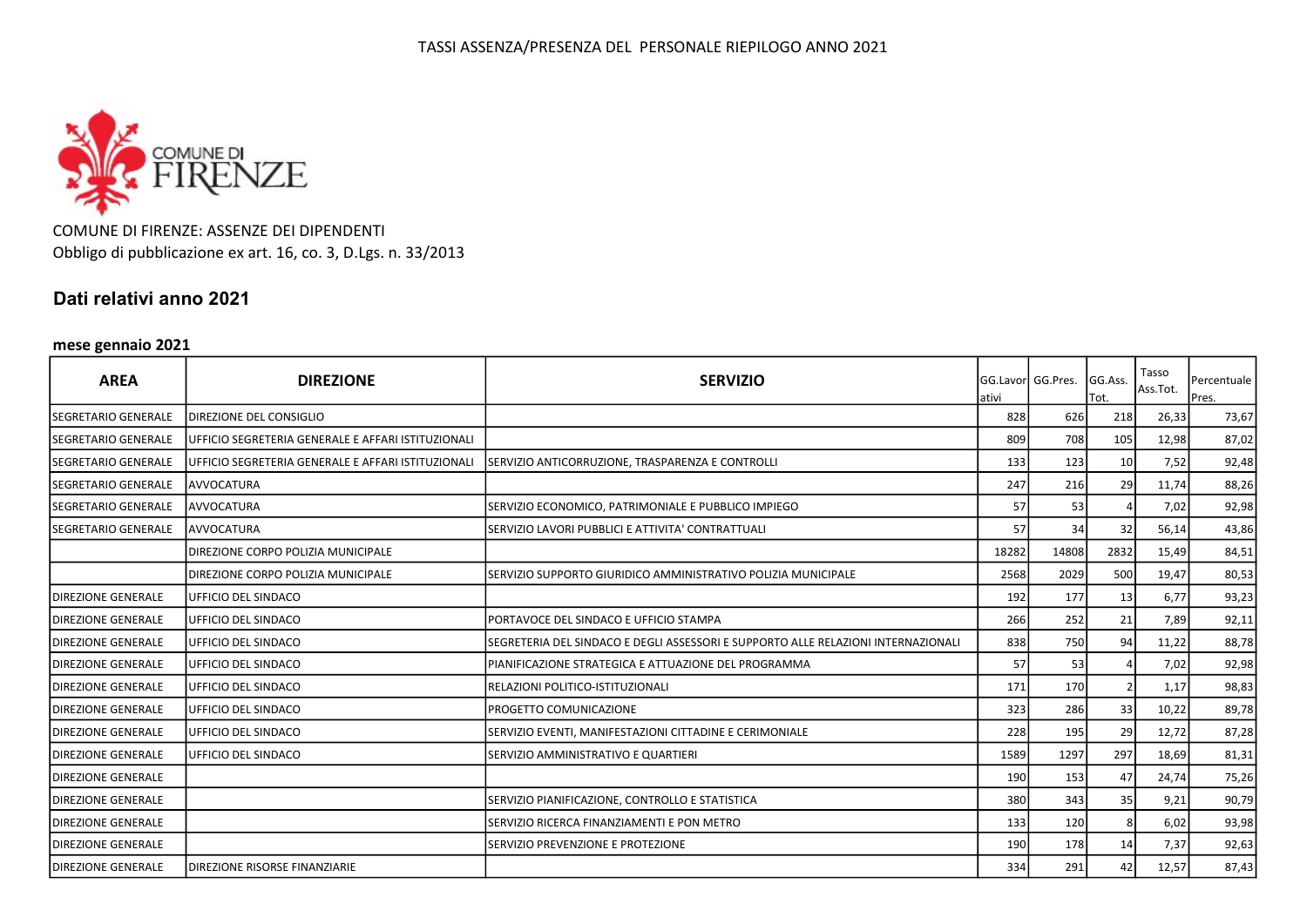TASSI ASSENZA/PRESENZA DEL PERSONALE RIEPILOGO ANNO 2021

COMUNE DI FIRENZE: ASSENZE DEI DIPENDENTI
Obbligo di pubblicazione ex art. 16, co. 3, D.Lgs. n. 33/2013

## Dati relativi anno 2021

### mese gennaio 2021

| AREA | DIREZIONE | SERVIZIO | GG.Lavorativi | GG.Pres. | GG.Ass. Tot. | Tasso Ass.Tot. | Percentuale Pres. |
|---|---|---|---|---|---|---|---|
| SEGRETARIO GENERALE | DIREZIONE DEL CONSIGLIO | | 828 | 626 | 218 | 26,33 | 73,67 |
| SEGRETARIO GENERALE | UFFICIO SEGRETERIA GENERALE E AFFARI ISTITUZIONALI | | 809 | 708 | 105 | 12,98 | 87,02 |
| SEGRETARIO GENERALE | UFFICIO SEGRETERIA GENERALE E AFFARI ISTITUZIONALI | SERVIZIO ANTICORRUZIONE, TRASPARENZA E CONTROLLI | 133 | 123 | 10 | 7,52 | 92,48 |
| SEGRETARIO GENERALE | AVVOCATURA | | 247 | 216 | 29 | 11,74 | 88,26 |
| SEGRETARIO GENERALE | AVVOCATURA | SERVIZIO ECONOMICO, PATRIMONIALE E PUBBLICO IMPIEGO | 57 | 53 | 4 | 7,02 | 92,98 |
| SEGRETARIO GENERALE | AVVOCATURA | SERVIZIO LAVORI PUBBLICI E ATTIVITA' CONTRATTUALI | 57 | 34 | 32 | 56,14 | 43,86 |
| | DIREZIONE CORPO POLIZIA MUNICIPALE | | 18282 | 14808 | 2832 | 15,49 | 84,51 |
| | DIREZIONE CORPO POLIZIA MUNICIPALE | SERVIZIO SUPPORTO GIURIDICO AMMINISTRATIVO POLIZIA MUNICIPALE | 2568 | 2029 | 500 | 19,47 | 80,53 |
| DIREZIONE GENERALE | UFFICIO DEL SINDACO | | 192 | 177 | 13 | 6,77 | 93,23 |
| DIREZIONE GENERALE | UFFICIO DEL SINDACO | PORTAVOCE DEL SINDACO E UFFICIO STAMPA | 266 | 252 | 21 | 7,89 | 92,11 |
| DIREZIONE GENERALE | UFFICIO DEL SINDACO | SEGRETERIA DEL SINDACO E DEGLI ASSESSORI E SUPPORTO ALLE RELAZIONI INTERNAZIONALI | 838 | 750 | 94 | 11,22 | 88,78 |
| DIREZIONE GENERALE | UFFICIO DEL SINDACO | PIANIFICAZIONE STRATEGICA E ATTUAZIONE DEL PROGRAMMA | 57 | 53 | 4 | 7,02 | 92,98 |
| DIREZIONE GENERALE | UFFICIO DEL SINDACO | RELAZIONI POLITICO-ISTITUZIONALI | 171 | 170 | 2 | 1,17 | 98,83 |
| DIREZIONE GENERALE | UFFICIO DEL SINDACO | PROGETTO COMUNICAZIONE | 323 | 286 | 33 | 10,22 | 89,78 |
| DIREZIONE GENERALE | UFFICIO DEL SINDACO | SERVIZIO EVENTI, MANIFESTAZIONI CITTADINE E CERIMONIALE | 228 | 195 | 29 | 12,72 | 87,28 |
| DIREZIONE GENERALE | UFFICIO DEL SINDACO | SERVIZIO AMMINISTRATIVO E QUARTIERI | 1589 | 1297 | 297 | 18,69 | 81,31 |
| DIREZIONE GENERALE | | | 190 | 153 | 47 | 24,74 | 75,26 |
| DIREZIONE GENERALE | | SERVIZIO PIANIFICAZIONE, CONTROLLO E STATISTICA | 380 | 343 | 35 | 9,21 | 90,79 |
| DIREZIONE GENERALE | | SERVIZIO RICERCA FINANZIAMENTI E PON METRO | 133 | 120 | 8 | 6,02 | 93,98 |
| DIREZIONE GENERALE | | SERVIZIO PREVENZIONE E PROTEZIONE | 190 | 178 | 14 | 7,37 | 92,63 |
| DIREZIONE GENERALE | DIREZIONE RISORSE FINANZIARIE | | 334 | 291 | 42 | 12,57 | 87,43 |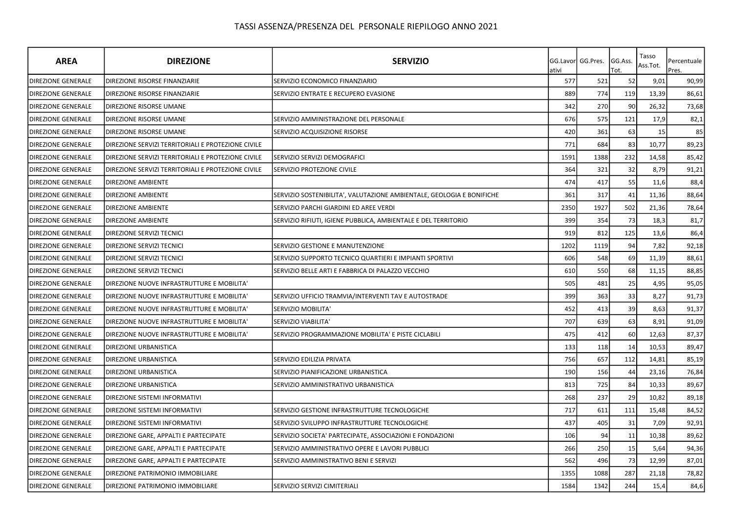# TASSI ASSENZA/PRESENZA DEL PERSONALE RIEPILOGO ANNO 2021

| AREA | DIREZIONE | SERVIZIO | GG.Lavorativi | GG.Pres. | GG.Ass. Tot. | Tasso Ass.Tot. | Percentuale Pres. |
|---|---|---|---|---|---|---|---|
| DIREZIONE GENERALE | DIREZIONE RISORSE FINANZIARIE | SERVIZIO ECONOMICO FINANZIARIO | 577 | 521 | 52 | 9,01 | 90,99 |
| DIREZIONE GENERALE | DIREZIONE RISORSE FINANZIARIE | SERVIZIO ENTRATE E RECUPERO EVASIONE | 889 | 774 | 119 | 13,39 | 86,61 |
| DIREZIONE GENERALE | DIREZIONE RISORSE UMANE | | 342 | 270 | 90 | 26,32 | 73,68 |
| DIREZIONE GENERALE | DIREZIONE RISORSE UMANE | SERVIZIO AMMINISTRAZIONE DEL PERSONALE | 676 | 575 | 121 | 17,9 | 82,1 |
| DIREZIONE GENERALE | DIREZIONE RISORSE UMANE | SERVIZIO ACQUISIZIONE RISORSE | 420 | 361 | 63 | 15 | 85 |
| DIREZIONE GENERALE | DIREZIONE SERVIZI TERRITORIALI E PROTEZIONE CIVILE | | 771 | 684 | 83 | 10,77 | 89,23 |
| DIREZIONE GENERALE | DIREZIONE SERVIZI TERRITORIALI E PROTEZIONE CIVILE | SERVIZIO SERVIZI DEMOGRAFICI | 1591 | 1388 | 232 | 14,58 | 85,42 |
| DIREZIONE GENERALE | DIREZIONE SERVIZI TERRITORIALI E PROTEZIONE CIVILE | SERVIZIO PROTEZIONE CIVILE | 364 | 321 | 32 | 8,79 | 91,21 |
| DIREZIONE GENERALE | DIREZIONE AMBIENTE | | 474 | 417 | 55 | 11,6 | 88,4 |
| DIREZIONE GENERALE | DIREZIONE AMBIENTE | SERVIZIO SOSTENIBILITA', VALUTAZIONE AMBIENTALE, GEOLOGIA E BONIFICHE | 361 | 317 | 41 | 11,36 | 88,64 |
| DIREZIONE GENERALE | DIREZIONE AMBIENTE | SERVIZIO PARCHI GIARDINI ED AREE VERDI | 2350 | 1927 | 502 | 21,36 | 78,64 |
| DIREZIONE GENERALE | DIREZIONE AMBIENTE | SERVIZIO RIFIUTI, IGIENE PUBBLICA, AMBIENTALE E DEL TERRITORIO | 399 | 354 | 73 | 18,3 | 81,7 |
| DIREZIONE GENERALE | DIREZIONE SERVIZI TECNICI | | 919 | 812 | 125 | 13,6 | 86,4 |
| DIREZIONE GENERALE | DIREZIONE SERVIZI TECNICI | SERVIZIO GESTIONE E MANUTENZIONE | 1202 | 1119 | 94 | 7,82 | 92,18 |
| DIREZIONE GENERALE | DIREZIONE SERVIZI TECNICI | SERVIZIO SUPPORTO TECNICO QUARTIERI E IMPIANTI SPORTIVI | 606 | 548 | 69 | 11,39 | 88,61 |
| DIREZIONE GENERALE | DIREZIONE SERVIZI TECNICI | SERVIZIO BELLE ARTI E FABBRICA DI PALAZZO VECCHIO | 610 | 550 | 68 | 11,15 | 88,85 |
| DIREZIONE GENERALE | DIREZIONE NUOVE INFRASTRUTTURE E MOBILITA' | | 505 | 481 | 25 | 4,95 | 95,05 |
| DIREZIONE GENERALE | DIREZIONE NUOVE INFRASTRUTTURE E MOBILITA' | SERVIZIO UFFICIO TRAMVIA/INTERVENTI TAV E AUTOSTRADE | 399 | 363 | 33 | 8,27 | 91,73 |
| DIREZIONE GENERALE | DIREZIONE NUOVE INFRASTRUTTURE E MOBILITA' | SERVIZIO MOBILITA' | 452 | 413 | 39 | 8,63 | 91,37 |
| DIREZIONE GENERALE | DIREZIONE NUOVE INFRASTRUTTURE E MOBILITA' | SERVIZIO VIABILITA' | 707 | 639 | 63 | 8,91 | 91,09 |
| DIREZIONE GENERALE | DIREZIONE NUOVE INFRASTRUTTURE E MOBILITA' | SERVIZIO PROGRAMMAZIONE MOBILITA' E PISTE CICLABILI | 475 | 412 | 60 | 12,63 | 87,37 |
| DIREZIONE GENERALE | DIREZIONE URBANISTICA | | 133 | 118 | 14 | 10,53 | 89,47 |
| DIREZIONE GENERALE | DIREZIONE URBANISTICA | SERVIZIO EDILIZIA PRIVATA | 756 | 657 | 112 | 14,81 | 85,19 |
| DIREZIONE GENERALE | DIREZIONE URBANISTICA | SERVIZIO PIANIFICAZIONE URBANISTICA | 190 | 156 | 44 | 23,16 | 76,84 |
| DIREZIONE GENERALE | DIREZIONE URBANISTICA | SERVIZIO AMMINISTRATIVO URBANISTICA | 813 | 725 | 84 | 10,33 | 89,67 |
| DIREZIONE GENERALE | DIREZIONE SISTEMI INFORMATIVI | | 268 | 237 | 29 | 10,82 | 89,18 |
| DIREZIONE GENERALE | DIREZIONE SISTEMI INFORMATIVI | SERVIZIO GESTIONE INFRASTRUTTURE TECNOLOGICHE | 717 | 611 | 111 | 15,48 | 84,52 |
| DIREZIONE GENERALE | DIREZIONE SISTEMI INFORMATIVI | SERVIZIO SVILUPPO INFRASTRUTTURE TECNOLOGICHE | 437 | 405 | 31 | 7,09 | 92,91 |
| DIREZIONE GENERALE | DIREZIONE GARE, APPALTI E PARTECIPATE | SERVIZIO SOCIETA' PARTECIPATE, ASSOCIAZIONI E FONDAZIONI | 106 | 94 | 11 | 10,38 | 89,62 |
| DIREZIONE GENERALE | DIREZIONE GARE, APPALTI E PARTECIPATE | SERVIZIO AMMINISTRATIVO OPERE E LAVORI PUBBLICI | 266 | 250 | 15 | 5,64 | 94,36 |
| DIREZIONE GENERALE | DIREZIONE GARE, APPALTI E PARTECIPATE | SERVIZIO AMMINISTRATIVO BENI E SERVIZI | 562 | 496 | 73 | 12,99 | 87,01 |
| DIREZIONE GENERALE | DIREZIONE PATRIMONIO IMMOBILIARE | | 1355 | 1088 | 287 | 21,18 | 78,82 |
| DIREZIONE GENERALE | DIREZIONE PATRIMONIO IMMOBILIARE | SERVIZIO SERVIZI CIMITERIALI | 1584 | 1342 | 244 | 15,4 | 84,6 |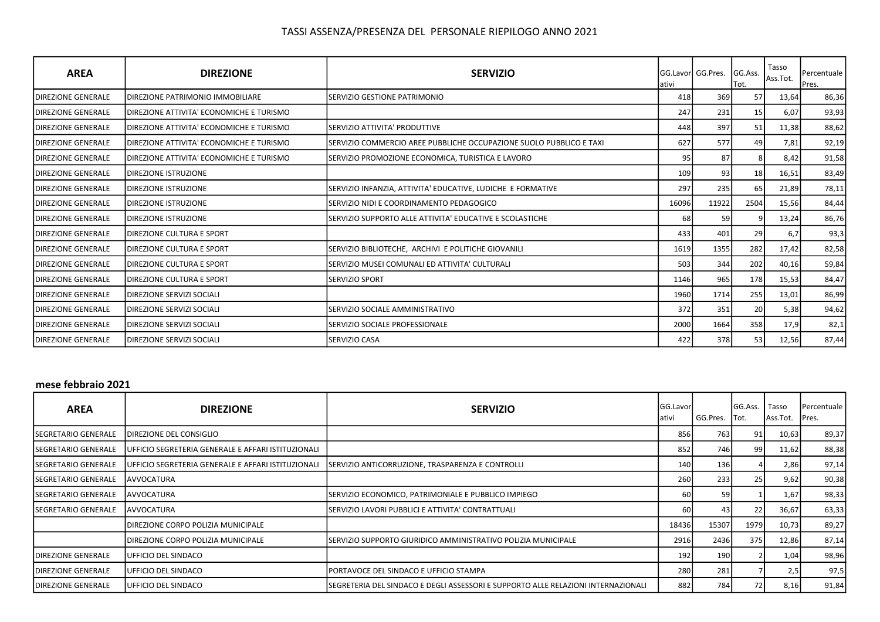TASSI ASSENZA/PRESENZA DEL PERSONALE RIEPILOGO ANNO 2021

| AREA | DIREZIONE | SERVIZIO | GG.Lavorativi | GG.Pres. | GG.Ass. Tot. | Tasso Ass.Tot. | Percentuale Pres. |
|---|---|---|---|---|---|---|---|
| DIREZIONE GENERALE | DIREZIONE PATRIMONIO IMMOBILIARE | SERVIZIO GESTIONE PATRIMONIO | 418 | 369 | 57 | 13,64 | 86,36 |
| DIREZIONE GENERALE | DIREZIONE ATTIVITA' ECONOMICHE E TURISMO | | 247 | 231 | 15 | 6,07 | 93,93 |
| DIREZIONE GENERALE | DIREZIONE ATTIVITA' ECONOMICHE E TURISMO | SERVIZIO ATTIVITA' PRODUTTIVE | 448 | 397 | 51 | 11,38 | 88,62 |
| DIREZIONE GENERALE | DIREZIONE ATTIVITA' ECONOMICHE E TURISMO | SERVIZIO COMMERCIO AREE PUBBLICHE OCCUPAZIONE SUOLO PUBBLICO E TAXI | 627 | 577 | 49 | 7,81 | 92,19 |
| DIREZIONE GENERALE | DIREZIONE ATTIVITA' ECONOMICHE E TURISMO | SERVIZIO PROMOZIONE ECONOMICA, TURISTICA E LAVORO | 95 | 87 | 8 | 8,42 | 91,58 |
| DIREZIONE GENERALE | DIREZIONE ISTRUZIONE | | 109 | 93 | 18 | 16,51 | 83,49 |
| DIREZIONE GENERALE | DIREZIONE ISTRUZIONE | SERVIZIO INFANZIA, ATTIVITA' EDUCATIVE, LUDICHE E FORMATIVE | 297 | 235 | 65 | 21,89 | 78,11 |
| DIREZIONE GENERALE | DIREZIONE ISTRUZIONE | SERVIZIO NIDI E COORDINAMENTO PEDAGOGICO | 16096 | 11922 | 2504 | 15,56 | 84,44 |
| DIREZIONE GENERALE | DIREZIONE ISTRUZIONE | SERVIZIO SUPPORTO ALLE ATTIVITA' EDUCATIVE E SCOLASTICHE | 68 | 59 | 9 | 13,24 | 86,76 |
| DIREZIONE GENERALE | DIREZIONE CULTURA E SPORT | | 433 | 401 | 29 | 6,7 | 93,3 |
| DIREZIONE GENERALE | DIREZIONE CULTURA E SPORT | SERVIZIO BIBLIOTECHE, ARCHIVI E POLITICHE GIOVANILI | 1619 | 1355 | 282 | 17,42 | 82,58 |
| DIREZIONE GENERALE | DIREZIONE CULTURA E SPORT | SERVIZIO MUSEI COMUNALI ED ATTIVITA' CULTURALI | 503 | 344 | 202 | 40,16 | 59,84 |
| DIREZIONE GENERALE | DIREZIONE CULTURA E SPORT | SERVIZIO SPORT | 1146 | 965 | 178 | 15,53 | 84,47 |
| DIREZIONE GENERALE | DIREZIONE SERVIZI SOCIALI | | 1960 | 1714 | 255 | 13,01 | 86,99 |
| DIREZIONE GENERALE | DIREZIONE SERVIZI SOCIALI | SERVIZIO SOCIALE AMMINISTRATIVO | 372 | 351 | 20 | 5,38 | 94,62 |
| DIREZIONE GENERALE | DIREZIONE SERVIZI SOCIALI | SERVIZIO SOCIALE PROFESSIONALE | 2000 | 1664 | 358 | 17,9 | 82,1 |
| DIREZIONE GENERALE | DIREZIONE SERVIZI SOCIALI | SERVIZIO CASA | 422 | 378 | 53 | 12,56 | 87,44 |

**mese febbraio 2021**

| AREA | DIREZIONE | SERVIZIO | GG.Lavorativi | GG.Pres. | GG.Ass. Tot. | Tasso Ass.Tot. | Percentuale Pres. |
|---|---|---|---|---|---|---|---|
| SEGRETARIO GENERALE | DIREZIONE DEL CONSIGLIO | | 856 | 763 | 91 | 10,63 | 89,37 |
| SEGRETARIO GENERALE | UFFICIO SEGRETERIA GENERALE E AFFARI ISTITUZIONALI | | 852 | 746 | 99 | 11,62 | 88,38 |
| SEGRETARIO GENERALE | UFFICIO SEGRETERIA GENERALE E AFFARI ISTITUZIONALI | SERVIZIO ANTICORRUZIONE, TRASPARENZA E CONTROLLI | 140 | 136 | 4 | 2,86 | 97,14 |
| SEGRETARIO GENERALE | AVVOCATURA | | 260 | 233 | 25 | 9,62 | 90,38 |
| SEGRETARIO GENERALE | AVVOCATURA | SERVIZIO ECONOMICO, PATRIMONIALE E PUBBLICO IMPIEGO | 60 | 59 | 1 | 1,67 | 98,33 |
| SEGRETARIO GENERALE | AVVOCATURA | SERVIZIO LAVORI PUBBLICI E ATTIVITA' CONTRATTUALI | 60 | 43 | 22 | 36,67 | 63,33 |
| | DIREZIONE CORPO POLIZIA MUNICIPALE | | 18436 | 15307 | 1979 | 10,73 | 89,27 |
| | DIREZIONE CORPO POLIZIA MUNICIPALE | SERVIZIO SUPPORTO GIURIDICO AMMINISTRATIVO POLIZIA MUNICIPALE | 2916 | 2436 | 375 | 12,86 | 87,14 |
| DIREZIONE GENERALE | UFFICIO DEL SINDACO | | 192 | 190 | 2 | 1,04 | 98,96 |
| DIREZIONE GENERALE | UFFICIO DEL SINDACO | PORTAVOCE DEL SINDACO E UFFICIO STAMPA | 280 | 281 | 7 | 2,5 | 97,5 |
| DIREZIONE GENERALE | UFFICIO DEL SINDACO | SEGRETERIA DEL SINDACO E DEGLI ASSESSORI E SUPPORTO ALLE RELAZIONI INTERNAZIONALI | 882 | 784 | 72 | 8,16 | 91,84 |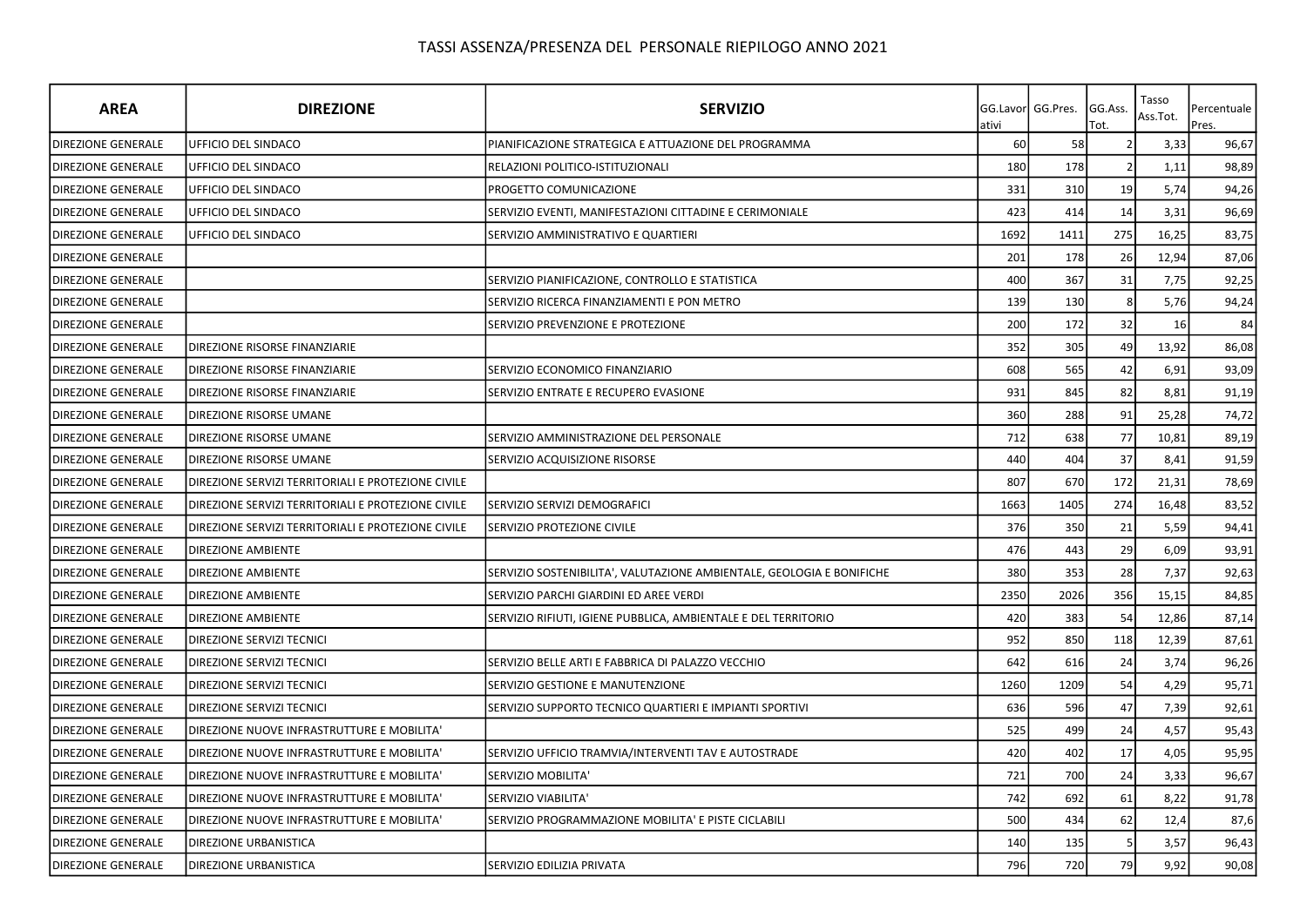# TASSI ASSENZA/PRESENZA DEL PERSONALE RIEPILOGO ANNO 2021

| AREA | DIREZIONE | SERVIZIO | GG.Lavorativi | GG.Pres. | GG.Ass. Tot. | Tasso Ass.Tot. | Percentuale Pres. |
|---|---|---|---|---|---|---|---|
| DIREZIONE GENERALE | UFFICIO DEL SINDACO | PIANIFICAZIONE STRATEGICA E ATTUAZIONE DEL PROGRAMMA | 60 | 58 | 2 | 3,33 | 96,67 |
| DIREZIONE GENERALE | UFFICIO DEL SINDACO | RELAZIONI POLITICO-ISTITUZIONALI | 180 | 178 | 2 | 1,11 | 98,89 |
| DIREZIONE GENERALE | UFFICIO DEL SINDACO | PROGETTO COMUNICAZIONE | 331 | 310 | 19 | 5,74 | 94,26 |
| DIREZIONE GENERALE | UFFICIO DEL SINDACO | SERVIZIO EVENTI, MANIFESTAZIONI CITTADINE E CERIMONIALE | 423 | 414 | 14 | 3,31 | 96,69 |
| DIREZIONE GENERALE | UFFICIO DEL SINDACO | SERVIZIO AMMINISTRATIVO E QUARTIERI | 1692 | 1411 | 275 | 16,25 | 83,75 |
| DIREZIONE GENERALE | | | 201 | 178 | 26 | 12,94 | 87,06 |
| DIREZIONE GENERALE | | SERVIZIO PIANIFICAZIONE, CONTROLLO E STATISTICA | 400 | 367 | 31 | 7,75 | 92,25 |
| DIREZIONE GENERALE | | SERVIZIO RICERCA FINANZIAMENTI E PON METRO | 139 | 130 | 8 | 5,76 | 94,24 |
| DIREZIONE GENERALE | | SERVIZIO PREVENZIONE E PROTEZIONE | 200 | 172 | 32 | 16 | 84 |
| DIREZIONE GENERALE | DIREZIONE RISORSE FINANZIARIE | | 352 | 305 | 49 | 13,92 | 86,08 |
| DIREZIONE GENERALE | DIREZIONE RISORSE FINANZIARIE | SERVIZIO ECONOMICO FINANZIARIO | 608 | 565 | 42 | 6,91 | 93,09 |
| DIREZIONE GENERALE | DIREZIONE RISORSE FINANZIARIE | SERVIZIO ENTRATE E RECUPERO EVASIONE | 931 | 845 | 82 | 8,81 | 91,19 |
| DIREZIONE GENERALE | DIREZIONE RISORSE UMANE | | 360 | 288 | 91 | 25,28 | 74,72 |
| DIREZIONE GENERALE | DIREZIONE RISORSE UMANE | SERVIZIO AMMINISTRAZIONE DEL PERSONALE | 712 | 638 | 77 | 10,81 | 89,19 |
| DIREZIONE GENERALE | DIREZIONE RISORSE UMANE | SERVIZIO ACQUISIZIONE RISORSE | 440 | 404 | 37 | 8,41 | 91,59 |
| DIREZIONE GENERALE | DIREZIONE SERVIZI TERRITORIALI E PROTEZIONE CIVILE | | 807 | 670 | 172 | 21,31 | 78,69 |
| DIREZIONE GENERALE | DIREZIONE SERVIZI TERRITORIALI E PROTEZIONE CIVILE | SERVIZIO SERVIZI DEMOGRAFICI | 1663 | 1405 | 274 | 16,48 | 83,52 |
| DIREZIONE GENERALE | DIREZIONE SERVIZI TERRITORIALI E PROTEZIONE CIVILE | SERVIZIO PROTEZIONE CIVILE | 376 | 350 | 21 | 5,59 | 94,41 |
| DIREZIONE GENERALE | DIREZIONE AMBIENTE | | 476 | 443 | 29 | 6,09 | 93,91 |
| DIREZIONE GENERALE | DIREZIONE AMBIENTE | SERVIZIO SOSTENIBILITA', VALUTAZIONE AMBIENTALE, GEOLOGIA E BONIFICHE | 380 | 353 | 28 | 7,37 | 92,63 |
| DIREZIONE GENERALE | DIREZIONE AMBIENTE | SERVIZIO PARCHI GIARDINI ED AREE VERDI | 2350 | 2026 | 356 | 15,15 | 84,85 |
| DIREZIONE GENERALE | DIREZIONE AMBIENTE | SERVIZIO RIFIUTI, IGIENE PUBBLICA, AMBIENTALE E DEL TERRITORIO | 420 | 383 | 54 | 12,86 | 87,14 |
| DIREZIONE GENERALE | DIREZIONE SERVIZI TECNICI | | 952 | 850 | 118 | 12,39 | 87,61 |
| DIREZIONE GENERALE | DIREZIONE SERVIZI TECNICI | SERVIZIO BELLE ARTI E FABBRICA DI PALAZZO VECCHIO | 642 | 616 | 24 | 3,74 | 96,26 |
| DIREZIONE GENERALE | DIREZIONE SERVIZI TECNICI | SERVIZIO GESTIONE E MANUTENZIONE | 1260 | 1209 | 54 | 4,29 | 95,71 |
| DIREZIONE GENERALE | DIREZIONE SERVIZI TECNICI | SERVIZIO SUPPORTO TECNICO QUARTIERI E IMPIANTI SPORTIVI | 636 | 596 | 47 | 7,39 | 92,61 |
| DIREZIONE GENERALE | DIREZIONE NUOVE INFRASTRUTTURE E MOBILITA' | | 525 | 499 | 24 | 4,57 | 95,43 |
| DIREZIONE GENERALE | DIREZIONE NUOVE INFRASTRUTTURE E MOBILITA' | SERVIZIO UFFICIO TRAMVIA/INTERVENTI TAV E AUTOSTRADE | 420 | 402 | 17 | 4,05 | 95,95 |
| DIREZIONE GENERALE | DIREZIONE NUOVE INFRASTRUTTURE E MOBILITA' | SERVIZIO MOBILITA' | 721 | 700 | 24 | 3,33 | 96,67 |
| DIREZIONE GENERALE | DIREZIONE NUOVE INFRASTRUTTURE E MOBILITA' | SERVIZIO VIABILITA' | 742 | 692 | 61 | 8,22 | 91,78 |
| DIREZIONE GENERALE | DIREZIONE NUOVE INFRASTRUTTURE E MOBILITA' | SERVIZIO PROGRAMMAZIONE MOBILITA' E PISTE CICLABILI | 500 | 434 | 62 | 12,4 | 87,6 |
| DIREZIONE GENERALE | DIREZIONE URBANISTICA | | 140 | 135 | 5 | 3,57 | 96,43 |
| DIREZIONE GENERALE | DIREZIONE URBANISTICA | SERVIZIO EDILIZIA PRIVATA | 796 | 720 | 79 | 9,92 | 90,08 |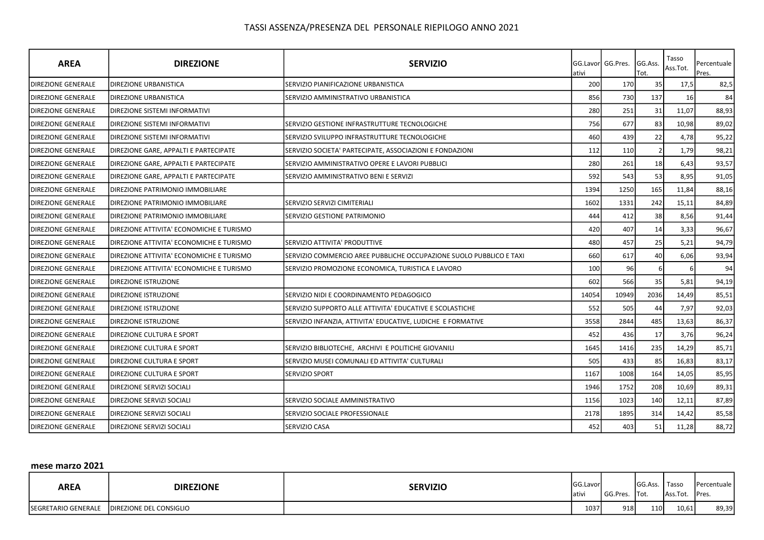## TASSI ASSENZA/PRESENZA DEL PERSONALE RIEPILOGO ANNO 2021

| AREA | DIREZIONE | SERVIZIO | GG.Lavorativi | GG.Pres. | GG.Ass. Tot. | Tasso Ass.Tot. | Percentuale Pres. |
|---|---|---|---|---|---|---|---|
| DIREZIONE GENERALE | DIREZIONE URBANISTICA | SERVIZIO PIANIFICAZIONE URBANISTICA | 200 | 170 | 35 | 17,5 | 82,5 |
| DIREZIONE GENERALE | DIREZIONE URBANISTICA | SERVIZIO AMMINISTRATIVO URBANISTICA | 856 | 730 | 137 | 16 | 84 |
| DIREZIONE GENERALE | DIREZIONE SISTEMI INFORMATIVI | | 280 | 251 | 31 | 11,07 | 88,93 |
| DIREZIONE GENERALE | DIREZIONE SISTEMI INFORMATIVI | SERVIZIO GESTIONE INFRASTRUTTURE TECNOLOGICHE | 756 | 677 | 83 | 10,98 | 89,02 |
| DIREZIONE GENERALE | DIREZIONE SISTEMI INFORMATIVI | SERVIZIO SVILUPPO INFRASTRUTTURE TECNOLOGICHE | 460 | 439 | 22 | 4,78 | 95,22 |
| DIREZIONE GENERALE | DIREZIONE GARE, APPALTI E PARTECIPATE | SERVIZIO SOCIETA' PARTECIPATE, ASSOCIAZIONI E FONDAZIONI | 112 | 110 | 2 | 1,79 | 98,21 |
| DIREZIONE GENERALE | DIREZIONE GARE, APPALTI E PARTECIPATE | SERVIZIO AMMINISTRATIVO OPERE E LAVORI PUBBLICI | 280 | 261 | 18 | 6,43 | 93,57 |
| DIREZIONE GENERALE | DIREZIONE GARE, APPALTI E PARTECIPATE | SERVIZIO AMMINISTRATIVO BENI E SERVIZI | 592 | 543 | 53 | 8,95 | 91,05 |
| DIREZIONE GENERALE | DIREZIONE PATRIMONIO IMMOBILIARE | | 1394 | 1250 | 165 | 11,84 | 88,16 |
| DIREZIONE GENERALE | DIREZIONE PATRIMONIO IMMOBILIARE | SERVIZIO SERVIZI CIMITERIALI | 1602 | 1331 | 242 | 15,11 | 84,89 |
| DIREZIONE GENERALE | DIREZIONE PATRIMONIO IMMOBILIARE | SERVIZIO GESTIONE PATRIMONIO | 444 | 412 | 38 | 8,56 | 91,44 |
| DIREZIONE GENERALE | DIREZIONE ATTIVITA' ECONOMICHE E TURISMO | | 420 | 407 | 14 | 3,33 | 96,67 |
| DIREZIONE GENERALE | DIREZIONE ATTIVITA' ECONOMICHE E TURISMO | SERVIZIO ATTIVITA' PRODUTTIVE | 480 | 457 | 25 | 5,21 | 94,79 |
| DIREZIONE GENERALE | DIREZIONE ATTIVITA' ECONOMICHE E TURISMO | SERVIZIO COMMERCIO AREE PUBBLICHE OCCUPAZIONE SUOLO PUBBLICO E TAXI | 660 | 617 | 40 | 6,06 | 93,94 |
| DIREZIONE GENERALE | DIREZIONE ATTIVITA' ECONOMICHE E TURISMO | SERVIZIO PROMOZIONE ECONOMICA, TURISTICA E LAVORO | 100 | 96 | 6 | 6 | 94 |
| DIREZIONE GENERALE | DIREZIONE ISTRUZIONE | | 602 | 566 | 35 | 5,81 | 94,19 |
| DIREZIONE GENERALE | DIREZIONE ISTRUZIONE | SERVIZIO NIDI E COORDINAMENTO PEDAGOGICO | 14054 | 10949 | 2036 | 14,49 | 85,51 |
| DIREZIONE GENERALE | DIREZIONE ISTRUZIONE | SERVIZIO SUPPORTO ALLE ATTIVITA' EDUCATIVE E SCOLASTICHE | 552 | 505 | 44 | 7,97 | 92,03 |
| DIREZIONE GENERALE | DIREZIONE ISTRUZIONE | SERVIZIO INFANZIA, ATTIVITA' EDUCATIVE, LUDICHE E FORMATIVE | 3558 | 2844 | 485 | 13,63 | 86,37 |
| DIREZIONE GENERALE | DIREZIONE CULTURA E SPORT | | 452 | 436 | 17 | 3,76 | 96,24 |
| DIREZIONE GENERALE | DIREZIONE CULTURA E SPORT | SERVIZIO BIBLIOTECHE, ARCHIVI E POLITICHE GIOVANILI | 1645 | 1416 | 235 | 14,29 | 85,71 |
| DIREZIONE GENERALE | DIREZIONE CULTURA E SPORT | SERVIZIO MUSEI COMUNALI ED ATTIVITA' CULTURALI | 505 | 433 | 85 | 16,83 | 83,17 |
| DIREZIONE GENERALE | DIREZIONE CULTURA E SPORT | SERVIZIO SPORT | 1167 | 1008 | 164 | 14,05 | 85,95 |
| DIREZIONE GENERALE | DIREZIONE SERVIZI SOCIALI | | 1946 | 1752 | 208 | 10,69 | 89,31 |
| DIREZIONE GENERALE | DIREZIONE SERVIZI SOCIALI | SERVIZIO SOCIALE AMMINISTRATIVO | 1156 | 1023 | 140 | 12,11 | 87,89 |
| DIREZIONE GENERALE | DIREZIONE SERVIZI SOCIALI | SERVIZIO SOCIALE PROFESSIONALE | 2178 | 1895 | 314 | 14,42 | 85,58 |
| DIREZIONE GENERALE | DIREZIONE SERVIZI SOCIALI | SERVIZIO CASA | 452 | 403 | 51 | 11,28 | 88,72 |

**mese marzo 2021**

| AREA | DIREZIONE | SERVIZIO | GG.Lavorativi | GG.Pres. | GG.Ass. Tot. | Tasso Ass.Tot. | Percentuale Pres. |
|---|---|---|---|---|---|---|---|
| SEGRETARIO GENERALE | DIREZIONE DEL CONSIGLIO | | 1037 | 918 | 110 | 10,61 | 89,39 |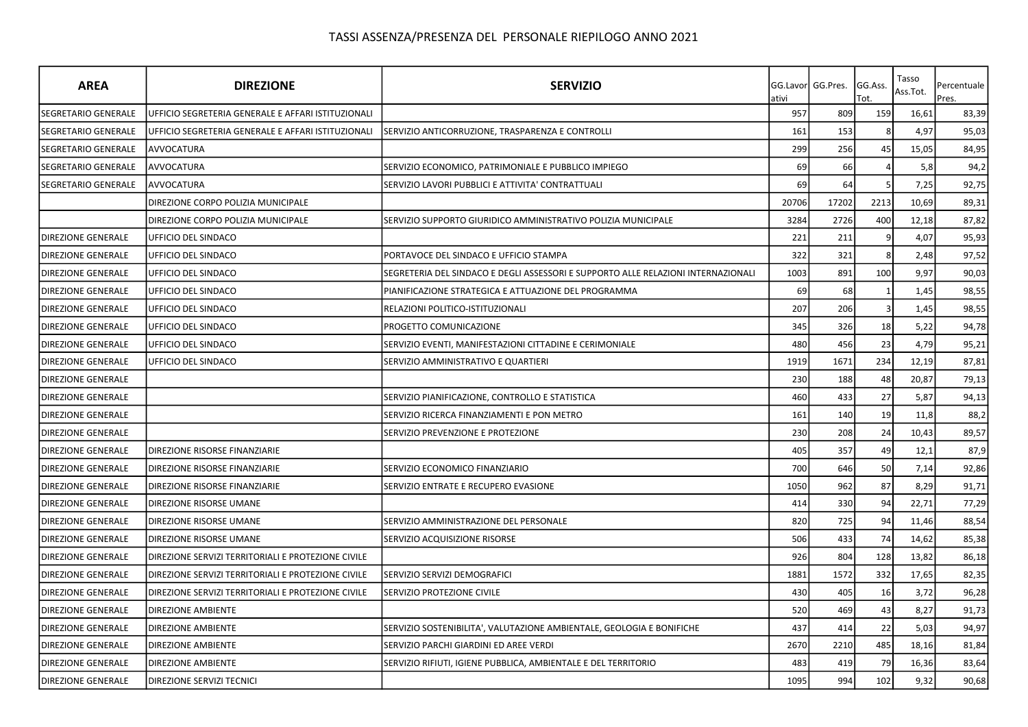# TASSI ASSENZA/PRESENZA DEL PERSONALE RIEPILOGO ANNO 2021

| AREA | DIREZIONE | SERVIZIO | GG.Lavorativi | GG.Pres. | GG.Ass. Tot. | Tasso Ass.Tot. | Percentuale Pres. |
|---|---|---|---|---|---|---|---|
| SEGRETARIO GENERALE | UFFICIO SEGRETERIA GENERALE E AFFARI ISTITUZIONALI | | 957 | 809 | 159 | 16,61 | 83,39 |
| SEGRETARIO GENERALE | UFFICIO SEGRETERIA GENERALE E AFFARI ISTITUZIONALI | SERVIZIO ANTICORRUZIONE, TRASPARENZA E CONTROLLI | 161 | 153 | 8 | 4,97 | 95,03 |
| SEGRETARIO GENERALE | AVVOCATURA | | 299 | 256 | 45 | 15,05 | 84,95 |
| SEGRETARIO GENERALE | AVVOCATURA | SERVIZIO ECONOMICO, PATRIMONIALE E PUBBLICO IMPIEGO | 69 | 66 | 4 | 5,8 | 94,2 |
| SEGRETARIO GENERALE | AVVOCATURA | SERVIZIO LAVORI PUBBLICI E ATTIVITA' CONTRATTUALI | 69 | 64 | 5 | 7,25 | 92,75 |
| | DIREZIONE CORPO POLIZIA MUNICIPALE | | 20706 | 17202 | 2213 | 10,69 | 89,31 |
| | DIREZIONE CORPO POLIZIA MUNICIPALE | SERVIZIO SUPPORTO GIURIDICO AMMINISTRATIVO POLIZIA MUNICIPALE | 3284 | 2726 | 400 | 12,18 | 87,82 |
| DIREZIONE GENERALE | UFFICIO DEL SINDACO | | 221 | 211 | 9 | 4,07 | 95,93 |
| DIREZIONE GENERALE | UFFICIO DEL SINDACO | PORTAVOCE DEL SINDACO E UFFICIO STAMPA | 322 | 321 | 8 | 2,48 | 97,52 |
| DIREZIONE GENERALE | UFFICIO DEL SINDACO | SEGRETERIA DEL SINDACO E DEGLI ASSESSORI E SUPPORTO ALLE RELAZIONI INTERNAZIONALI | 1003 | 891 | 100 | 9,97 | 90,03 |
| DIREZIONE GENERALE | UFFICIO DEL SINDACO | PIANIFICAZIONE STRATEGICA E ATTUAZIONE DEL PROGRAMMA | 69 | 68 | 1 | 1,45 | 98,55 |
| DIREZIONE GENERALE | UFFICIO DEL SINDACO | RELAZIONI POLITICO-ISTITUZIONALI | 207 | 206 | 3 | 1,45 | 98,55 |
| DIREZIONE GENERALE | UFFICIO DEL SINDACO | PROGETTO COMUNICAZIONE | 345 | 326 | 18 | 5,22 | 94,78 |
| DIREZIONE GENERALE | UFFICIO DEL SINDACO | SERVIZIO EVENTI, MANIFESTAZIONI CITTADINE E CERIMONIALE | 480 | 456 | 23 | 4,79 | 95,21 |
| DIREZIONE GENERALE | UFFICIO DEL SINDACO | SERVIZIO AMMINISTRATIVO E QUARTIERI | 1919 | 1671 | 234 | 12,19 | 87,81 |
| DIREZIONE GENERALE | | | 230 | 188 | 48 | 20,87 | 79,13 |
| DIREZIONE GENERALE | | SERVIZIO PIANIFICAZIONE, CONTROLLO E STATISTICA | 460 | 433 | 27 | 5,87 | 94,13 |
| DIREZIONE GENERALE | | SERVIZIO RICERCA FINANZIAMENTI E PON METRO | 161 | 140 | 19 | 11,8 | 88,2 |
| DIREZIONE GENERALE | | SERVIZIO PREVENZIONE E PROTEZIONE | 230 | 208 | 24 | 10,43 | 89,57 |
| DIREZIONE GENERALE | DIREZIONE RISORSE FINANZIARIE | | 405 | 357 | 49 | 12,1 | 87,9 |
| DIREZIONE GENERALE | DIREZIONE RISORSE FINANZIARIE | SERVIZIO ECONOMICO FINANZIARIO | 700 | 646 | 50 | 7,14 | 92,86 |
| DIREZIONE GENERALE | DIREZIONE RISORSE FINANZIARIE | SERVIZIO ENTRATE E RECUPERO EVASIONE | 1050 | 962 | 87 | 8,29 | 91,71 |
| DIREZIONE GENERALE | DIREZIONE RISORSE UMANE | | 414 | 330 | 94 | 22,71 | 77,29 |
| DIREZIONE GENERALE | DIREZIONE RISORSE UMANE | SERVIZIO AMMINISTRAZIONE DEL PERSONALE | 820 | 725 | 94 | 11,46 | 88,54 |
| DIREZIONE GENERALE | DIREZIONE RISORSE UMANE | SERVIZIO ACQUISIZIONE RISORSE | 506 | 433 | 74 | 14,62 | 85,38 |
| DIREZIONE GENERALE | DIREZIONE SERVIZI TERRITORIALI E PROTEZIONE CIVILE | | 926 | 804 | 128 | 13,82 | 86,18 |
| DIREZIONE GENERALE | DIREZIONE SERVIZI TERRITORIALI E PROTEZIONE CIVILE | SERVIZIO SERVIZI DEMOGRAFICI | 1881 | 1572 | 332 | 17,65 | 82,35 |
| DIREZIONE GENERALE | DIREZIONE SERVIZI TERRITORIALI E PROTEZIONE CIVILE | SERVIZIO PROTEZIONE CIVILE | 430 | 405 | 16 | 3,72 | 96,28 |
| DIREZIONE GENERALE | DIREZIONE AMBIENTE | | 520 | 469 | 43 | 8,27 | 91,73 |
| DIREZIONE GENERALE | DIREZIONE AMBIENTE | SERVIZIO SOSTENIBILITA', VALUTAZIONE AMBIENTALE, GEOLOGIA E BONIFICHE | 437 | 414 | 22 | 5,03 | 94,97 |
| DIREZIONE GENERALE | DIREZIONE AMBIENTE | SERVIZIO PARCHI GIARDINI ED AREE VERDI | 2670 | 2210 | 485 | 18,16 | 81,84 |
| DIREZIONE GENERALE | DIREZIONE AMBIENTE | SERVIZIO RIFIUTI, IGIENE PUBBLICA, AMBIENTALE E DEL TERRITORIO | 483 | 419 | 79 | 16,36 | 83,64 |
| DIREZIONE GENERALE | DIREZIONE SERVIZI TECNICI | | 1095 | 994 | 102 | 9,32 | 90,68 |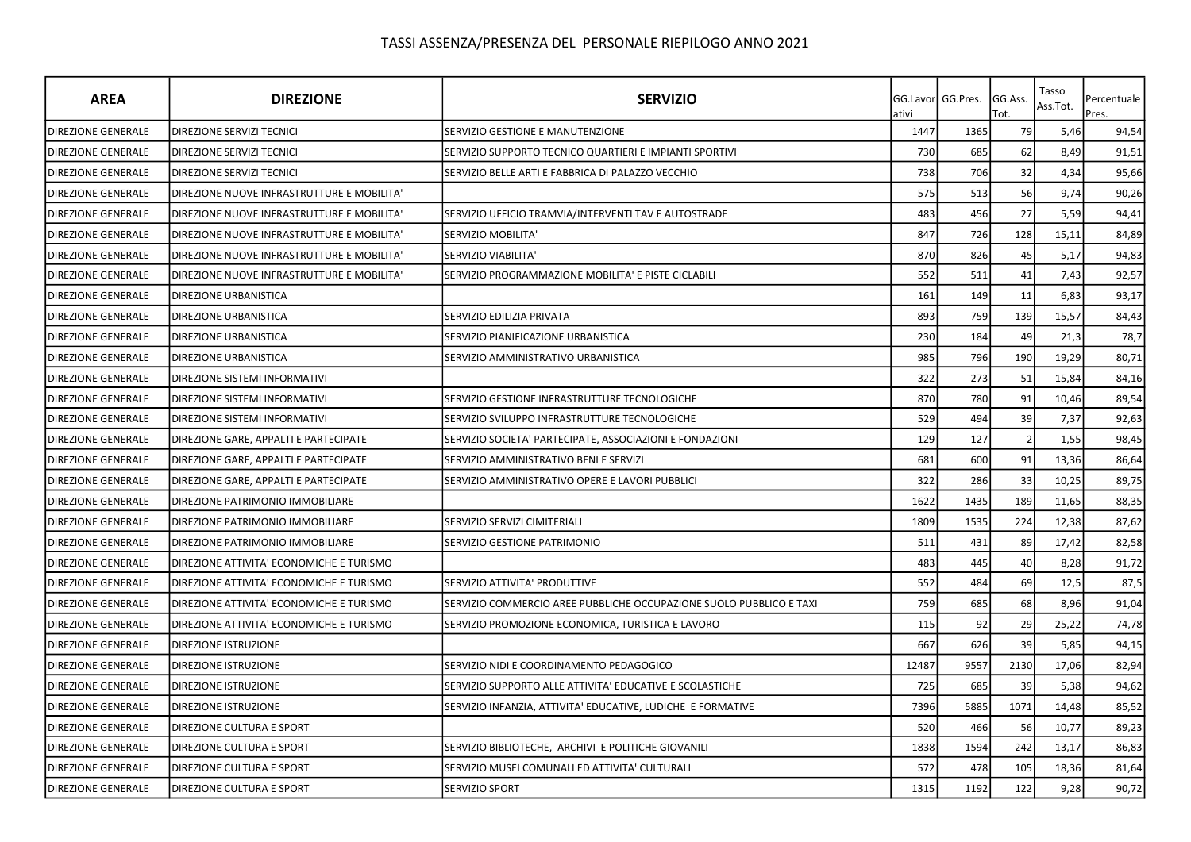# TASSI ASSENZA/PRESENZA DEL PERSONALE RIEPILOGO ANNO 2021

| AREA | DIREZIONE | SERVIZIO | GG.Lavorativi | GG.Pres. | GG.Ass. Tot. | Tasso Ass.Tot. | Percentuale Pres. |
|---|---|---|---|---|---|---|---|
| DIREZIONE GENERALE | DIREZIONE SERVIZI TECNICI | SERVIZIO GESTIONE E MANUTENZIONE | 1447 | 1365 | 79 | 5,46 | 94,54 |
| DIREZIONE GENERALE | DIREZIONE SERVIZI TECNICI | SERVIZIO SUPPORTO TECNICO QUARTIERI E IMPIANTI SPORTIVI | 730 | 685 | 62 | 8,49 | 91,51 |
| DIREZIONE GENERALE | DIREZIONE SERVIZI TECNICI | SERVIZIO BELLE ARTI E FABBRICA DI PALAZZO VECCHIO | 738 | 706 | 32 | 4,34 | 95,66 |
| DIREZIONE GENERALE | DIREZIONE NUOVE INFRASTRUTTURE E MOBILITA' | | 575 | 513 | 56 | 9,74 | 90,26 |
| DIREZIONE GENERALE | DIREZIONE NUOVE INFRASTRUTTURE E MOBILITA' | SERVIZIO UFFICIO TRAMVIA/INTERVENTI TAV E AUTOSTRADE | 483 | 456 | 27 | 5,59 | 94,41 |
| DIREZIONE GENERALE | DIREZIONE NUOVE INFRASTRUTTURE E MOBILITA' | SERVIZIO MOBILITA' | 847 | 726 | 128 | 15,11 | 84,89 |
| DIREZIONE GENERALE | DIREZIONE NUOVE INFRASTRUTTURE E MOBILITA' | SERVIZIO VIABILITA' | 870 | 826 | 45 | 5,17 | 94,83 |
| DIREZIONE GENERALE | DIREZIONE NUOVE INFRASTRUTTURE E MOBILITA' | SERVIZIO PROGRAMMAZIONE MOBILITA' E PISTE CICLABILI | 552 | 511 | 41 | 7,43 | 92,57 |
| DIREZIONE GENERALE | DIREZIONE URBANISTICA | | 161 | 149 | 11 | 6,83 | 93,17 |
| DIREZIONE GENERALE | DIREZIONE URBANISTICA | SERVIZIO EDILIZIA PRIVATA | 893 | 759 | 139 | 15,57 | 84,43 |
| DIREZIONE GENERALE | DIREZIONE URBANISTICA | SERVIZIO PIANIFICAZIONE URBANISTICA | 230 | 184 | 49 | 21,3 | 78,7 |
| DIREZIONE GENERALE | DIREZIONE URBANISTICA | SERVIZIO AMMINISTRATIVO URBANISTICA | 985 | 796 | 190 | 19,29 | 80,71 |
| DIREZIONE GENERALE | DIREZIONE SISTEMI INFORMATIVI | | 322 | 273 | 51 | 15,84 | 84,16 |
| DIREZIONE GENERALE | DIREZIONE SISTEMI INFORMATIVI | SERVIZIO GESTIONE INFRASTRUTTURE TECNOLOGICHE | 870 | 780 | 91 | 10,46 | 89,54 |
| DIREZIONE GENERALE | DIREZIONE SISTEMI INFORMATIVI | SERVIZIO SVILUPPO INFRASTRUTTURE TECNOLOGICHE | 529 | 494 | 39 | 7,37 | 92,63 |
| DIREZIONE GENERALE | DIREZIONE GARE, APPALTI E PARTECIPATE | SERVIZIO SOCIETA' PARTECIPATE, ASSOCIAZIONI E FONDAZIONI | 129 | 127 | 2 | 1,55 | 98,45 |
| DIREZIONE GENERALE | DIREZIONE GARE, APPALTI E PARTECIPATE | SERVIZIO AMMINISTRATIVO BENI E SERVIZI | 681 | 600 | 91 | 13,36 | 86,64 |
| DIREZIONE GENERALE | DIREZIONE GARE, APPALTI E PARTECIPATE | SERVIZIO AMMINISTRATIVO OPERE E LAVORI PUBBLICI | 322 | 286 | 33 | 10,25 | 89,75 |
| DIREZIONE GENERALE | DIREZIONE PATRIMONIO IMMOBILIARE | | 1622 | 1435 | 189 | 11,65 | 88,35 |
| DIREZIONE GENERALE | DIREZIONE PATRIMONIO IMMOBILIARE | SERVIZIO SERVIZI CIMITERIALI | 1809 | 1535 | 224 | 12,38 | 87,62 |
| DIREZIONE GENERALE | DIREZIONE PATRIMONIO IMMOBILIARE | SERVIZIO GESTIONE PATRIMONIO | 511 | 431 | 89 | 17,42 | 82,58 |
| DIREZIONE GENERALE | DIREZIONE ATTIVITA' ECONOMICHE E TURISMO | | 483 | 445 | 40 | 8,28 | 91,72 |
| DIREZIONE GENERALE | DIREZIONE ATTIVITA' ECONOMICHE E TURISMO | SERVIZIO ATTIVITA' PRODUTTIVE | 552 | 484 | 69 | 12,5 | 87,5 |
| DIREZIONE GENERALE | DIREZIONE ATTIVITA' ECONOMICHE E TURISMO | SERVIZIO COMMERCIO AREE PUBBLICHE OCCUPAZIONE SUOLO PUBBLICO E TAXI | 759 | 685 | 68 | 8,96 | 91,04 |
| DIREZIONE GENERALE | DIREZIONE ATTIVITA' ECONOMICHE E TURISMO | SERVIZIO PROMOZIONE ECONOMICA, TURISTICA E LAVORO | 115 | 92 | 29 | 25,22 | 74,78 |
| DIREZIONE GENERALE | DIREZIONE ISTRUZIONE | | 667 | 626 | 39 | 5,85 | 94,15 |
| DIREZIONE GENERALE | DIREZIONE ISTRUZIONE | SERVIZIO NIDI E COORDINAMENTO PEDAGOGICO | 12487 | 9557 | 2130 | 17,06 | 82,94 |
| DIREZIONE GENERALE | DIREZIONE ISTRUZIONE | SERVIZIO SUPPORTO ALLE ATTIVITA' EDUCATIVE E SCOLASTICHE | 725 | 685 | 39 | 5,38 | 94,62 |
| DIREZIONE GENERALE | DIREZIONE ISTRUZIONE | SERVIZIO INFANZIA, ATTIVITA' EDUCATIVE, LUDICHE E FORMATIVE | 7396 | 5885 | 1071 | 14,48 | 85,52 |
| DIREZIONE GENERALE | DIREZIONE CULTURA E SPORT | | 520 | 466 | 56 | 10,77 | 89,23 |
| DIREZIONE GENERALE | DIREZIONE CULTURA E SPORT | SERVIZIO BIBLIOTECHE, ARCHIVI E POLITICHE GIOVANILI | 1838 | 1594 | 242 | 13,17 | 86,83 |
| DIREZIONE GENERALE | DIREZIONE CULTURA E SPORT | SERVIZIO MUSEI COMUNALI ED ATTIVITA' CULTURALI | 572 | 478 | 105 | 18,36 | 81,64 |
| DIREZIONE GENERALE | DIREZIONE CULTURA E SPORT | SERVIZIO SPORT | 1315 | 1192 | 122 | 9,28 | 90,72 |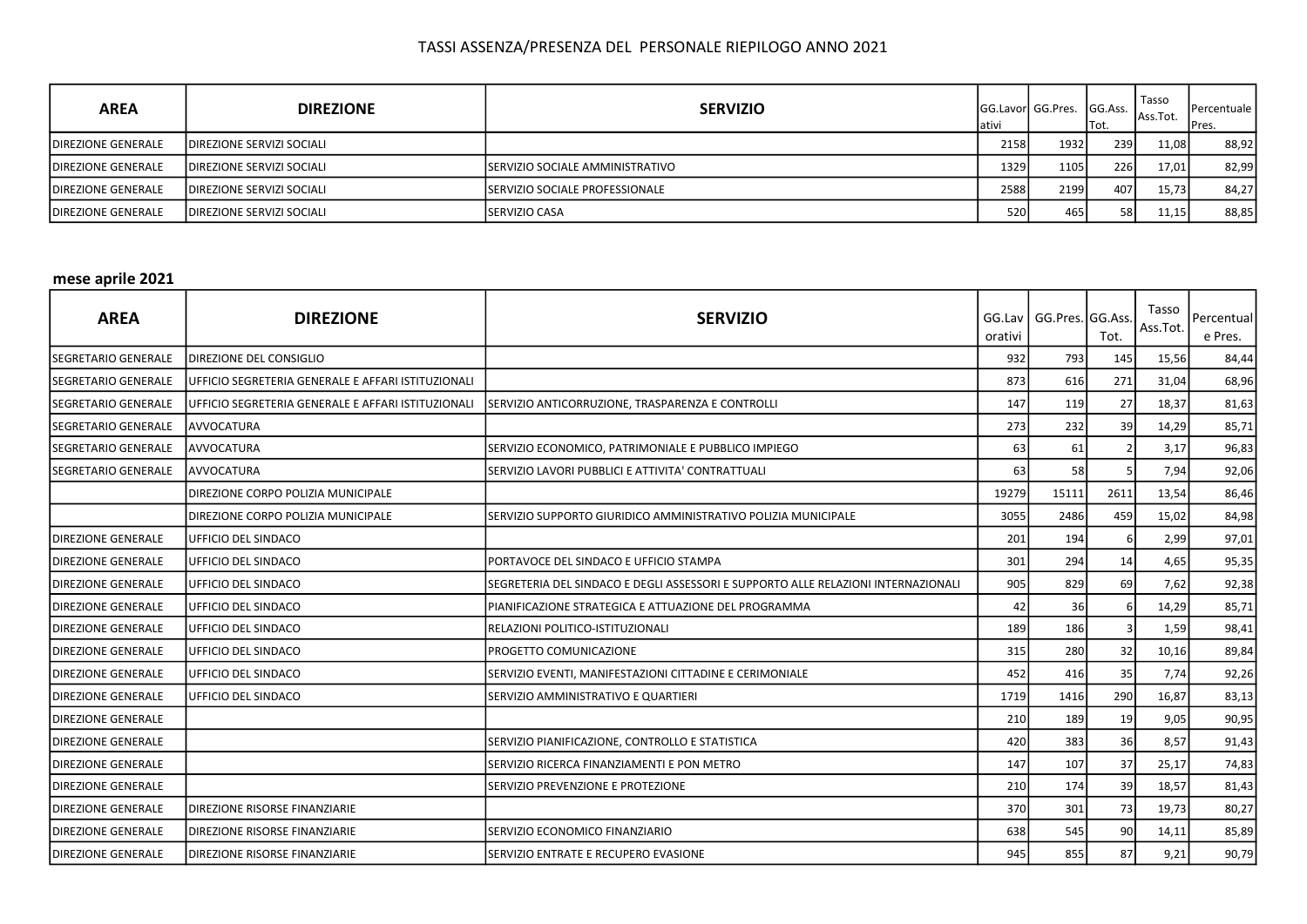## TASSI ASSENZA/PRESENZA DEL PERSONALE RIEPILOGO ANNO 2021

| AREA | DIREZIONE | SERVIZIO | GG.Lavorativi | GG.Pres. | GG.Ass.Tot. | Tasso Ass.Tot. | Percentuale Pres. |
|---|---|---|---|---|---|---|---|
| DIREZIONE GENERALE | DIREZIONE SERVIZI SOCIALI | | 2158 | 1932 | 239 | 11,08 | 88,92 |
| DIREZIONE GENERALE | DIREZIONE SERVIZI SOCIALI | SERVIZIO SOCIALE AMMINISTRATIVO | 1329 | 1105 | 226 | 17,01 | 82,99 |
| DIREZIONE GENERALE | DIREZIONE SERVIZI SOCIALI | SERVIZIO SOCIALE PROFESSIONALE | 2588 | 2199 | 407 | 15,73 | 84,27 |
| DIREZIONE GENERALE | DIREZIONE SERVIZI SOCIALI | SERVIZIO CASA | 520 | 465 | 58 | 11,15 | 88,85 |

**mese aprile 2021**

| AREA | DIREZIONE | SERVIZIO | GG.Lavorativi | GG.Pres. | GG.Ass. Tot. | Tasso Ass.Tot. | Percentuale Pres. |
|---|---|---|---|---|---|---|---|
| SEGRETARIO GENERALE | DIREZIONE DEL CONSIGLIO | | 932 | 793 | 145 | 15,56 | 84,44 |
| SEGRETARIO GENERALE | UFFICIO SEGRETERIA GENERALE E AFFARI ISTITUZIONALI | | 873 | 616 | 271 | 31,04 | 68,96 |
| SEGRETARIO GENERALE | UFFICIO SEGRETERIA GENERALE E AFFARI ISTITUZIONALI | SERVIZIO ANTICORRUZIONE, TRASPARENZA E CONTROLLI | 147 | 119 | 27 | 18,37 | 81,63 |
| SEGRETARIO GENERALE | AVVOCATURA | | 273 | 232 | 39 | 14,29 | 85,71 |
| SEGRETARIO GENERALE | AVVOCATURA | SERVIZIO ECONOMICO, PATRIMONIALE E PUBBLICO IMPIEGO | 63 | 61 | 2 | 3,17 | 96,83 |
| SEGRETARIO GENERALE | AVVOCATURA | SERVIZIO LAVORI PUBBLICI E ATTIVITA' CONTRATTUALI | 63 | 58 | 5 | 7,94 | 92,06 |
| | DIREZIONE CORPO POLIZIA MUNICIPALE | | 19279 | 15111 | 2611 | 13,54 | 86,46 |
| | DIREZIONE CORPO POLIZIA MUNICIPALE | SERVIZIO SUPPORTO GIURIDICO AMMINISTRATIVO POLIZIA MUNICIPALE | 3055 | 2486 | 459 | 15,02 | 84,98 |
| DIREZIONE GENERALE | UFFICIO DEL SINDACO | | 201 | 194 | 6 | 2,99 | 97,01 |
| DIREZIONE GENERALE | UFFICIO DEL SINDACO | PORTAVOCE DEL SINDACO E UFFICIO STAMPA | 301 | 294 | 14 | 4,65 | 95,35 |
| DIREZIONE GENERALE | UFFICIO DEL SINDACO | SEGRETERIA DEL SINDACO E DEGLI ASSESSORI E SUPPORTO ALLE RELAZIONI INTERNAZIONALI | 905 | 829 | 69 | 7,62 | 92,38 |
| DIREZIONE GENERALE | UFFICIO DEL SINDACO | PIANIFICAZIONE STRATEGICA E ATTUAZIONE DEL PROGRAMMA | 42 | 36 | 6 | 14,29 | 85,71 |
| DIREZIONE GENERALE | UFFICIO DEL SINDACO | RELAZIONI POLITICO-ISTITUZIONALI | 189 | 186 | 3 | 1,59 | 98,41 |
| DIREZIONE GENERALE | UFFICIO DEL SINDACO | PROGETTO COMUNICAZIONE | 315 | 280 | 32 | 10,16 | 89,84 |
| DIREZIONE GENERALE | UFFICIO DEL SINDACO | SERVIZIO EVENTI, MANIFESTAZIONI CITTADINE E CERIMONIALE | 452 | 416 | 35 | 7,74 | 92,26 |
| DIREZIONE GENERALE | UFFICIO DEL SINDACO | SERVIZIO AMMINISTRATIVO E QUARTIERI | 1719 | 1416 | 290 | 16,87 | 83,13 |
| DIREZIONE GENERALE | | | 210 | 189 | 19 | 9,05 | 90,95 |
| DIREZIONE GENERALE | | SERVIZIO PIANIFICAZIONE, CONTROLLO E STATISTICA | 420 | 383 | 36 | 8,57 | 91,43 |
| DIREZIONE GENERALE | | SERVIZIO RICERCA FINANZIAMENTI E PON METRO | 147 | 107 | 37 | 25,17 | 74,83 |
| DIREZIONE GENERALE | | SERVIZIO PREVENZIONE E PROTEZIONE | 210 | 174 | 39 | 18,57 | 81,43 |
| DIREZIONE GENERALE | DIREZIONE RISORSE FINANZIARIE | | 370 | 301 | 73 | 19,73 | 80,27 |
| DIREZIONE GENERALE | DIREZIONE RISORSE FINANZIARIE | SERVIZIO ECONOMICO FINANZIARIO | 638 | 545 | 90 | 14,11 | 85,89 |
| DIREZIONE GENERALE | DIREZIONE RISORSE FINANZIARIE | SERVIZIO ENTRATE E RECUPERO EVASIONE | 945 | 855 | 87 | 9,21 | 90,79 |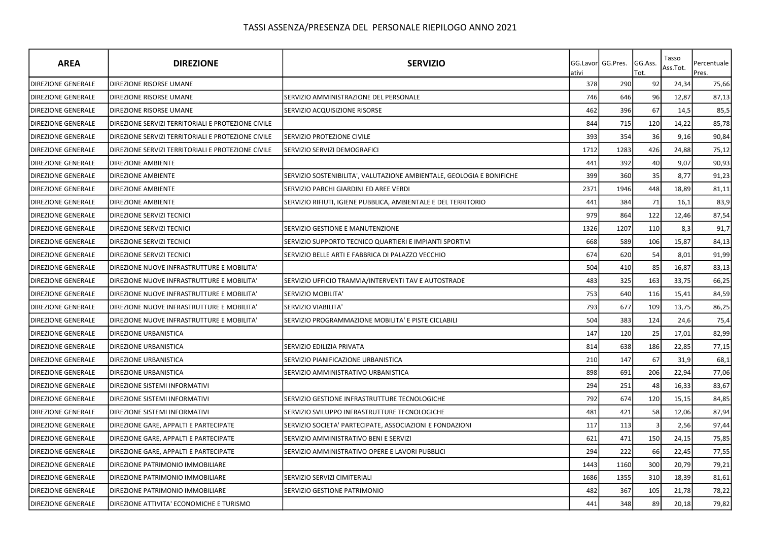# TASSI ASSENZA/PRESENZA DEL PERSONALE RIEPILOGO ANNO 2021

| AREA | DIREZIONE | SERVIZIO | GG.Lavorativi | GG.Pres. | GG.Ass. Tot. | Tasso Ass.Tot. | Percentuale Pres. |
|---|---|---|---|---|---|---|---|
| DIREZIONE GENERALE | DIREZIONE RISORSE UMANE | | 378 | 290 | 92 | 24,34 | 75,66 |
| DIREZIONE GENERALE | DIREZIONE RISORSE UMANE | SERVIZIO AMMINISTRAZIONE DEL PERSONALE | 746 | 646 | 96 | 12,87 | 87,13 |
| DIREZIONE GENERALE | DIREZIONE RISORSE UMANE | SERVIZIO ACQUISIZIONE RISORSE | 462 | 396 | 67 | 14,5 | 85,5 |
| DIREZIONE GENERALE | DIREZIONE SERVIZI TERRITORIALI E PROTEZIONE CIVILE | | 844 | 715 | 120 | 14,22 | 85,78 |
| DIREZIONE GENERALE | DIREZIONE SERVIZI TERRITORIALI E PROTEZIONE CIVILE | SERVIZIO PROTEZIONE CIVILE | 393 | 354 | 36 | 9,16 | 90,84 |
| DIREZIONE GENERALE | DIREZIONE SERVIZI TERRITORIALI E PROTEZIONE CIVILE | SERVIZIO SERVIZI DEMOGRAFICI | 1712 | 1283 | 426 | 24,88 | 75,12 |
| DIREZIONE GENERALE | DIREZIONE AMBIENTE | | 441 | 392 | 40 | 9,07 | 90,93 |
| DIREZIONE GENERALE | DIREZIONE AMBIENTE | SERVIZIO SOSTENIBILITA', VALUTAZIONE AMBIENTALE, GEOLOGIA E BONIFICHE | 399 | 360 | 35 | 8,77 | 91,23 |
| DIREZIONE GENERALE | DIREZIONE AMBIENTE | SERVIZIO PARCHI GIARDINI ED AREE VERDI | 2371 | 1946 | 448 | 18,89 | 81,11 |
| DIREZIONE GENERALE | DIREZIONE AMBIENTE | SERVIZIO RIFIUTI, IGIENE PUBBLICA, AMBIENTALE E DEL TERRITORIO | 441 | 384 | 71 | 16,1 | 83,9 |
| DIREZIONE GENERALE | DIREZIONE SERVIZI TECNICI | | 979 | 864 | 122 | 12,46 | 87,54 |
| DIREZIONE GENERALE | DIREZIONE SERVIZI TECNICI | SERVIZIO GESTIONE E MANUTENZIONE | 1326 | 1207 | 110 | 8,3 | 91,7 |
| DIREZIONE GENERALE | DIREZIONE SERVIZI TECNICI | SERVIZIO SUPPORTO TECNICO QUARTIERI E IMPIANTI SPORTIVI | 668 | 589 | 106 | 15,87 | 84,13 |
| DIREZIONE GENERALE | DIREZIONE SERVIZI TECNICI | SERVIZIO BELLE ARTI E FABBRICA DI PALAZZO VECCHIO | 674 | 620 | 54 | 8,01 | 91,99 |
| DIREZIONE GENERALE | DIREZIONE NUOVE INFRASTRUTTURE E MOBILITA' | | 504 | 410 | 85 | 16,87 | 83,13 |
| DIREZIONE GENERALE | DIREZIONE NUOVE INFRASTRUTTURE E MOBILITA' | SERVIZIO UFFICIO TRAMVIA/INTERVENTI TAV E AUTOSTRADE | 483 | 325 | 163 | 33,75 | 66,25 |
| DIREZIONE GENERALE | DIREZIONE NUOVE INFRASTRUTTURE E MOBILITA' | SERVIZIO MOBILITA' | 753 | 640 | 116 | 15,41 | 84,59 |
| DIREZIONE GENERALE | DIREZIONE NUOVE INFRASTRUTTURE E MOBILITA' | SERVIZIO VIABILITA' | 793 | 677 | 109 | 13,75 | 86,25 |
| DIREZIONE GENERALE | DIREZIONE NUOVE INFRASTRUTTURE E MOBILITA' | SERVIZIO PROGRAMMAZIONE MOBILITA' E PISTE CICLABILI | 504 | 383 | 124 | 24,6 | 75,4 |
| DIREZIONE GENERALE | DIREZIONE URBANISTICA | | 147 | 120 | 25 | 17,01 | 82,99 |
| DIREZIONE GENERALE | DIREZIONE URBANISTICA | SERVIZIO EDILIZIA PRIVATA | 814 | 638 | 186 | 22,85 | 77,15 |
| DIREZIONE GENERALE | DIREZIONE URBANISTICA | SERVIZIO PIANIFICAZIONE URBANISTICA | 210 | 147 | 67 | 31,9 | 68,1 |
| DIREZIONE GENERALE | DIREZIONE URBANISTICA | SERVIZIO AMMINISTRATIVO URBANISTICA | 898 | 691 | 206 | 22,94 | 77,06 |
| DIREZIONE GENERALE | DIREZIONE SISTEMI INFORMATIVI | | 294 | 251 | 48 | 16,33 | 83,67 |
| DIREZIONE GENERALE | DIREZIONE SISTEMI INFORMATIVI | SERVIZIO GESTIONE INFRASTRUTTURE TECNOLOGICHE | 792 | 674 | 120 | 15,15 | 84,85 |
| DIREZIONE GENERALE | DIREZIONE SISTEMI INFORMATIVI | SERVIZIO SVILUPPO INFRASTRUTTURE TECNOLOGICHE | 481 | 421 | 58 | 12,06 | 87,94 |
| DIREZIONE GENERALE | DIREZIONE GARE, APPALTI E PARTECIPATE | SERVIZIO SOCIETA' PARTECIPATE, ASSOCIAZIONI E FONDAZIONI | 117 | 113 | 3 | 2,56 | 97,44 |
| DIREZIONE GENERALE | DIREZIONE GARE, APPALTI E PARTECIPATE | SERVIZIO AMMINISTRATIVO BENI E SERVIZI | 621 | 471 | 150 | 24,15 | 75,85 |
| DIREZIONE GENERALE | DIREZIONE GARE, APPALTI E PARTECIPATE | SERVIZIO AMMINISTRATIVO OPERE E LAVORI PUBBLICI | 294 | 222 | 66 | 22,45 | 77,55 |
| DIREZIONE GENERALE | DIREZIONE PATRIMONIO IMMOBILIARE | | 1443 | 1160 | 300 | 20,79 | 79,21 |
| DIREZIONE GENERALE | DIREZIONE PATRIMONIO IMMOBILIARE | SERVIZIO SERVIZI CIMITERIALI | 1686 | 1355 | 310 | 18,39 | 81,61 |
| DIREZIONE GENERALE | DIREZIONE PATRIMONIO IMMOBILIARE | SERVIZIO GESTIONE PATRIMONIO | 482 | 367 | 105 | 21,78 | 78,22 |
| DIREZIONE GENERALE | DIREZIONE ATTIVITA' ECONOMICHE E TURISMO | | 441 | 348 | 89 | 20,18 | 79,82 |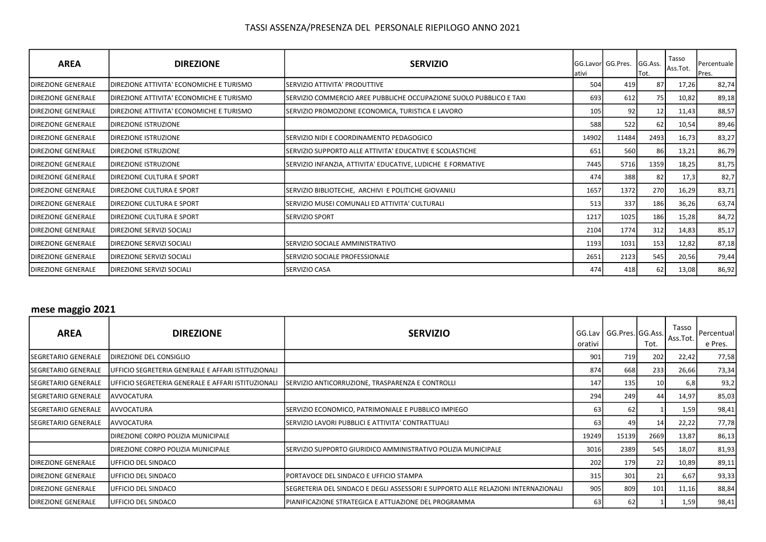TASSI ASSENZA/PRESENZA DEL PERSONALE RIEPILOGO ANNO 2021

| AREA | DIREZIONE | SERVIZIO | GG.Lavorativi | GG.Pres. | GG.Ass. Tot. | Tasso Ass.Tot. | Percentuale Pres. |
|---|---|---|---|---|---|---|---|
| DIREZIONE GENERALE | DIREZIONE ATTIVITA' ECONOMICHE E TURISMO | SERVIZIO ATTIVITA' PRODUTTIVE | 504 | 419 | 87 | 17,26 | 82,74 |
| DIREZIONE GENERALE | DIREZIONE ATTIVITA' ECONOMICHE E TURISMO | SERVIZIO COMMERCIO AREE PUBBLICHE OCCUPAZIONE SUOLO PUBBLICO E TAXI | 693 | 612 | 75 | 10,82 | 89,18 |
| DIREZIONE GENERALE | DIREZIONE ATTIVITA' ECONOMICHE E TURISMO | SERVIZIO PROMOZIONE ECONOMICA, TURISTICA E LAVORO | 105 | 92 | 12 | 11,43 | 88,57 |
| DIREZIONE GENERALE | DIREZIONE ISTRUZIONE | | 588 | 522 | 62 | 10,54 | 89,46 |
| DIREZIONE GENERALE | DIREZIONE ISTRUZIONE | SERVIZIO NIDI E COORDINAMENTO PEDAGOGICO | 14902 | 11484 | 2493 | 16,73 | 83,27 |
| DIREZIONE GENERALE | DIREZIONE ISTRUZIONE | SERVIZIO SUPPORTO ALLE ATTIVITA' EDUCATIVE E SCOLASTICHE | 651 | 560 | 86 | 13,21 | 86,79 |
| DIREZIONE GENERALE | DIREZIONE ISTRUZIONE | SERVIZIO INFANZIA, ATTIVITA' EDUCATIVE, LUDICHE E FORMATIVE | 7445 | 5716 | 1359 | 18,25 | 81,75 |
| DIREZIONE GENERALE | DIREZIONE CULTURA E SPORT | | 474 | 388 | 82 | 17,3 | 82,7 |
| DIREZIONE GENERALE | DIREZIONE CULTURA E SPORT | SERVIZIO BIBLIOTECHE, ARCHIVI E POLITICHE GIOVANILI | 1657 | 1372 | 270 | 16,29 | 83,71 |
| DIREZIONE GENERALE | DIREZIONE CULTURA E SPORT | SERVIZIO MUSEI COMUNALI ED ATTIVITA' CULTURALI | 513 | 337 | 186 | 36,26 | 63,74 |
| DIREZIONE GENERALE | DIREZIONE CULTURA E SPORT | SERVIZIO SPORT | 1217 | 1025 | 186 | 15,28 | 84,72 |
| DIREZIONE GENERALE | DIREZIONE SERVIZI SOCIALI | | 2104 | 1774 | 312 | 14,83 | 85,17 |
| DIREZIONE GENERALE | DIREZIONE SERVIZI SOCIALI | SERVIZIO SOCIALE AMMINISTRATIVO | 1193 | 1031 | 153 | 12,82 | 87,18 |
| DIREZIONE GENERALE | DIREZIONE SERVIZI SOCIALI | SERVIZIO SOCIALE PROFESSIONALE | 2651 | 2123 | 545 | 20,56 | 79,44 |
| DIREZIONE GENERALE | DIREZIONE SERVIZI SOCIALI | SERVIZIO CASA | 474 | 418 | 62 | 13,08 | 86,92 |

**mese maggio 2021**

| AREA | DIREZIONE | SERVIZIO | GG.Lavorativi | GG.Pres. | GG.Ass. Tot. | Tasso Ass.Tot. | Percentuale Pres. |
|---|---|---|---|---|---|---|---|
| SEGRETARIO GENERALE | DIREZIONE DEL CONSIGLIO | | 901 | 719 | 202 | 22,42 | 77,58 |
| SEGRETARIO GENERALE | UFFICIO SEGRETERIA GENERALE E AFFARI ISTITUZIONALI | | 874 | 668 | 233 | 26,66 | 73,34 |
| SEGRETARIO GENERALE | UFFICIO SEGRETERIA GENERALE E AFFARI ISTITUZIONALI | SERVIZIO ANTICORRUZIONE, TRASPARENZA E CONTROLLI | 147 | 135 | 10 | 6,8 | 93,2 |
| SEGRETARIO GENERALE | AVVOCATURA | | 294 | 249 | 44 | 14,97 | 85,03 |
| SEGRETARIO GENERALE | AVVOCATURA | SERVIZIO ECONOMICO, PATRIMONIALE E PUBBLICO IMPIEGO | 63 | 62 | 1 | 1,59 | 98,41 |
| SEGRETARIO GENERALE | AVVOCATURA | SERVIZIO LAVORI PUBBLICI E ATTIVITA' CONTRATTUALI | 63 | 49 | 14 | 22,22 | 77,78 |
| | DIREZIONE CORPO POLIZIA MUNICIPALE | | 19249 | 15139 | 2669 | 13,87 | 86,13 |
| | DIREZIONE CORPO POLIZIA MUNICIPALE | SERVIZIO SUPPORTO GIURIDICO AMMINISTRATIVO POLIZIA MUNICIPALE | 3016 | 2389 | 545 | 18,07 | 81,93 |
| DIREZIONE GENERALE | UFFICIO DEL SINDACO | | 202 | 179 | 22 | 10,89 | 89,11 |
| DIREZIONE GENERALE | UFFICIO DEL SINDACO | PORTAVOCE DEL SINDACO E UFFICIO STAMPA | 315 | 301 | 21 | 6,67 | 93,33 |
| DIREZIONE GENERALE | UFFICIO DEL SINDACO | SEGRETERIA DEL SINDACO E DEGLI ASSESSORI E SUPPORTO ALLE RELAZIONI INTERNAZIONALI | 905 | 809 | 101 | 11,16 | 88,84 |
| DIREZIONE GENERALE | UFFICIO DEL SINDACO | PIANIFICAZIONE STRATEGICA E ATTUAZIONE DEL PROGRAMMA | 63 | 62 | 1 | 1,59 | 98,41 |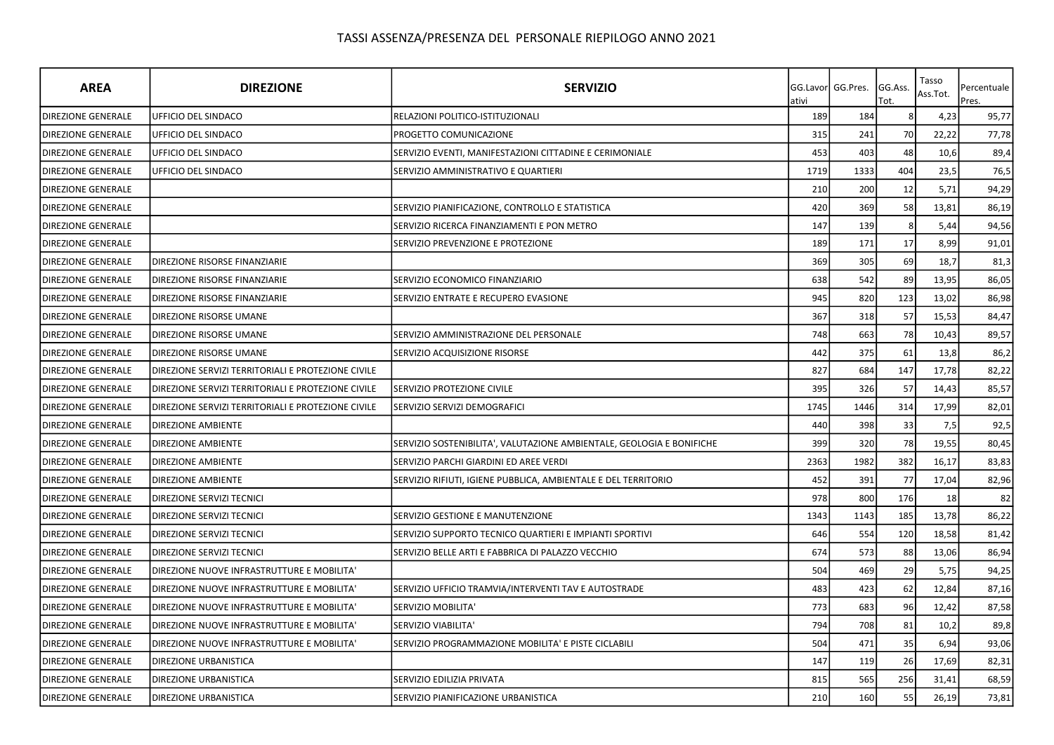# TASSI ASSENZA/PRESENZA DEL PERSONALE RIEPILOGO ANNO 2021

| AREA | DIREZIONE | SERVIZIO | GG.Lavorativi | GG.Pres. | GG.Ass. Tot. | Tasso Ass.Tot. | Percentuale Pres. |
|---|---|---|---|---|---|---|---|
| DIREZIONE GENERALE | UFFICIO DEL SINDACO | RELAZIONI POLITICO-ISTITUZIONALI | 189 | 184 | 8 | 4,23 | 95,77 |
| DIREZIONE GENERALE | UFFICIO DEL SINDACO | PROGETTO COMUNICAZIONE | 315 | 241 | 70 | 22,22 | 77,78 |
| DIREZIONE GENERALE | UFFICIO DEL SINDACO | SERVIZIO EVENTI, MANIFESTAZIONI CITTADINE E CERIMONIALE | 453 | 403 | 48 | 10,6 | 89,4 |
| DIREZIONE GENERALE | UFFICIO DEL SINDACO | SERVIZIO AMMINISTRATIVO E QUARTIERI | 1719 | 1333 | 404 | 23,5 | 76,5 |
| DIREZIONE GENERALE | | | 210 | 200 | 12 | 5,71 | 94,29 |
| DIREZIONE GENERALE | | SERVIZIO PIANIFICAZIONE, CONTROLLO E STATISTICA | 420 | 369 | 58 | 13,81 | 86,19 |
| DIREZIONE GENERALE | | SERVIZIO RICERCA FINANZIAMENTI E PON METRO | 147 | 139 | 8 | 5,44 | 94,56 |
| DIREZIONE GENERALE | | SERVIZIO PREVENZIONE E PROTEZIONE | 189 | 171 | 17 | 8,99 | 91,01 |
| DIREZIONE GENERALE | DIREZIONE RISORSE FINANZIARIE | | 369 | 305 | 69 | 18,7 | 81,3 |
| DIREZIONE GENERALE | DIREZIONE RISORSE FINANZIARIE | SERVIZIO ECONOMICO FINANZIARIO | 638 | 542 | 89 | 13,95 | 86,05 |
| DIREZIONE GENERALE | DIREZIONE RISORSE FINANZIARIE | SERVIZIO ENTRATE E RECUPERO EVASIONE | 945 | 820 | 123 | 13,02 | 86,98 |
| DIREZIONE GENERALE | DIREZIONE RISORSE UMANE | | 367 | 318 | 57 | 15,53 | 84,47 |
| DIREZIONE GENERALE | DIREZIONE RISORSE UMANE | SERVIZIO AMMINISTRAZIONE DEL PERSONALE | 748 | 663 | 78 | 10,43 | 89,57 |
| DIREZIONE GENERALE | DIREZIONE RISORSE UMANE | SERVIZIO ACQUISIZIONE RISORSE | 442 | 375 | 61 | 13,8 | 86,2 |
| DIREZIONE GENERALE | DIREZIONE SERVIZI TERRITORIALI E PROTEZIONE CIVILE | | 827 | 684 | 147 | 17,78 | 82,22 |
| DIREZIONE GENERALE | DIREZIONE SERVIZI TERRITORIALI E PROTEZIONE CIVILE | SERVIZIO PROTEZIONE CIVILE | 395 | 326 | 57 | 14,43 | 85,57 |
| DIREZIONE GENERALE | DIREZIONE SERVIZI TERRITORIALI E PROTEZIONE CIVILE | SERVIZIO SERVIZI DEMOGRAFICI | 1745 | 1446 | 314 | 17,99 | 82,01 |
| DIREZIONE GENERALE | DIREZIONE AMBIENTE | | 440 | 398 | 33 | 7,5 | 92,5 |
| DIREZIONE GENERALE | DIREZIONE AMBIENTE | SERVIZIO SOSTENIBILITA', VALUTAZIONE AMBIENTALE, GEOLOGIA E BONIFICHE | 399 | 320 | 78 | 19,55 | 80,45 |
| DIREZIONE GENERALE | DIREZIONE AMBIENTE | SERVIZIO PARCHI GIARDINI ED AREE VERDI | 2363 | 1982 | 382 | 16,17 | 83,83 |
| DIREZIONE GENERALE | DIREZIONE AMBIENTE | SERVIZIO RIFIUTI, IGIENE PUBBLICA, AMBIENTALE E DEL TERRITORIO | 452 | 391 | 77 | 17,04 | 82,96 |
| DIREZIONE GENERALE | DIREZIONE SERVIZI TECNICI | | 978 | 800 | 176 | 18 | 82 |
| DIREZIONE GENERALE | DIREZIONE SERVIZI TECNICI | SERVIZIO GESTIONE E MANUTENZIONE | 1343 | 1143 | 185 | 13,78 | 86,22 |
| DIREZIONE GENERALE | DIREZIONE SERVIZI TECNICI | SERVIZIO SUPPORTO TECNICO QUARTIERI E IMPIANTI SPORTIVI | 646 | 554 | 120 | 18,58 | 81,42 |
| DIREZIONE GENERALE | DIREZIONE SERVIZI TECNICI | SERVIZIO BELLE ARTI E FABBRICA DI PALAZZO VECCHIO | 674 | 573 | 88 | 13,06 | 86,94 |
| DIREZIONE GENERALE | DIREZIONE NUOVE INFRASTRUTTURE E MOBILITA' | | 504 | 469 | 29 | 5,75 | 94,25 |
| DIREZIONE GENERALE | DIREZIONE NUOVE INFRASTRUTTURE E MOBILITA' | SERVIZIO UFFICIO TRAMVIA/INTERVENTI TAV E AUTOSTRADE | 483 | 423 | 62 | 12,84 | 87,16 |
| DIREZIONE GENERALE | DIREZIONE NUOVE INFRASTRUTTURE E MOBILITA' | SERVIZIO MOBILITA' | 773 | 683 | 96 | 12,42 | 87,58 |
| DIREZIONE GENERALE | DIREZIONE NUOVE INFRASTRUTTURE E MOBILITA' | SERVIZIO VIABILITA' | 794 | 708 | 81 | 10,2 | 89,8 |
| DIREZIONE GENERALE | DIREZIONE NUOVE INFRASTRUTTURE E MOBILITA' | SERVIZIO PROGRAMMAZIONE MOBILITA' E PISTE CICLABILI | 504 | 471 | 35 | 6,94 | 93,06 |
| DIREZIONE GENERALE | DIREZIONE URBANISTICA | | 147 | 119 | 26 | 17,69 | 82,31 |
| DIREZIONE GENERALE | DIREZIONE URBANISTICA | SERVIZIO EDILIZIA PRIVATA | 815 | 565 | 256 | 31,41 | 68,59 |
| DIREZIONE GENERALE | DIREZIONE URBANISTICA | SERVIZIO PIANIFICAZIONE URBANISTICA | 210 | 160 | 55 | 26,19 | 73,81 |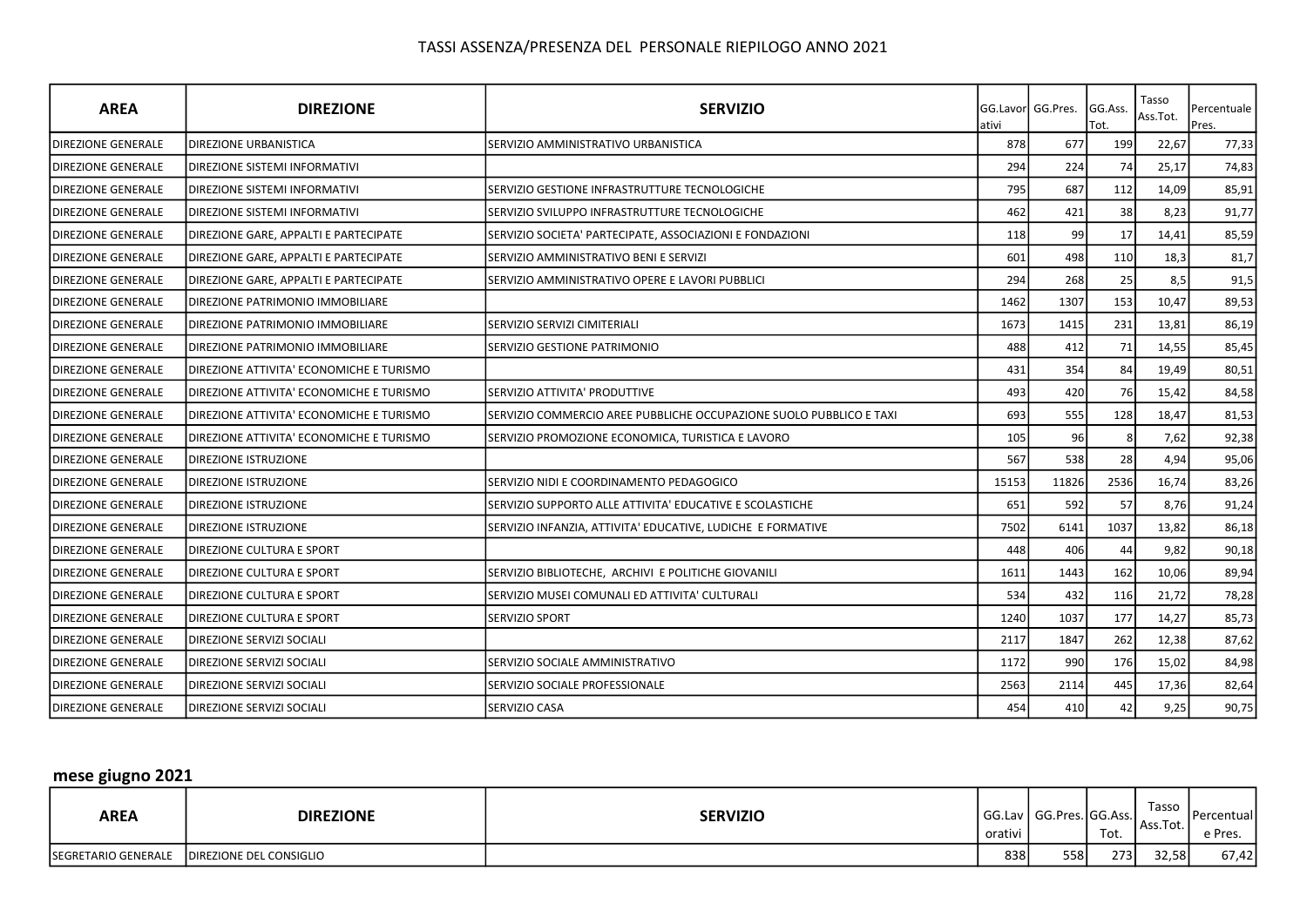## TASSI ASSENZA/PRESENZA DEL PERSONALE RIEPILOGO ANNO 2021

| AREA | DIREZIONE | SERVIZIO | GG.Lavorativi | GG.Pres. | GG.Ass. Tot. | Tasso Ass.Tot. | Percentuale Pres. |
|---|---|---|---|---|---|---|---|
| DIREZIONE GENERALE | DIREZIONE URBANISTICA | SERVIZIO AMMINISTRATIVO URBANISTICA | 878 | 677 | 199 | 22,67 | 77,33 |
| DIREZIONE GENERALE | DIREZIONE SISTEMI INFORMATIVI | | 294 | 224 | 74 | 25,17 | 74,83 |
| DIREZIONE GENERALE | DIREZIONE SISTEMI INFORMATIVI | SERVIZIO GESTIONE INFRASTRUTTURE TECNOLOGICHE | 795 | 687 | 112 | 14,09 | 85,91 |
| DIREZIONE GENERALE | DIREZIONE SISTEMI INFORMATIVI | SERVIZIO SVILUPPO INFRASTRUTTURE TECNOLOGICHE | 462 | 421 | 38 | 8,23 | 91,77 |
| DIREZIONE GENERALE | DIREZIONE GARE, APPALTI E PARTECIPATE | SERVIZIO SOCIETA' PARTECIPATE, ASSOCIAZIONI E FONDAZIONI | 118 | 99 | 17 | 14,41 | 85,59 |
| DIREZIONE GENERALE | DIREZIONE GARE, APPALTI E PARTECIPATE | SERVIZIO AMMINISTRATIVO BENI E SERVIZI | 601 | 498 | 110 | 18,3 | 81,7 |
| DIREZIONE GENERALE | DIREZIONE GARE, APPALTI E PARTECIPATE | SERVIZIO AMMINISTRATIVO OPERE E LAVORI PUBBLICI | 294 | 268 | 25 | 8,5 | 91,5 |
| DIREZIONE GENERALE | DIREZIONE PATRIMONIO IMMOBILIARE | | 1462 | 1307 | 153 | 10,47 | 89,53 |
| DIREZIONE GENERALE | DIREZIONE PATRIMONIO IMMOBILIARE | SERVIZIO SERVIZI CIMITERIALI | 1673 | 1415 | 231 | 13,81 | 86,19 |
| DIREZIONE GENERALE | DIREZIONE PATRIMONIO IMMOBILIARE | SERVIZIO GESTIONE PATRIMONIO | 488 | 412 | 71 | 14,55 | 85,45 |
| DIREZIONE GENERALE | DIREZIONE ATTIVITA' ECONOMICHE E TURISMO | | 431 | 354 | 84 | 19,49 | 80,51 |
| DIREZIONE GENERALE | DIREZIONE ATTIVITA' ECONOMICHE E TURISMO | SERVIZIO ATTIVITA' PRODUTTIVE | 493 | 420 | 76 | 15,42 | 84,58 |
| DIREZIONE GENERALE | DIREZIONE ATTIVITA' ECONOMICHE E TURISMO | SERVIZIO COMMERCIO AREE PUBBLICHE OCCUPAZIONE SUOLO PUBBLICO E TAXI | 693 | 555 | 128 | 18,47 | 81,53 |
| DIREZIONE GENERALE | DIREZIONE ATTIVITA' ECONOMICHE E TURISMO | SERVIZIO PROMOZIONE ECONOMICA, TURISTICA E LAVORO | 105 | 96 | 8 | 7,62 | 92,38 |
| DIREZIONE GENERALE | DIREZIONE ISTRUZIONE | | 567 | 538 | 28 | 4,94 | 95,06 |
| DIREZIONE GENERALE | DIREZIONE ISTRUZIONE | SERVIZIO NIDI E COORDINAMENTO PEDAGOGICO | 15153 | 11826 | 2536 | 16,74 | 83,26 |
| DIREZIONE GENERALE | DIREZIONE ISTRUZIONE | SERVIZIO SUPPORTO ALLE ATTIVITA' EDUCATIVE E SCOLASTICHE | 651 | 592 | 57 | 8,76 | 91,24 |
| DIREZIONE GENERALE | DIREZIONE ISTRUZIONE | SERVIZIO INFANZIA, ATTIVITA' EDUCATIVE, LUDICHE E FORMATIVE | 7502 | 6141 | 1037 | 13,82 | 86,18 |
| DIREZIONE GENERALE | DIREZIONE CULTURA E SPORT | | 448 | 406 | 44 | 9,82 | 90,18 |
| DIREZIONE GENERALE | DIREZIONE CULTURA E SPORT | SERVIZIO BIBLIOTECHE, ARCHIVI E POLITICHE GIOVANILI | 1611 | 1443 | 162 | 10,06 | 89,94 |
| DIREZIONE GENERALE | DIREZIONE CULTURA E SPORT | SERVIZIO MUSEI COMUNALI ED ATTIVITA' CULTURALI | 534 | 432 | 116 | 21,72 | 78,28 |
| DIREZIONE GENERALE | DIREZIONE CULTURA E SPORT | SERVIZIO SPORT | 1240 | 1037 | 177 | 14,27 | 85,73 |
| DIREZIONE GENERALE | DIREZIONE SERVIZI SOCIALI | | 2117 | 1847 | 262 | 12,38 | 87,62 |
| DIREZIONE GENERALE | DIREZIONE SERVIZI SOCIALI | SERVIZIO SOCIALE AMMINISTRATIVO | 1172 | 990 | 176 | 15,02 | 84,98 |
| DIREZIONE GENERALE | DIREZIONE SERVIZI SOCIALI | SERVIZIO SOCIALE PROFESSIONALE | 2563 | 2114 | 445 | 17,36 | 82,64 |
| DIREZIONE GENERALE | DIREZIONE SERVIZI SOCIALI | SERVIZIO CASA | 454 | 410 | 42 | 9,25 | 90,75 |

### mese giugno 2021

| AREA | DIREZIONE | SERVIZIO | GG.Lavorativi | GG.Pres. | GG.Ass. Tot. | Tasso Ass.Tot. | Percentuale Pres. |
|---|---|---|---|---|---|---|---|
| SEGRETARIO GENERALE | DIREZIONE DEL CONSIGLIO | | 838 | 558 | 273 | 32,58 | 67,42 |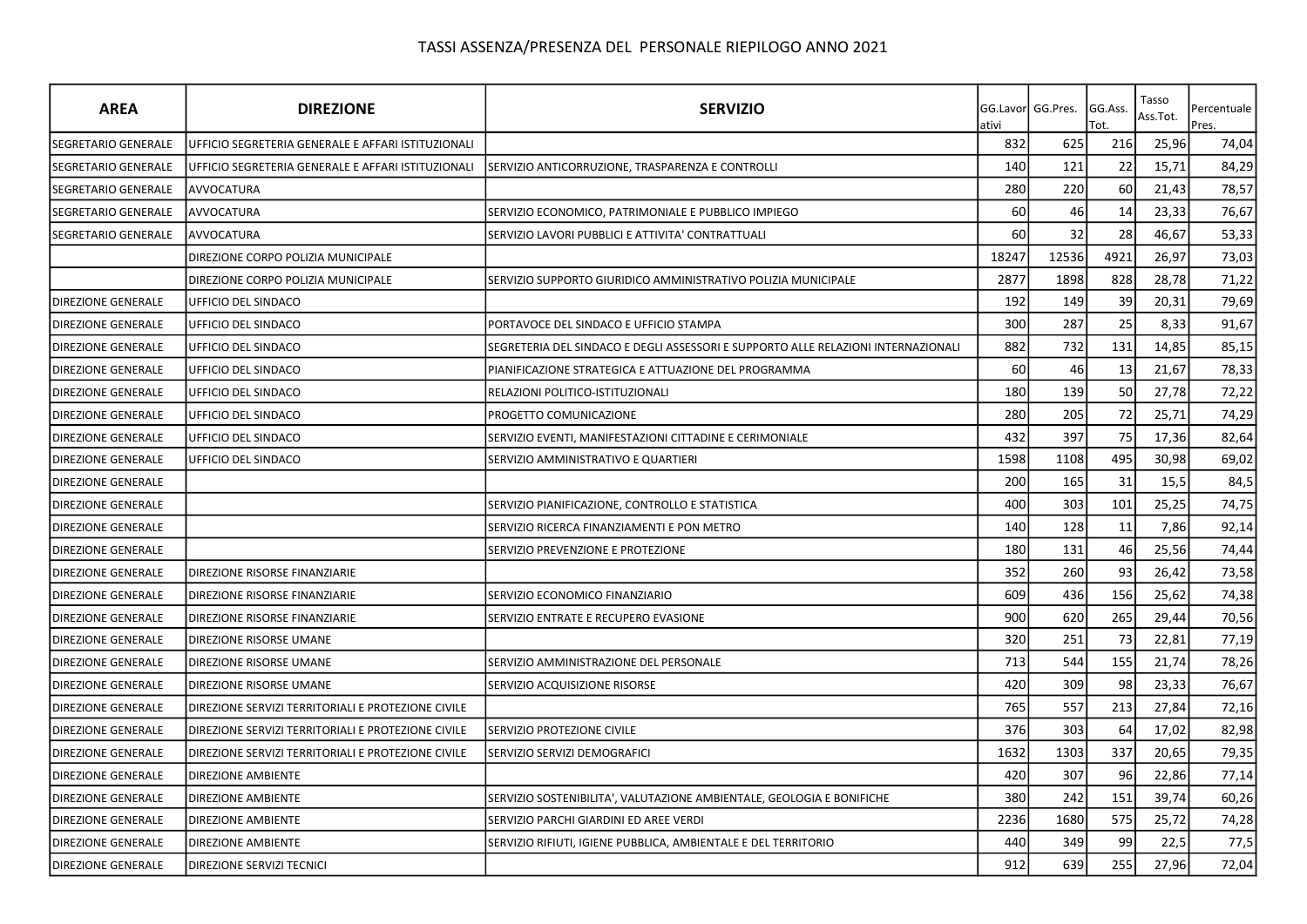# TASSI ASSENZA/PRESENZA DEL PERSONALE RIEPILOGO ANNO 2021

| AREA | DIREZIONE | SERVIZIO | GG.Lavorativi | GG.Pres. | GG.Ass. Tot. | Tasso Ass.Tot. | Percentuale Pres. |
|---|---|---|---|---|---|---|---|
| SEGRETARIO GENERALE | UFFICIO SEGRETERIA GENERALE E AFFARI ISTITUZIONALI | | 832 | 625 | 216 | 25,96 | 74,04 |
| SEGRETARIO GENERALE | UFFICIO SEGRETERIA GENERALE E AFFARI ISTITUZIONALI | SERVIZIO ANTICORRUZIONE, TRASPARENZA E CONTROLLI | 140 | 121 | 22 | 15,71 | 84,29 |
| SEGRETARIO GENERALE | AVVOCATURA | | 280 | 220 | 60 | 21,43 | 78,57 |
| SEGRETARIO GENERALE | AVVOCATURA | SERVIZIO ECONOMICO, PATRIMONIALE E PUBBLICO IMPIEGO | 60 | 46 | 14 | 23,33 | 76,67 |
| SEGRETARIO GENERALE | AVVOCATURA | SERVIZIO LAVORI PUBBLICI E ATTIVITA' CONTRATTUALI | 60 | 32 | 28 | 46,67 | 53,33 |
| | DIREZIONE CORPO POLIZIA MUNICIPALE | | 18247 | 12536 | 4921 | 26,97 | 73,03 |
| | DIREZIONE CORPO POLIZIA MUNICIPALE | SERVIZIO SUPPORTO GIURIDICO AMMINISTRATIVO POLIZIA MUNICIPALE | 2877 | 1898 | 828 | 28,78 | 71,22 |
| DIREZIONE GENERALE | UFFICIO DEL SINDACO | | 192 | 149 | 39 | 20,31 | 79,69 |
| DIREZIONE GENERALE | UFFICIO DEL SINDACO | PORTAVOCE DEL SINDACO E UFFICIO STAMPA | 300 | 287 | 25 | 8,33 | 91,67 |
| DIREZIONE GENERALE | UFFICIO DEL SINDACO | SEGRETERIA DEL SINDACO E DEGLI ASSESSORI E SUPPORTO ALLE RELAZIONI INTERNAZIONALI | 882 | 732 | 131 | 14,85 | 85,15 |
| DIREZIONE GENERALE | UFFICIO DEL SINDACO | PIANIFICAZIONE STRATEGICA E ATTUAZIONE DEL PROGRAMMA | 60 | 46 | 13 | 21,67 | 78,33 |
| DIREZIONE GENERALE | UFFICIO DEL SINDACO | RELAZIONI POLITICO-ISTITUZIONALI | 180 | 139 | 50 | 27,78 | 72,22 |
| DIREZIONE GENERALE | UFFICIO DEL SINDACO | PROGETTO COMUNICAZIONE | 280 | 205 | 72 | 25,71 | 74,29 |
| DIREZIONE GENERALE | UFFICIO DEL SINDACO | SERVIZIO EVENTI, MANIFESTAZIONI CITTADINE E CERIMONIALE | 432 | 397 | 75 | 17,36 | 82,64 |
| DIREZIONE GENERALE | UFFICIO DEL SINDACO | SERVIZIO AMMINISTRATIVO E QUARTIERI | 1598 | 1108 | 495 | 30,98 | 69,02 |
| DIREZIONE GENERALE | | | 200 | 165 | 31 | 15,5 | 84,5 |
| DIREZIONE GENERALE | | SERVIZIO PIANIFICAZIONE, CONTROLLO E STATISTICA | 400 | 303 | 101 | 25,25 | 74,75 |
| DIREZIONE GENERALE | | SERVIZIO RICERCA FINANZIAMENTI E PON METRO | 140 | 128 | 11 | 7,86 | 92,14 |
| DIREZIONE GENERALE | | SERVIZIO PREVENZIONE E PROTEZIONE | 180 | 131 | 46 | 25,56 | 74,44 |
| DIREZIONE GENERALE | DIREZIONE RISORSE FINANZIARIE | | 352 | 260 | 93 | 26,42 | 73,58 |
| DIREZIONE GENERALE | DIREZIONE RISORSE FINANZIARIE | SERVIZIO ECONOMICO FINANZIARIO | 609 | 436 | 156 | 25,62 | 74,38 |
| DIREZIONE GENERALE | DIREZIONE RISORSE FINANZIARIE | SERVIZIO ENTRATE E RECUPERO EVASIONE | 900 | 620 | 265 | 29,44 | 70,56 |
| DIREZIONE GENERALE | DIREZIONE RISORSE UMANE | | 320 | 251 | 73 | 22,81 | 77,19 |
| DIREZIONE GENERALE | DIREZIONE RISORSE UMANE | SERVIZIO AMMINISTRAZIONE DEL PERSONALE | 713 | 544 | 155 | 21,74 | 78,26 |
| DIREZIONE GENERALE | DIREZIONE RISORSE UMANE | SERVIZIO ACQUISIZIONE RISORSE | 420 | 309 | 98 | 23,33 | 76,67 |
| DIREZIONE GENERALE | DIREZIONE SERVIZI TERRITORIALI E PROTEZIONE CIVILE | | 765 | 557 | 213 | 27,84 | 72,16 |
| DIREZIONE GENERALE | DIREZIONE SERVIZI TERRITORIALI E PROTEZIONE CIVILE | SERVIZIO PROTEZIONE CIVILE | 376 | 303 | 64 | 17,02 | 82,98 |
| DIREZIONE GENERALE | DIREZIONE SERVIZI TERRITORIALI E PROTEZIONE CIVILE | SERVIZIO SERVIZI DEMOGRAFICI | 1632 | 1303 | 337 | 20,65 | 79,35 |
| DIREZIONE GENERALE | DIREZIONE AMBIENTE | | 420 | 307 | 96 | 22,86 | 77,14 |
| DIREZIONE GENERALE | DIREZIONE AMBIENTE | SERVIZIO SOSTENIBILITA', VALUTAZIONE AMBIENTALE, GEOLOGIA E BONIFICHE | 380 | 242 | 151 | 39,74 | 60,26 |
| DIREZIONE GENERALE | DIREZIONE AMBIENTE | SERVIZIO PARCHI GIARDINI ED AREE VERDI | 2236 | 1680 | 575 | 25,72 | 74,28 |
| DIREZIONE GENERALE | DIREZIONE AMBIENTE | SERVIZIO RIFIUTI, IGIENE PUBBLICA, AMBIENTALE E DEL TERRITORIO | 440 | 349 | 99 | 22,5 | 77,5 |
| DIREZIONE GENERALE | DIREZIONE SERVIZI TECNICI | | 912 | 639 | 255 | 27,96 | 72,04 |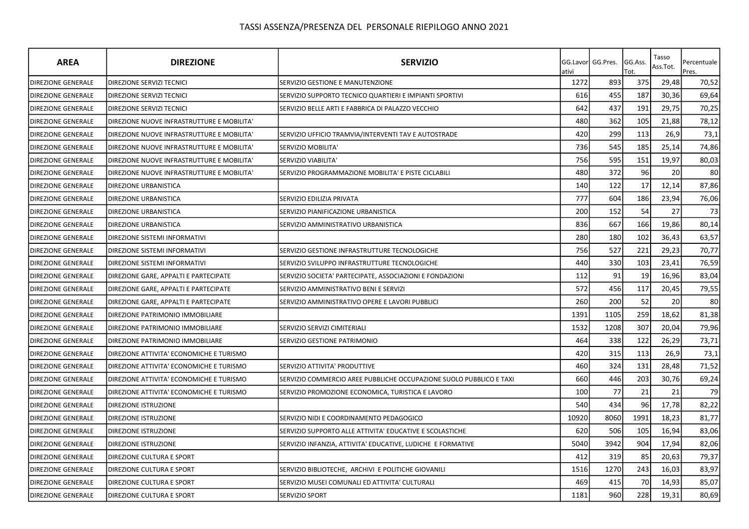# TASSI ASSENZA/PRESENZA DEL PERSONALE RIEPILOGO ANNO 2021

| AREA | DIREZIONE | SERVIZIO | GG.Lavorativi | GG.Pres. | GG.Ass. Tot. | Tasso Ass.Tot. | Percentuale Pres. |
|---|---|---|---|---|---|---|---|
| DIREZIONE GENERALE | DIREZIONE SERVIZI TECNICI | SERVIZIO GESTIONE E MANUTENZIONE | 1272 | 893 | 375 | 29,48 | 70,52 |
| DIREZIONE GENERALE | DIREZIONE SERVIZI TECNICI | SERVIZIO SUPPORTO TECNICO QUARTIERI E IMPIANTI SPORTIVI | 616 | 455 | 187 | 30,36 | 69,64 |
| DIREZIONE GENERALE | DIREZIONE SERVIZI TECNICI | SERVIZIO BELLE ARTI E FABBRICA DI PALAZZO VECCHIO | 642 | 437 | 191 | 29,75 | 70,25 |
| DIREZIONE GENERALE | DIREZIONE NUOVE INFRASTRUTTURE E MOBILITA' | | 480 | 362 | 105 | 21,88 | 78,12 |
| DIREZIONE GENERALE | DIREZIONE NUOVE INFRASTRUTTURE E MOBILITA' | SERVIZIO UFFICIO TRAMVIA/INTERVENTI TAV E AUTOSTRADE | 420 | 299 | 113 | 26,9 | 73,1 |
| DIREZIONE GENERALE | DIREZIONE NUOVE INFRASTRUTTURE E MOBILITA' | SERVIZIO MOBILITA' | 736 | 545 | 185 | 25,14 | 74,86 |
| DIREZIONE GENERALE | DIREZIONE NUOVE INFRASTRUTTURE E MOBILITA' | SERVIZIO VIABILITA' | 756 | 595 | 151 | 19,97 | 80,03 |
| DIREZIONE GENERALE | DIREZIONE NUOVE INFRASTRUTTURE E MOBILITA' | SERVIZIO PROGRAMMAZIONE MOBILITA' E PISTE CICLABILI | 480 | 372 | 96 | 20 | 80 |
| DIREZIONE GENERALE | DIREZIONE URBANISTICA | | 140 | 122 | 17 | 12,14 | 87,86 |
| DIREZIONE GENERALE | DIREZIONE URBANISTICA | SERVIZIO EDILIZIA PRIVATA | 777 | 604 | 186 | 23,94 | 76,06 |
| DIREZIONE GENERALE | DIREZIONE URBANISTICA | SERVIZIO PIANIFICAZIONE URBANISTICA | 200 | 152 | 54 | 27 | 73 |
| DIREZIONE GENERALE | DIREZIONE URBANISTICA | SERVIZIO AMMINISTRATIVO URBANISTICA | 836 | 667 | 166 | 19,86 | 80,14 |
| DIREZIONE GENERALE | DIREZIONE SISTEMI INFORMATIVI | | 280 | 180 | 102 | 36,43 | 63,57 |
| DIREZIONE GENERALE | DIREZIONE SISTEMI INFORMATIVI | SERVIZIO GESTIONE INFRASTRUTTURE TECNOLOGICHE | 756 | 527 | 221 | 29,23 | 70,77 |
| DIREZIONE GENERALE | DIREZIONE SISTEMI INFORMATIVI | SERVIZIO SVILUPPO INFRASTRUTTURE TECNOLOGICHE | 440 | 330 | 103 | 23,41 | 76,59 |
| DIREZIONE GENERALE | DIREZIONE GARE, APPALTI E PARTECIPATE | SERVIZIO SOCIETA' PARTECIPATE, ASSOCIAZIONI E FONDAZIONI | 112 | 91 | 19 | 16,96 | 83,04 |
| DIREZIONE GENERALE | DIREZIONE GARE, APPALTI E PARTECIPATE | SERVIZIO AMMINISTRATIVO BENI E SERVIZI | 572 | 456 | 117 | 20,45 | 79,55 |
| DIREZIONE GENERALE | DIREZIONE GARE, APPALTI E PARTECIPATE | SERVIZIO AMMINISTRATIVO OPERE E LAVORI PUBBLICI | 260 | 200 | 52 | 20 | 80 |
| DIREZIONE GENERALE | DIREZIONE PATRIMONIO IMMOBILIARE | | 1391 | 1105 | 259 | 18,62 | 81,38 |
| DIREZIONE GENERALE | DIREZIONE PATRIMONIO IMMOBILIARE | SERVIZIO SERVIZI CIMITERIALI | 1532 | 1208 | 307 | 20,04 | 79,96 |
| DIREZIONE GENERALE | DIREZIONE PATRIMONIO IMMOBILIARE | SERVIZIO GESTIONE PATRIMONIO | 464 | 338 | 122 | 26,29 | 73,71 |
| DIREZIONE GENERALE | DIREZIONE ATTIVITA' ECONOMICHE E TURISMO | | 420 | 315 | 113 | 26,9 | 73,1 |
| DIREZIONE GENERALE | DIREZIONE ATTIVITA' ECONOMICHE E TURISMO | SERVIZIO ATTIVITA' PRODUTTIVE | 460 | 324 | 131 | 28,48 | 71,52 |
| DIREZIONE GENERALE | DIREZIONE ATTIVITA' ECONOMICHE E TURISMO | SERVIZIO COMMERCIO AREE PUBBLICHE OCCUPAZIONE SUOLO PUBBLICO E TAXI | 660 | 446 | 203 | 30,76 | 69,24 |
| DIREZIONE GENERALE | DIREZIONE ATTIVITA' ECONOMICHE E TURISMO | SERVIZIO PROMOZIONE ECONOMICA, TURISTICA E LAVORO | 100 | 77 | 21 | 21 | 79 |
| DIREZIONE GENERALE | DIREZIONE ISTRUZIONE | | 540 | 434 | 96 | 17,78 | 82,22 |
| DIREZIONE GENERALE | DIREZIONE ISTRUZIONE | SERVIZIO NIDI E COORDINAMENTO PEDAGOGICO | 10920 | 8060 | 1991 | 18,23 | 81,77 |
| DIREZIONE GENERALE | DIREZIONE ISTRUZIONE | SERVIZIO SUPPORTO ALLE ATTIVITA' EDUCATIVE E SCOLASTICHE | 620 | 506 | 105 | 16,94 | 83,06 |
| DIREZIONE GENERALE | DIREZIONE ISTRUZIONE | SERVIZIO INFANZIA, ATTIVITA' EDUCATIVE, LUDICHE E FORMATIVE | 5040 | 3942 | 904 | 17,94 | 82,06 |
| DIREZIONE GENERALE | DIREZIONE CULTURA E SPORT | | 412 | 319 | 85 | 20,63 | 79,37 |
| DIREZIONE GENERALE | DIREZIONE CULTURA E SPORT | SERVIZIO BIBLIOTECHE, ARCHIVI E POLITICHE GIOVANILI | 1516 | 1270 | 243 | 16,03 | 83,97 |
| DIREZIONE GENERALE | DIREZIONE CULTURA E SPORT | SERVIZIO MUSEI COMUNALI ED ATTIVITA' CULTURALI | 469 | 415 | 70 | 14,93 | 85,07 |
| DIREZIONE GENERALE | DIREZIONE CULTURA E SPORT | SERVIZIO SPORT | 1181 | 960 | 228 | 19,31 | 80,69 |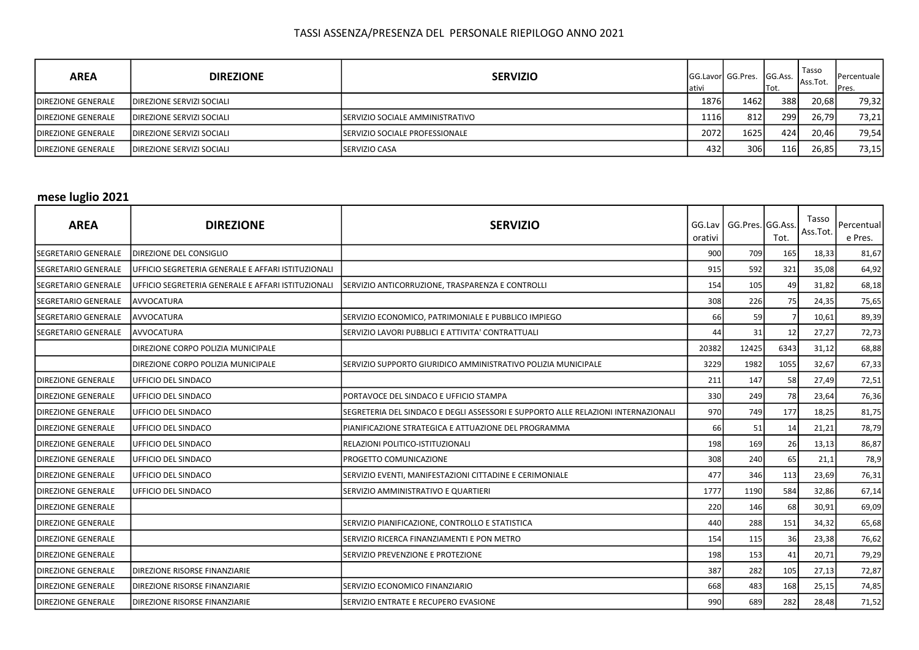TASSI ASSENZA/PRESENZA DEL PERSONALE RIEPILOGO ANNO 2021

| AREA | DIREZIONE | SERVIZIO | GG.Lavorativi | GG.Pres. | GG.Ass. Tot. | Tasso Ass.Tot. | Percentuale Pres. |
|---|---|---|---|---|---|---|---|
| DIREZIONE GENERALE | DIREZIONE SERVIZI SOCIALI | | 1876 | 1462 | 388 | 20,68 | 79,32 |
| DIREZIONE GENERALE | DIREZIONE SERVIZI SOCIALI | SERVIZIO SOCIALE AMMINISTRATIVO | 1116 | 812 | 299 | 26,79 | 73,21 |
| DIREZIONE GENERALE | DIREZIONE SERVIZI SOCIALI | SERVIZIO SOCIALE PROFESSIONALE | 2072 | 1625 | 424 | 20,46 | 79,54 |
| DIREZIONE GENERALE | DIREZIONE SERVIZI SOCIALI | SERVIZIO CASA | 432 | 306 | 116 | 26,85 | 73,15 |

**mese luglio 2021**

| AREA | DIREZIONE | SERVIZIO | GG.Lavorativi | GG.Pres. | GG.Ass. Tot. | Tasso Ass.Tot. | Percentuale Pres. |
|---|---|---|---|---|---|---|---|
| SEGRETARIO GENERALE | DIREZIONE DEL CONSIGLIO | | 900 | 709 | 165 | 18,33 | 81,67 |
| SEGRETARIO GENERALE | UFFICIO SEGRETERIA GENERALE E AFFARI ISTITUZIONALI | | 915 | 592 | 321 | 35,08 | 64,92 |
| SEGRETARIO GENERALE | UFFICIO SEGRETERIA GENERALE E AFFARI ISTITUZIONALI | SERVIZIO ANTICORRUZIONE, TRASPARENZA E CONTROLLI | 154 | 105 | 49 | 31,82 | 68,18 |
| SEGRETARIO GENERALE | AVVOCATURA | | 308 | 226 | 75 | 24,35 | 75,65 |
| SEGRETARIO GENERALE | AVVOCATURA | SERVIZIO ECONOMICO, PATRIMONIALE E PUBBLICO IMPIEGO | 66 | 59 | 7 | 10,61 | 89,39 |
| SEGRETARIO GENERALE | AVVOCATURA | SERVIZIO LAVORI PUBBLICI E ATTIVITA' CONTRATTUALI | 44 | 31 | 12 | 27,27 | 72,73 |
| | DIREZIONE CORPO POLIZIA MUNICIPALE | | 20382 | 12425 | 6343 | 31,12 | 68,88 |
| | DIREZIONE CORPO POLIZIA MUNICIPALE | SERVIZIO SUPPORTO GIURIDICO AMMINISTRATIVO POLIZIA MUNICIPALE | 3229 | 1982 | 1055 | 32,67 | 67,33 |
| DIREZIONE GENERALE | UFFICIO DEL SINDACO | | 211 | 147 | 58 | 27,49 | 72,51 |
| DIREZIONE GENERALE | UFFICIO DEL SINDACO | PORTAVOCE DEL SINDACO E UFFICIO STAMPA | 330 | 249 | 78 | 23,64 | 76,36 |
| DIREZIONE GENERALE | UFFICIO DEL SINDACO | SEGRETERIA DEL SINDACO E DEGLI ASSESSORI E SUPPORTO ALLE RELAZIONI INTERNAZIONALI | 970 | 749 | 177 | 18,25 | 81,75 |
| DIREZIONE GENERALE | UFFICIO DEL SINDACO | PIANIFICAZIONE STRATEGICA E ATTUAZIONE DEL PROGRAMMA | 66 | 51 | 14 | 21,21 | 78,79 |
| DIREZIONE GENERALE | UFFICIO DEL SINDACO | RELAZIONI POLITICO-ISTITUZIONALI | 198 | 169 | 26 | 13,13 | 86,87 |
| DIREZIONE GENERALE | UFFICIO DEL SINDACO | PROGETTO COMUNICAZIONE | 308 | 240 | 65 | 21,1 | 78,9 |
| DIREZIONE GENERALE | UFFICIO DEL SINDACO | SERVIZIO EVENTI, MANIFESTAZIONI CITTADINE E CERIMONIALE | 477 | 346 | 113 | 23,69 | 76,31 |
| DIREZIONE GENERALE | UFFICIO DEL SINDACO | SERVIZIO AMMINISTRATIVO E QUARTIERI | 1777 | 1190 | 584 | 32,86 | 67,14 |
| DIREZIONE GENERALE | | | 220 | 146 | 68 | 30,91 | 69,09 |
| DIREZIONE GENERALE | | SERVIZIO PIANIFICAZIONE, CONTROLLO E STATISTICA | 440 | 288 | 151 | 34,32 | 65,68 |
| DIREZIONE GENERALE | | SERVIZIO RICERCA FINANZIAMENTI E PON METRO | 154 | 115 | 36 | 23,38 | 76,62 |
| DIREZIONE GENERALE | | SERVIZIO PREVENZIONE E PROTEZIONE | 198 | 153 | 41 | 20,71 | 79,29 |
| DIREZIONE GENERALE | DIREZIONE RISORSE FINANZIARIE | | 387 | 282 | 105 | 27,13 | 72,87 |
| DIREZIONE GENERALE | DIREZIONE RISORSE FINANZIARIE | SERVIZIO ECONOMICO FINANZIARIO | 668 | 483 | 168 | 25,15 | 74,85 |
| DIREZIONE GENERALE | DIREZIONE RISORSE FINANZIARIE | SERVIZIO ENTRATE E RECUPERO EVASIONE | 990 | 689 | 282 | 28,48 | 71,52 |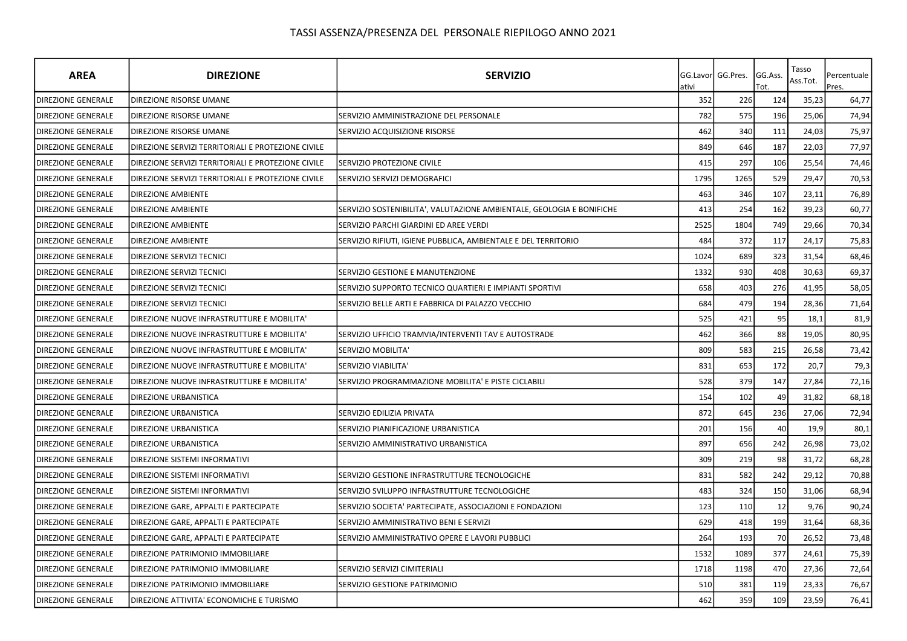# TASSI ASSENZA/PRESENZA DEL PERSONALE RIEPILOGO ANNO 2021

| AREA | DIREZIONE | SERVIZIO | GG.Lavorativi | GG.Pres. | GG.Ass. Tot. | Tasso Ass.Tot. | Percentuale Pres. |
|---|---|---|---|---|---|---|---|
| DIREZIONE GENERALE | DIREZIONE RISORSE UMANE | | 352 | 226 | 124 | 35,23 | 64,77 |
| DIREZIONE GENERALE | DIREZIONE RISORSE UMANE | SERVIZIO AMMINISTRAZIONE DEL PERSONALE | 782 | 575 | 196 | 25,06 | 74,94 |
| DIREZIONE GENERALE | DIREZIONE RISORSE UMANE | SERVIZIO ACQUISIZIONE RISORSE | 462 | 340 | 111 | 24,03 | 75,97 |
| DIREZIONE GENERALE | DIREZIONE SERVIZI TERRITORIALI E PROTEZIONE CIVILE | | 849 | 646 | 187 | 22,03 | 77,97 |
| DIREZIONE GENERALE | DIREZIONE SERVIZI TERRITORIALI E PROTEZIONE CIVILE | SERVIZIO PROTEZIONE CIVILE | 415 | 297 | 106 | 25,54 | 74,46 |
| DIREZIONE GENERALE | DIREZIONE SERVIZI TERRITORIALI E PROTEZIONE CIVILE | SERVIZIO SERVIZI DEMOGRAFICI | 1795 | 1265 | 529 | 29,47 | 70,53 |
| DIREZIONE GENERALE | DIREZIONE AMBIENTE | | 463 | 346 | 107 | 23,11 | 76,89 |
| DIREZIONE GENERALE | DIREZIONE AMBIENTE | SERVIZIO SOSTENIBILITA', VALUTAZIONE AMBIENTALE, GEOLOGIA E BONIFICHE | 413 | 254 | 162 | 39,23 | 60,77 |
| DIREZIONE GENERALE | DIREZIONE AMBIENTE | SERVIZIO PARCHI GIARDINI ED AREE VERDI | 2525 | 1804 | 749 | 29,66 | 70,34 |
| DIREZIONE GENERALE | DIREZIONE AMBIENTE | SERVIZIO RIFIUTI, IGIENE PUBBLICA, AMBIENTALE E DEL TERRITORIO | 484 | 372 | 117 | 24,17 | 75,83 |
| DIREZIONE GENERALE | DIREZIONE SERVIZI TECNICI | | 1024 | 689 | 323 | 31,54 | 68,46 |
| DIREZIONE GENERALE | DIREZIONE SERVIZI TECNICI | SERVIZIO GESTIONE E MANUTENZIONE | 1332 | 930 | 408 | 30,63 | 69,37 |
| DIREZIONE GENERALE | DIREZIONE SERVIZI TECNICI | SERVIZIO SUPPORTO TECNICO QUARTIERI E IMPIANTI SPORTIVI | 658 | 403 | 276 | 41,95 | 58,05 |
| DIREZIONE GENERALE | DIREZIONE SERVIZI TECNICI | SERVIZIO BELLE ARTI E FABBRICA DI PALAZZO VECCHIO | 684 | 479 | 194 | 28,36 | 71,64 |
| DIREZIONE GENERALE | DIREZIONE NUOVE INFRASTRUTTURE E MOBILITA' | | 525 | 421 | 95 | 18,1 | 81,9 |
| DIREZIONE GENERALE | DIREZIONE NUOVE INFRASTRUTTURE E MOBILITA' | SERVIZIO UFFICIO TRAMVIA/INTERVENTI TAV E AUTOSTRADE | 462 | 366 | 88 | 19,05 | 80,95 |
| DIREZIONE GENERALE | DIREZIONE NUOVE INFRASTRUTTURE E MOBILITA' | SERVIZIO MOBILITA' | 809 | 583 | 215 | 26,58 | 73,42 |
| DIREZIONE GENERALE | DIREZIONE NUOVE INFRASTRUTTURE E MOBILITA' | SERVIZIO VIABILITA' | 831 | 653 | 172 | 20,7 | 79,3 |
| DIREZIONE GENERALE | DIREZIONE NUOVE INFRASTRUTTURE E MOBILITA' | SERVIZIO PROGRAMMAZIONE MOBILITA' E PISTE CICLABILI | 528 | 379 | 147 | 27,84 | 72,16 |
| DIREZIONE GENERALE | DIREZIONE URBANISTICA | | 154 | 102 | 49 | 31,82 | 68,18 |
| DIREZIONE GENERALE | DIREZIONE URBANISTICA | SERVIZIO EDILIZIA PRIVATA | 872 | 645 | 236 | 27,06 | 72,94 |
| DIREZIONE GENERALE | DIREZIONE URBANISTICA | SERVIZIO PIANIFICAZIONE URBANISTICA | 201 | 156 | 40 | 19,9 | 80,1 |
| DIREZIONE GENERALE | DIREZIONE URBANISTICA | SERVIZIO AMMINISTRATIVO URBANISTICA | 897 | 656 | 242 | 26,98 | 73,02 |
| DIREZIONE GENERALE | DIREZIONE SISTEMI INFORMATIVI | | 309 | 219 | 98 | 31,72 | 68,28 |
| DIREZIONE GENERALE | DIREZIONE SISTEMI INFORMATIVI | SERVIZIO GESTIONE INFRASTRUTTURE TECNOLOGICHE | 831 | 582 | 242 | 29,12 | 70,88 |
| DIREZIONE GENERALE | DIREZIONE SISTEMI INFORMATIVI | SERVIZIO SVILUPPO INFRASTRUTTURE TECNOLOGICHE | 483 | 324 | 150 | 31,06 | 68,94 |
| DIREZIONE GENERALE | DIREZIONE GARE, APPALTI E PARTECIPATE | SERVIZIO SOCIETA' PARTECIPATE, ASSOCIAZIONI E FONDAZIONI | 123 | 110 | 12 | 9,76 | 90,24 |
| DIREZIONE GENERALE | DIREZIONE GARE, APPALTI E PARTECIPATE | SERVIZIO AMMINISTRATIVO BENI E SERVIZI | 629 | 418 | 199 | 31,64 | 68,36 |
| DIREZIONE GENERALE | DIREZIONE GARE, APPALTI E PARTECIPATE | SERVIZIO AMMINISTRATIVO OPERE E LAVORI PUBBLICI | 264 | 193 | 70 | 26,52 | 73,48 |
| DIREZIONE GENERALE | DIREZIONE PATRIMONIO IMMOBILIARE | | 1532 | 1089 | 377 | 24,61 | 75,39 |
| DIREZIONE GENERALE | DIREZIONE PATRIMONIO IMMOBILIARE | SERVIZIO SERVIZI CIMITERIALI | 1718 | 1198 | 470 | 27,36 | 72,64 |
| DIREZIONE GENERALE | DIREZIONE PATRIMONIO IMMOBILIARE | SERVIZIO GESTIONE PATRIMONIO | 510 | 381 | 119 | 23,33 | 76,67 |
| DIREZIONE GENERALE | DIREZIONE ATTIVITA' ECONOMICHE E TURISMO | | 462 | 359 | 109 | 23,59 | 76,41 |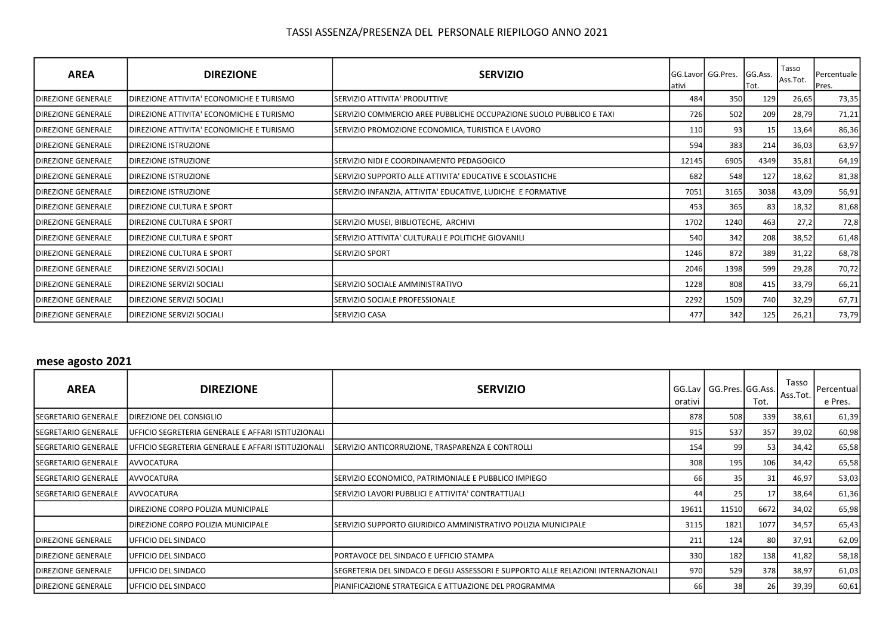TASSI ASSENZA/PRESENZA DEL PERSONALE RIEPILOGO ANNO 2021

| AREA | DIREZIONE | SERVIZIO | GG.Lavorativi | GG.Pres. | GG.Ass. Tot. | Tasso Ass.Tot. | Percentuale Pres. |
|---|---|---|---|---|---|---|---|
| DIREZIONE GENERALE | DIREZIONE ATTIVITA' ECONOMICHE E TURISMO | SERVIZIO ATTIVITA' PRODUTTIVE | 484 | 350 | 129 | 26,65 | 73,35 |
| DIREZIONE GENERALE | DIREZIONE ATTIVITA' ECONOMICHE E TURISMO | SERVIZIO COMMERCIO AREE PUBBLICHE OCCUPAZIONE SUOLO PUBBLICO E TAXI | 726 | 502 | 209 | 28,79 | 71,21 |
| DIREZIONE GENERALE | DIREZIONE ATTIVITA' ECONOMICHE E TURISMO | SERVIZIO PROMOZIONE ECONOMICA, TURISTICA E LAVORO | 110 | 93 | 15 | 13,64 | 86,36 |
| DIREZIONE GENERALE | DIREZIONE ISTRUZIONE | | 594 | 383 | 214 | 36,03 | 63,97 |
| DIREZIONE GENERALE | DIREZIONE ISTRUZIONE | SERVIZIO NIDI E COORDINAMENTO PEDAGOGICO | 12145 | 6905 | 4349 | 35,81 | 64,19 |
| DIREZIONE GENERALE | DIREZIONE ISTRUZIONE | SERVIZIO SUPPORTO ALLE ATTIVITA' EDUCATIVE E SCOLASTICHE | 682 | 548 | 127 | 18,62 | 81,38 |
| DIREZIONE GENERALE | DIREZIONE ISTRUZIONE | SERVIZIO INFANZIA, ATTIVITA' EDUCATIVE, LUDICHE E FORMATIVE | 7051 | 3165 | 3038 | 43,09 | 56,91 |
| DIREZIONE GENERALE | DIREZIONE CULTURA E SPORT | | 453 | 365 | 83 | 18,32 | 81,68 |
| DIREZIONE GENERALE | DIREZIONE CULTURA E SPORT | SERVIZIO MUSEI, BIBLIOTECHE, ARCHIVI | 1702 | 1240 | 463 | 27,2 | 72,8 |
| DIREZIONE GENERALE | DIREZIONE CULTURA E SPORT | SERVIZIO ATTIVITA' CULTURALI E POLITICHE GIOVANILI | 540 | 342 | 208 | 38,52 | 61,48 |
| DIREZIONE GENERALE | DIREZIONE CULTURA E SPORT | SERVIZIO SPORT | 1246 | 872 | 389 | 31,22 | 68,78 |
| DIREZIONE GENERALE | DIREZIONE SERVIZI SOCIALI | | 2046 | 1398 | 599 | 29,28 | 70,72 |
| DIREZIONE GENERALE | DIREZIONE SERVIZI SOCIALI | SERVIZIO SOCIALE AMMINISTRATIVO | 1228 | 808 | 415 | 33,79 | 66,21 |
| DIREZIONE GENERALE | DIREZIONE SERVIZI SOCIALI | SERVIZIO SOCIALE PROFESSIONALE | 2292 | 1509 | 740 | 32,29 | 67,71 |
| DIREZIONE GENERALE | DIREZIONE SERVIZI SOCIALI | SERVIZIO CASA | 477 | 342 | 125 | 26,21 | 73,79 |

**mese agosto 2021**

| AREA | DIREZIONE | SERVIZIO | GG.Lavorativi | GG.Pres. | GG.Ass. Tot. | Tasso Ass.Tot. | Percentuale Pres. |
|---|---|---|---|---|---|---|---|
| SEGRETARIO GENERALE | DIREZIONE DEL CONSIGLIO | | 878 | 508 | 339 | 38,61 | 61,39 |
| SEGRETARIO GENERALE | UFFICIO SEGRETERIA GENERALE E AFFARI ISTITUZIONALI | | 915 | 537 | 357 | 39,02 | 60,98 |
| SEGRETARIO GENERALE | UFFICIO SEGRETERIA GENERALE E AFFARI ISTITUZIONALI | SERVIZIO ANTICORRUZIONE, TRASPARENZA E CONTROLLI | 154 | 99 | 53 | 34,42 | 65,58 |
| SEGRETARIO GENERALE | AVVOCATURA | | 308 | 195 | 106 | 34,42 | 65,58 |
| SEGRETARIO GENERALE | AVVOCATURA | SERVIZIO ECONOMICO, PATRIMONIALE E PUBBLICO IMPIEGO | 66 | 35 | 31 | 46,97 | 53,03 |
| SEGRETARIO GENERALE | AVVOCATURA | SERVIZIO LAVORI PUBBLICI E ATTIVITA' CONTRATTUALI | 44 | 25 | 17 | 38,64 | 61,36 |
| | DIREZIONE CORPO POLIZIA MUNICIPALE | | 19611 | 11510 | 6672 | 34,02 | 65,98 |
| | DIREZIONE CORPO POLIZIA MUNICIPALE | SERVIZIO SUPPORTO GIURIDICO AMMINISTRATIVO POLIZIA MUNICIPALE | 3115 | 1821 | 1077 | 34,57 | 65,43 |
| DIREZIONE GENERALE | UFFICIO DEL SINDACO | | 211 | 124 | 80 | 37,91 | 62,09 |
| DIREZIONE GENERALE | UFFICIO DEL SINDACO | PORTAVOCE DEL SINDACO E UFFICIO STAMPA | 330 | 182 | 138 | 41,82 | 58,18 |
| DIREZIONE GENERALE | UFFICIO DEL SINDACO | SEGRETERIA DEL SINDACO E DEGLI ASSESSORI E SUPPORTO ALLE RELAZIONI INTERNAZIONALI | 970 | 529 | 378 | 38,97 | 61,03 |
| DIREZIONE GENERALE | UFFICIO DEL SINDACO | PIANIFICAZIONE STRATEGICA E ATTUAZIONE DEL PROGRAMMA | 66 | 38 | 26 | 39,39 | 60,61 |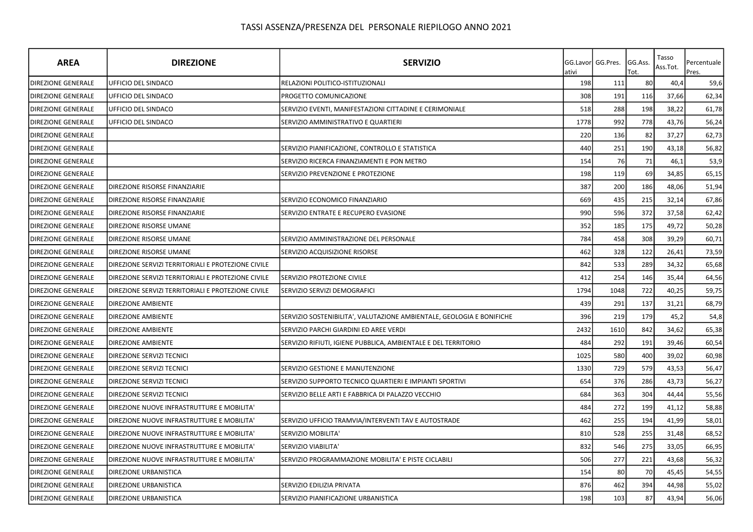# TASSI ASSENZA/PRESENZA DEL PERSONALE RIEPILOGO ANNO 2021

| AREA | DIREZIONE | SERVIZIO | GG.Lavorativi | GG.Pres. | GG.Ass. Tot. | Tasso Ass.Tot. | Percentuale Pres. |
|---|---|---|---|---|---|---|---|
| DIREZIONE GENERALE | UFFICIO DEL SINDACO | RELAZIONI POLITICO-ISTITUZIONALI | 198 | 111 | 80 | 40,4 | 59,6 |
| DIREZIONE GENERALE | UFFICIO DEL SINDACO | PROGETTO COMUNICAZIONE | 308 | 191 | 116 | 37,66 | 62,34 |
| DIREZIONE GENERALE | UFFICIO DEL SINDACO | SERVIZIO EVENTI, MANIFESTAZIONI CITTADINE E CERIMONIALE | 518 | 288 | 198 | 38,22 | 61,78 |
| DIREZIONE GENERALE | UFFICIO DEL SINDACO | SERVIZIO AMMINISTRATIVO E QUARTIERI | 1778 | 992 | 778 | 43,76 | 56,24 |
| DIREZIONE GENERALE | | | 220 | 136 | 82 | 37,27 | 62,73 |
| DIREZIONE GENERALE | | SERVIZIO PIANIFICAZIONE, CONTROLLO E STATISTICA | 440 | 251 | 190 | 43,18 | 56,82 |
| DIREZIONE GENERALE | | SERVIZIO RICERCA FINANZIAMENTI E PON METRO | 154 | 76 | 71 | 46,1 | 53,9 |
| DIREZIONE GENERALE | | SERVIZIO PREVENZIONE E PROTEZIONE | 198 | 119 | 69 | 34,85 | 65,15 |
| DIREZIONE GENERALE | DIREZIONE RISORSE FINANZIARIE | | 387 | 200 | 186 | 48,06 | 51,94 |
| DIREZIONE GENERALE | DIREZIONE RISORSE FINANZIARIE | SERVIZIO ECONOMICO FINANZIARIO | 669 | 435 | 215 | 32,14 | 67,86 |
| DIREZIONE GENERALE | DIREZIONE RISORSE FINANZIARIE | SERVIZIO ENTRATE E RECUPERO EVASIONE | 990 | 596 | 372 | 37,58 | 62,42 |
| DIREZIONE GENERALE | DIREZIONE RISORSE UMANE | | 352 | 185 | 175 | 49,72 | 50,28 |
| DIREZIONE GENERALE | DIREZIONE RISORSE UMANE | SERVIZIO AMMINISTRAZIONE DEL PERSONALE | 784 | 458 | 308 | 39,29 | 60,71 |
| DIREZIONE GENERALE | DIREZIONE RISORSE UMANE | SERVIZIO ACQUISIZIONE RISORSE | 462 | 328 | 122 | 26,41 | 73,59 |
| DIREZIONE GENERALE | DIREZIONE SERVIZI TERRITORIALI E PROTEZIONE CIVILE | | 842 | 533 | 289 | 34,32 | 65,68 |
| DIREZIONE GENERALE | DIREZIONE SERVIZI TERRITORIALI E PROTEZIONE CIVILE | SERVIZIO PROTEZIONE CIVILE | 412 | 254 | 146 | 35,44 | 64,56 |
| DIREZIONE GENERALE | DIREZIONE SERVIZI TERRITORIALI E PROTEZIONE CIVILE | SERVIZIO SERVIZI DEMOGRAFICI | 1794 | 1048 | 722 | 40,25 | 59,75 |
| DIREZIONE GENERALE | DIREZIONE AMBIENTE | | 439 | 291 | 137 | 31,21 | 68,79 |
| DIREZIONE GENERALE | DIREZIONE AMBIENTE | SERVIZIO SOSTENIBILITA', VALUTAZIONE AMBIENTALE, GEOLOGIA E BONIFICHE | 396 | 219 | 179 | 45,2 | 54,8 |
| DIREZIONE GENERALE | DIREZIONE AMBIENTE | SERVIZIO PARCHI GIARDINI ED AREE VERDI | 2432 | 1610 | 842 | 34,62 | 65,38 |
| DIREZIONE GENERALE | DIREZIONE AMBIENTE | SERVIZIO RIFIUTI, IGIENE PUBBLICA, AMBIENTALE E DEL TERRITORIO | 484 | 292 | 191 | 39,46 | 60,54 |
| DIREZIONE GENERALE | DIREZIONE SERVIZI TECNICI | | 1025 | 580 | 400 | 39,02 | 60,98 |
| DIREZIONE GENERALE | DIREZIONE SERVIZI TECNICI | SERVIZIO GESTIONE E MANUTENZIONE | 1330 | 729 | 579 | 43,53 | 56,47 |
| DIREZIONE GENERALE | DIREZIONE SERVIZI TECNICI | SERVIZIO SUPPORTO TECNICO QUARTIERI E IMPIANTI SPORTIVI | 654 | 376 | 286 | 43,73 | 56,27 |
| DIREZIONE GENERALE | DIREZIONE SERVIZI TECNICI | SERVIZIO BELLE ARTI E FABBRICA DI PALAZZO VECCHIO | 684 | 363 | 304 | 44,44 | 55,56 |
| DIREZIONE GENERALE | DIREZIONE NUOVE INFRASTRUTTURE E MOBILITA' | | 484 | 272 | 199 | 41,12 | 58,88 |
| DIREZIONE GENERALE | DIREZIONE NUOVE INFRASTRUTTURE E MOBILITA' | SERVIZIO UFFICIO TRAMVIA/INTERVENTI TAV E AUTOSTRADE | 462 | 255 | 194 | 41,99 | 58,01 |
| DIREZIONE GENERALE | DIREZIONE NUOVE INFRASTRUTTURE E MOBILITA' | SERVIZIO MOBILITA' | 810 | 528 | 255 | 31,48 | 68,52 |
| DIREZIONE GENERALE | DIREZIONE NUOVE INFRASTRUTTURE E MOBILITA' | SERVIZIO VIABILITA' | 832 | 546 | 275 | 33,05 | 66,95 |
| DIREZIONE GENERALE | DIREZIONE NUOVE INFRASTRUTTURE E MOBILITA' | SERVIZIO PROGRAMMAZIONE MOBILITA' E PISTE CICLABILI | 506 | 277 | 221 | 43,68 | 56,32 |
| DIREZIONE GENERALE | DIREZIONE URBANISTICA | | 154 | 80 | 70 | 45,45 | 54,55 |
| DIREZIONE GENERALE | DIREZIONE URBANISTICA | SERVIZIO EDILIZIA PRIVATA | 876 | 462 | 394 | 44,98 | 55,02 |
| DIREZIONE GENERALE | DIREZIONE URBANISTICA | SERVIZIO PIANIFICAZIONE URBANISTICA | 198 | 103 | 87 | 43,94 | 56,06 |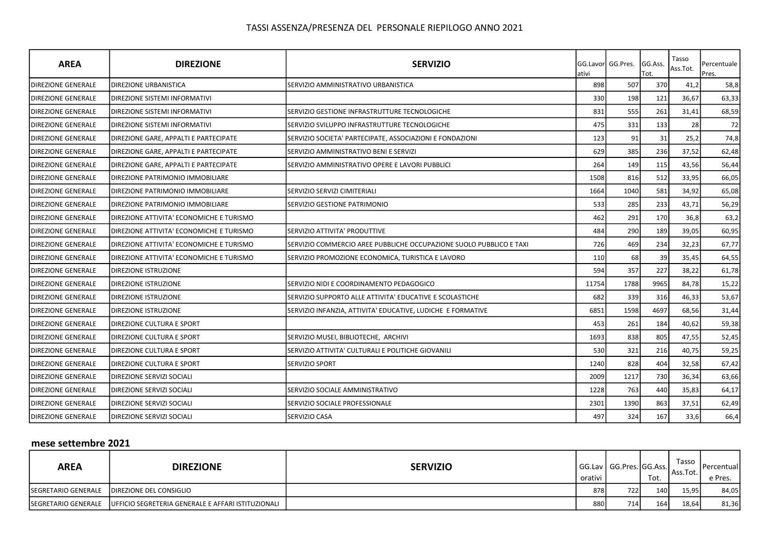# TASSI ASSENZA/PRESENZA DEL PERSONALE RIEPILOGO ANNO 2021

| AREA | DIREZIONE | SERVIZIO | GG.Lavorativi | GG.Pres. | GG.Ass. Tot. | Tasso Ass.Tot. | Percentuale Pres. |
|---|---|---|---|---|---|---|---|
| DIREZIONE GENERALE | DIREZIONE URBANISTICA | SERVIZIO AMMINISTRATIVO URBANISTICA | 898 | 507 | 370 | 41,2 | 58,8 |
| DIREZIONE GENERALE | DIREZIONE SISTEMI INFORMATIVI | | 330 | 198 | 121 | 36,67 | 63,33 |
| DIREZIONE GENERALE | DIREZIONE SISTEMI INFORMATIVI | SERVIZIO GESTIONE INFRASTRUTTURE TECNOLOGICHE | 831 | 555 | 261 | 31,41 | 68,59 |
| DIREZIONE GENERALE | DIREZIONE SISTEMI INFORMATIVI | SERVIZIO SVILUPPO INFRASTRUTTURE TECNOLOGICHE | 475 | 331 | 133 | 28 | 72 |
| DIREZIONE GENERALE | DIREZIONE GARE, APPALTI E PARTECIPATE | SERVIZIO SOCIETA' PARTECIPATE, ASSOCIAZIONI E FONDAZIONI | 123 | 91 | 31 | 25,2 | 74,8 |
| DIREZIONE GENERALE | DIREZIONE GARE, APPALTI E PARTECIPATE | SERVIZIO AMMINISTRATIVO BENI E SERVIZI | 629 | 385 | 236 | 37,52 | 62,48 |
| DIREZIONE GENERALE | DIREZIONE GARE, APPALTI E PARTECIPATE | SERVIZIO AMMINISTRATIVO OPERE E LAVORI PUBBLICI | 264 | 149 | 115 | 43,56 | 56,44 |
| DIREZIONE GENERALE | DIREZIONE PATRIMONIO IMMOBILIARE | | 1508 | 816 | 512 | 33,95 | 66,05 |
| DIREZIONE GENERALE | DIREZIONE PATRIMONIO IMMOBILIARE | SERVIZIO SERVIZI CIMITERIALI | 1664 | 1040 | 581 | 34,92 | 65,08 |
| DIREZIONE GENERALE | DIREZIONE PATRIMONIO IMMOBILIARE | SERVIZIO GESTIONE PATRIMONIO | 533 | 285 | 233 | 43,71 | 56,29 |
| DIREZIONE GENERALE | DIREZIONE ATTIVITA' ECONOMICHE E TURISMO | | 462 | 291 | 170 | 36,8 | 63,2 |
| DIREZIONE GENERALE | DIREZIONE ATTIVITA' ECONOMICHE E TURISMO | SERVIZIO ATTIVITA' PRODUTTIVE | 484 | 290 | 189 | 39,05 | 60,95 |
| DIREZIONE GENERALE | DIREZIONE ATTIVITA' ECONOMICHE E TURISMO | SERVIZIO COMMERCIO AREE PUBBLICHE OCCUPAZIONE SUOLO PUBBLICO E TAXI | 726 | 469 | 234 | 32,23 | 67,77 |
| DIREZIONE GENERALE | DIREZIONE ATTIVITA' ECONOMICHE E TURISMO | SERVIZIO PROMOZIONE ECONOMICA, TURISTICA E LAVORO | 110 | 68 | 39 | 35,45 | 64,55 |
| DIREZIONE GENERALE | DIREZIONE ISTRUZIONE | | 594 | 357 | 227 | 38,22 | 61,78 |
| DIREZIONE GENERALE | DIREZIONE ISTRUZIONE | SERVIZIO NIDI E COORDINAMENTO PEDAGOGICO | 11754 | 1788 | 9965 | 84,78 | 15,22 |
| DIREZIONE GENERALE | DIREZIONE ISTRUZIONE | SERVIZIO SUPPORTO ALLE ATTIVITA' EDUCATIVE E SCOLASTICHE | 682 | 339 | 316 | 46,33 | 53,67 |
| DIREZIONE GENERALE | DIREZIONE ISTRUZIONE | SERVIZIO INFANZIA, ATTIVITA' EDUCATIVE, LUDICHE E FORMATIVE | 6851 | 1598 | 4697 | 68,56 | 31,44 |
| DIREZIONE GENERALE | DIREZIONE CULTURA E SPORT | | 453 | 261 | 184 | 40,62 | 59,38 |
| DIREZIONE GENERALE | DIREZIONE CULTURA E SPORT | SERVIZIO MUSEI, BIBLIOTECHE, ARCHIVI | 1693 | 838 | 805 | 47,55 | 52,45 |
| DIREZIONE GENERALE | DIREZIONE CULTURA E SPORT | SERVIZIO ATTIVITA' CULTURALI E POLITICHE GIOVANILI | 530 | 321 | 216 | 40,75 | 59,25 |
| DIREZIONE GENERALE | DIREZIONE CULTURA E SPORT | SERVIZIO SPORT | 1240 | 828 | 404 | 32,58 | 67,42 |
| DIREZIONE GENERALE | DIREZIONE SERVIZI SOCIALI | | 2009 | 1217 | 730 | 36,34 | 63,66 |
| DIREZIONE GENERALE | DIREZIONE SERVIZI SOCIALI | SERVIZIO SOCIALE AMMINISTRATIVO | 1228 | 763 | 440 | 35,83 | 64,17 |
| DIREZIONE GENERALE | DIREZIONE SERVIZI SOCIALI | SERVIZIO SOCIALE PROFESSIONALE | 2301 | 1390 | 863 | 37,51 | 62,49 |
| DIREZIONE GENERALE | DIREZIONE SERVIZI SOCIALI | SERVIZIO CASA | 497 | 324 | 167 | 33,6 | 66,4 |

## mese settembre 2021

| AREA | DIREZIONE | SERVIZIO | GG.Lavorativi | GG.Pres. | GG.Ass. Tot. | Tasso Ass.Tot. | Percentuale Pres. |
|---|---|---|---|---|---|---|---|
| SEGRETARIO GENERALE | DIREZIONE DEL CONSIGLIO | | 878 | 722 | 140 | 15,95 | 84,05 |
| SEGRETARIO GENERALE | UFFICIO SEGRETERIA GENERALE E AFFARI ISTITUZIONALI | | 880 | 714 | 164 | 18,64 | 81,36 |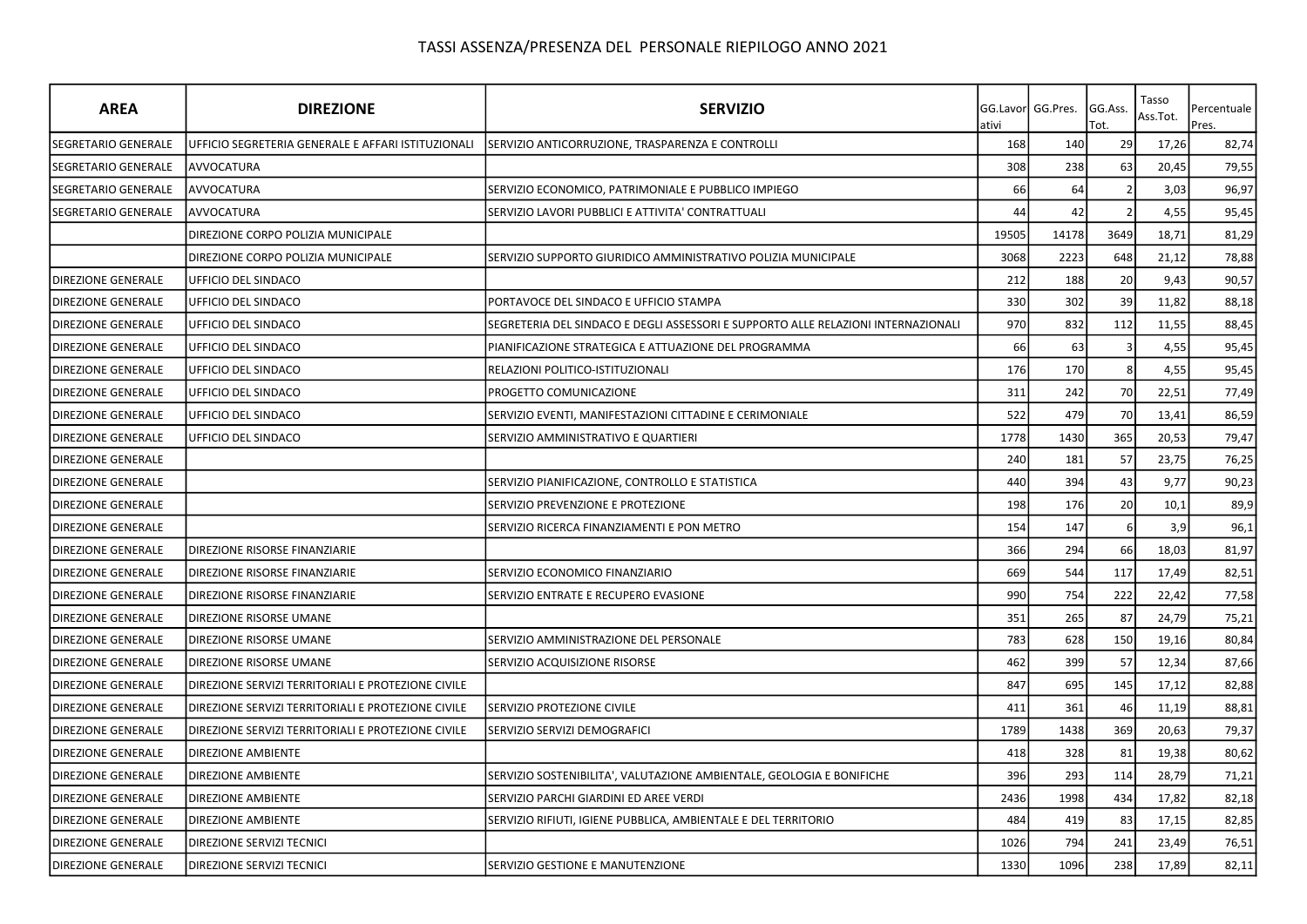# TASSI ASSENZA/PRESENZA DEL PERSONALE RIEPILOGO ANNO 2021

| AREA | DIREZIONE | SERVIZIO | GG.Lavorativi | GG.Pres. | GG.Ass. Tot. | Tasso Ass.Tot. | Percentuale Pres. |
|---|---|---|---|---|---|---|---|
| SEGRETARIO GENERALE | UFFICIO SEGRETERIA GENERALE E AFFARI ISTITUZIONALI | SERVIZIO ANTICORRUZIONE, TRASPARENZA E CONTROLLI | 168 | 140 | 29 | 17,26 | 82,74 |
| SEGRETARIO GENERALE | AVVOCATURA | | 308 | 238 | 63 | 20,45 | 79,55 |
| SEGRETARIO GENERALE | AVVOCATURA | SERVIZIO ECONOMICO, PATRIMONIALE E PUBBLICO IMPIEGO | 66 | 64 | 2 | 3,03 | 96,97 |
| SEGRETARIO GENERALE | AVVOCATURA | SERVIZIO LAVORI PUBBLICI E ATTIVITA' CONTRATTUALI | 44 | 42 | 2 | 4,55 | 95,45 |
| | DIREZIONE CORPO POLIZIA MUNICIPALE | | 19505 | 14178 | 3649 | 18,71 | 81,29 |
| | DIREZIONE CORPO POLIZIA MUNICIPALE | SERVIZIO SUPPORTO GIURIDICO AMMINISTRATIVO POLIZIA MUNICIPALE | 3068 | 2223 | 648 | 21,12 | 78,88 |
| DIREZIONE GENERALE | UFFICIO DEL SINDACO | | 212 | 188 | 20 | 9,43 | 90,57 |
| DIREZIONE GENERALE | UFFICIO DEL SINDACO | PORTAVOCE DEL SINDACO E UFFICIO STAMPA | 330 | 302 | 39 | 11,82 | 88,18 |
| DIREZIONE GENERALE | UFFICIO DEL SINDACO | SEGRETERIA DEL SINDACO E DEGLI ASSESSORI E SUPPORTO ALLE RELAZIONI INTERNAZIONALI | 970 | 832 | 112 | 11,55 | 88,45 |
| DIREZIONE GENERALE | UFFICIO DEL SINDACO | PIANIFICAZIONE STRATEGICA E ATTUAZIONE DEL PROGRAMMA | 66 | 63 | 3 | 4,55 | 95,45 |
| DIREZIONE GENERALE | UFFICIO DEL SINDACO | RELAZIONI POLITICO-ISTITUZIONALI | 176 | 170 | 8 | 4,55 | 95,45 |
| DIREZIONE GENERALE | UFFICIO DEL SINDACO | PROGETTO COMUNICAZIONE | 311 | 242 | 70 | 22,51 | 77,49 |
| DIREZIONE GENERALE | UFFICIO DEL SINDACO | SERVIZIO EVENTI, MANIFESTAZIONI CITTADINE E CERIMONIALE | 522 | 479 | 70 | 13,41 | 86,59 |
| DIREZIONE GENERALE | UFFICIO DEL SINDACO | SERVIZIO AMMINISTRATIVO E QUARTIERI | 1778 | 1430 | 365 | 20,53 | 79,47 |
| DIREZIONE GENERALE | | | 240 | 181 | 57 | 23,75 | 76,25 |
| DIREZIONE GENERALE | | SERVIZIO PIANIFICAZIONE, CONTROLLO E STATISTICA | 440 | 394 | 43 | 9,77 | 90,23 |
| DIREZIONE GENERALE | | SERVIZIO PREVENZIONE E PROTEZIONE | 198 | 176 | 20 | 10,1 | 89,9 |
| DIREZIONE GENERALE | | SERVIZIO RICERCA FINANZIAMENTI E PON METRO | 154 | 147 | 6 | 3,9 | 96,1 |
| DIREZIONE GENERALE | DIREZIONE RISORSE FINANZIARIE | | 366 | 294 | 66 | 18,03 | 81,97 |
| DIREZIONE GENERALE | DIREZIONE RISORSE FINANZIARIE | SERVIZIO ECONOMICO FINANZIARIO | 669 | 544 | 117 | 17,49 | 82,51 |
| DIREZIONE GENERALE | DIREZIONE RISORSE FINANZIARIE | SERVIZIO ENTRATE E RECUPERO EVASIONE | 990 | 754 | 222 | 22,42 | 77,58 |
| DIREZIONE GENERALE | DIREZIONE RISORSE UMANE | | 351 | 265 | 87 | 24,79 | 75,21 |
| DIREZIONE GENERALE | DIREZIONE RISORSE UMANE | SERVIZIO AMMINISTRAZIONE DEL PERSONALE | 783 | 628 | 150 | 19,16 | 80,84 |
| DIREZIONE GENERALE | DIREZIONE RISORSE UMANE | SERVIZIO ACQUISIZIONE RISORSE | 462 | 399 | 57 | 12,34 | 87,66 |
| DIREZIONE GENERALE | DIREZIONE SERVIZI TERRITORIALI E PROTEZIONE CIVILE | | 847 | 695 | 145 | 17,12 | 82,88 |
| DIREZIONE GENERALE | DIREZIONE SERVIZI TERRITORIALI E PROTEZIONE CIVILE | SERVIZIO PROTEZIONE CIVILE | 411 | 361 | 46 | 11,19 | 88,81 |
| DIREZIONE GENERALE | DIREZIONE SERVIZI TERRITORIALI E PROTEZIONE CIVILE | SERVIZIO SERVIZI DEMOGRAFICI | 1789 | 1438 | 369 | 20,63 | 79,37 |
| DIREZIONE GENERALE | DIREZIONE AMBIENTE | | 418 | 328 | 81 | 19,38 | 80,62 |
| DIREZIONE GENERALE | DIREZIONE AMBIENTE | SERVIZIO SOSTENIBILITA', VALUTAZIONE AMBIENTALE, GEOLOGIA E BONIFICHE | 396 | 293 | 114 | 28,79 | 71,21 |
| DIREZIONE GENERALE | DIREZIONE AMBIENTE | SERVIZIO PARCHI GIARDINI ED AREE VERDI | 2436 | 1998 | 434 | 17,82 | 82,18 |
| DIREZIONE GENERALE | DIREZIONE AMBIENTE | SERVIZIO RIFIUTI, IGIENE PUBBLICA, AMBIENTALE E DEL TERRITORIO | 484 | 419 | 83 | 17,15 | 82,85 |
| DIREZIONE GENERALE | DIREZIONE SERVIZI TECNICI | | 1026 | 794 | 241 | 23,49 | 76,51 |
| DIREZIONE GENERALE | DIREZIONE SERVIZI TECNICI | SERVIZIO GESTIONE E MANUTENZIONE | 1330 | 1096 | 238 | 17,89 | 82,11 |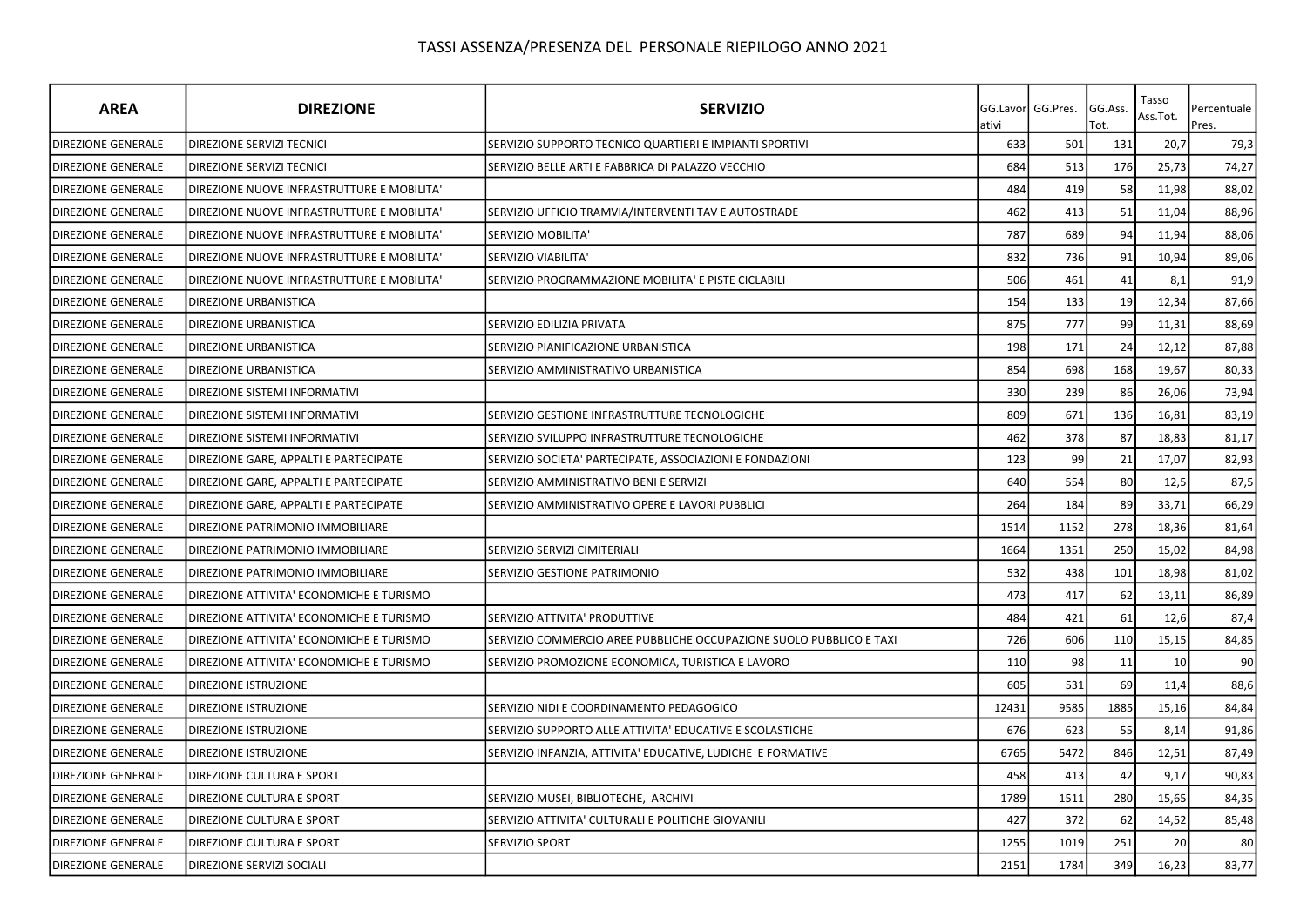# TASSI ASSENZA/PRESENZA DEL PERSONALE RIEPILOGO ANNO 2021

| AREA | DIREZIONE | SERVIZIO | GG.Lavorativi | GG.Pres. | GG.Ass. Tot. | Tasso Ass.Tot. | Percentuale Pres. |
|---|---|---|---|---|---|---|---|
| DIREZIONE GENERALE | DIREZIONE SERVIZI TECNICI | SERVIZIO SUPPORTO TECNICO QUARTIERI E IMPIANTI SPORTIVI | 633 | 501 | 131 | 20,7 | 79,3 |
| DIREZIONE GENERALE | DIREZIONE SERVIZI TECNICI | SERVIZIO BELLE ARTI E FABBRICA DI PALAZZO VECCHIO | 684 | 513 | 176 | 25,73 | 74,27 |
| DIREZIONE GENERALE | DIREZIONE NUOVE INFRASTRUTTURE E MOBILITA' | | 484 | 419 | 58 | 11,98 | 88,02 |
| DIREZIONE GENERALE | DIREZIONE NUOVE INFRASTRUTTURE E MOBILITA' | SERVIZIO UFFICIO TRAMVIA/INTERVENTI TAV E AUTOSTRADE | 462 | 413 | 51 | 11,04 | 88,96 |
| DIREZIONE GENERALE | DIREZIONE NUOVE INFRASTRUTTURE E MOBILITA' | SERVIZIO MOBILITA' | 787 | 689 | 94 | 11,94 | 88,06 |
| DIREZIONE GENERALE | DIREZIONE NUOVE INFRASTRUTTURE E MOBILITA' | SERVIZIO VIABILITA' | 832 | 736 | 91 | 10,94 | 89,06 |
| DIREZIONE GENERALE | DIREZIONE NUOVE INFRASTRUTTURE E MOBILITA' | SERVIZIO PROGRAMMAZIONE MOBILITA' E PISTE CICLABILI | 506 | 461 | 41 | 8,1 | 91,9 |
| DIREZIONE GENERALE | DIREZIONE URBANISTICA | | 154 | 133 | 19 | 12,34 | 87,66 |
| DIREZIONE GENERALE | DIREZIONE URBANISTICA | SERVIZIO EDILIZIA PRIVATA | 875 | 777 | 99 | 11,31 | 88,69 |
| DIREZIONE GENERALE | DIREZIONE URBANISTICA | SERVIZIO PIANIFICAZIONE URBANISTICA | 198 | 171 | 24 | 12,12 | 87,88 |
| DIREZIONE GENERALE | DIREZIONE URBANISTICA | SERVIZIO AMMINISTRATIVO URBANISTICA | 854 | 698 | 168 | 19,67 | 80,33 |
| DIREZIONE GENERALE | DIREZIONE SISTEMI INFORMATIVI | | 330 | 239 | 86 | 26,06 | 73,94 |
| DIREZIONE GENERALE | DIREZIONE SISTEMI INFORMATIVI | SERVIZIO GESTIONE INFRASTRUTTURE TECNOLOGICHE | 809 | 671 | 136 | 16,81 | 83,19 |
| DIREZIONE GENERALE | DIREZIONE SISTEMI INFORMATIVI | SERVIZIO SVILUPPO INFRASTRUTTURE TECNOLOGICHE | 462 | 378 | 87 | 18,83 | 81,17 |
| DIREZIONE GENERALE | DIREZIONE GARE, APPALTI E PARTECIPATE | SERVIZIO SOCIETA' PARTECIPATE, ASSOCIAZIONI E FONDAZIONI | 123 | 99 | 21 | 17,07 | 82,93 |
| DIREZIONE GENERALE | DIREZIONE GARE, APPALTI E PARTECIPATE | SERVIZIO AMMINISTRATIVO BENI E SERVIZI | 640 | 554 | 80 | 12,5 | 87,5 |
| DIREZIONE GENERALE | DIREZIONE GARE, APPALTI E PARTECIPATE | SERVIZIO AMMINISTRATIVO OPERE E LAVORI PUBBLICI | 264 | 184 | 89 | 33,71 | 66,29 |
| DIREZIONE GENERALE | DIREZIONE PATRIMONIO IMMOBILIARE | | 1514 | 1152 | 278 | 18,36 | 81,64 |
| DIREZIONE GENERALE | DIREZIONE PATRIMONIO IMMOBILIARE | SERVIZIO SERVIZI CIMITERIALI | 1664 | 1351 | 250 | 15,02 | 84,98 |
| DIREZIONE GENERALE | DIREZIONE PATRIMONIO IMMOBILIARE | SERVIZIO GESTIONE PATRIMONIO | 532 | 438 | 101 | 18,98 | 81,02 |
| DIREZIONE GENERALE | DIREZIONE ATTIVITA' ECONOMICHE E TURISMO | | 473 | 417 | 62 | 13,11 | 86,89 |
| DIREZIONE GENERALE | DIREZIONE ATTIVITA' ECONOMICHE E TURISMO | SERVIZIO ATTIVITA' PRODUTTIVE | 484 | 421 | 61 | 12,6 | 87,4 |
| DIREZIONE GENERALE | DIREZIONE ATTIVITA' ECONOMICHE E TURISMO | SERVIZIO COMMERCIO AREE PUBBLICHE OCCUPAZIONE SUOLO PUBBLICO E TAXI | 726 | 606 | 110 | 15,15 | 84,85 |
| DIREZIONE GENERALE | DIREZIONE ATTIVITA' ECONOMICHE E TURISMO | SERVIZIO PROMOZIONE ECONOMICA, TURISTICA E LAVORO | 110 | 98 | 11 | 10 | 90 |
| DIREZIONE GENERALE | DIREZIONE ISTRUZIONE | | 605 | 531 | 69 | 11,4 | 88,6 |
| DIREZIONE GENERALE | DIREZIONE ISTRUZIONE | SERVIZIO NIDI E COORDINAMENTO PEDAGOGICO | 12431 | 9585 | 1885 | 15,16 | 84,84 |
| DIREZIONE GENERALE | DIREZIONE ISTRUZIONE | SERVIZIO SUPPORTO ALLE ATTIVITA' EDUCATIVE E SCOLASTICHE | 676 | 623 | 55 | 8,14 | 91,86 |
| DIREZIONE GENERALE | DIREZIONE ISTRUZIONE | SERVIZIO INFANZIA, ATTIVITA' EDUCATIVE, LUDICHE E FORMATIVE | 6765 | 5472 | 846 | 12,51 | 87,49 |
| DIREZIONE GENERALE | DIREZIONE CULTURA E SPORT | | 458 | 413 | 42 | 9,17 | 90,83 |
| DIREZIONE GENERALE | DIREZIONE CULTURA E SPORT | SERVIZIO MUSEI, BIBLIOTECHE, ARCHIVI | 1789 | 1511 | 280 | 15,65 | 84,35 |
| DIREZIONE GENERALE | DIREZIONE CULTURA E SPORT | SERVIZIO ATTIVITA' CULTURALI E POLITICHE GIOVANILI | 427 | 372 | 62 | 14,52 | 85,48 |
| DIREZIONE GENERALE | DIREZIONE CULTURA E SPORT | SERVIZIO SPORT | 1255 | 1019 | 251 | 20 | 80 |
| DIREZIONE GENERALE | DIREZIONE SERVIZI SOCIALI | | 2151 | 1784 | 349 | 16,23 | 83,77 |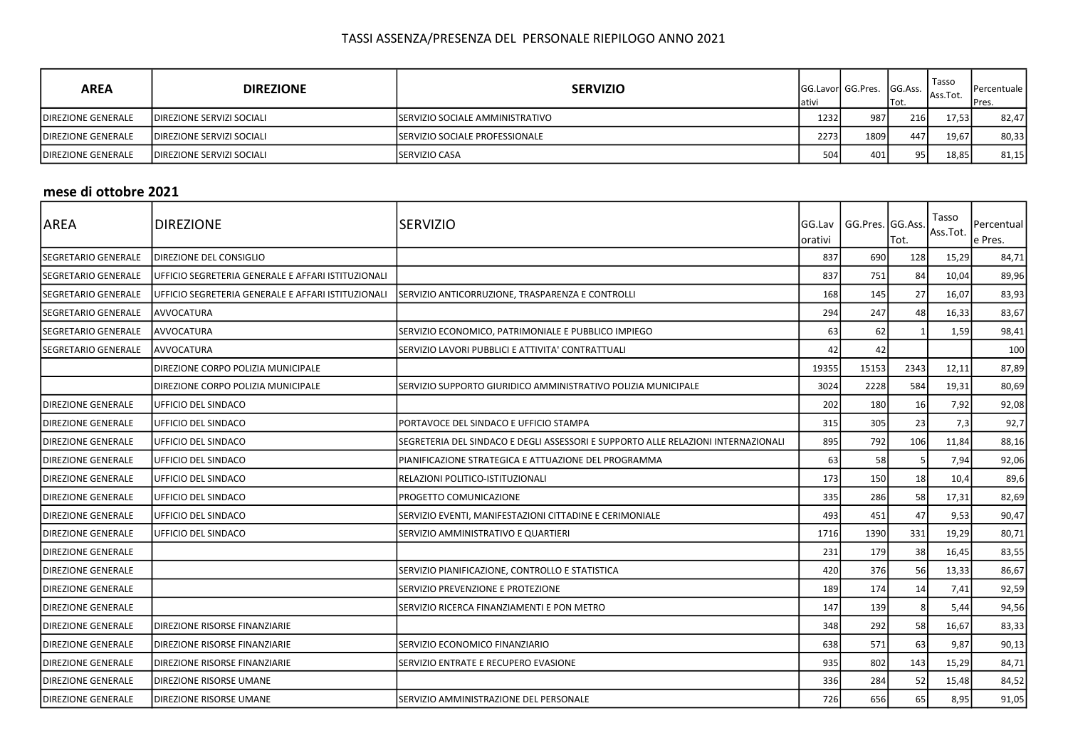# TASSI ASSENZA/PRESENZA DEL PERSONALE RIEPILOGO ANNO 2021

| AREA | DIREZIONE | SERVIZIO | GG.Lavorativi | GG.Pres. | GG.Ass. Tot. | Tasso Ass.Tot. | Percentuale Pres. |
|---|---|---|---|---|---|---|---|
| DIREZIONE GENERALE | DIREZIONE SERVIZI SOCIALI | SERVIZIO SOCIALE AMMINISTRATIVO | 1232 | 987 | 216 | 17,53 | 82,47 |
| DIREZIONE GENERALE | DIREZIONE SERVIZI SOCIALI | SERVIZIO SOCIALE PROFESSIONALE | 2273 | 1809 | 447 | 19,67 | 80,33 |
| DIREZIONE GENERALE | DIREZIONE SERVIZI SOCIALI | SERVIZIO CASA | 504 | 401 | 95 | 18,85 | 81,15 |

## mese di ottobre 2021

| AREA | DIREZIONE | SERVIZIO | GG.Lavorativi | GG.Pres. | GG.Ass. Tot. | Tasso Ass.Tot. | Percentuale Pres. |
|---|---|---|---|---|---|---|---|
| SEGRETARIO GENERALE | DIREZIONE DEL CONSIGLIO | | 837 | 690 | 128 | 15,29 | 84,71 |
| SEGRETARIO GENERALE | UFFICIO SEGRETERIA GENERALE E AFFARI ISTITUZIONALI | | 837 | 751 | 84 | 10,04 | 89,96 |
| SEGRETARIO GENERALE | UFFICIO SEGRETERIA GENERALE E AFFARI ISTITUZIONALI | SERVIZIO ANTICORRUZIONE, TRASPARENZA E CONTROLLI | 168 | 145 | 27 | 16,07 | 83,93 |
| SEGRETARIO GENERALE | AVVOCATURA | | 294 | 247 | 48 | 16,33 | 83,67 |
| SEGRETARIO GENERALE | AVVOCATURA | SERVIZIO ECONOMICO, PATRIMONIALE E PUBBLICO IMPIEGO | 63 | 62 | 1 | 1,59 | 98,41 |
| SEGRETARIO GENERALE | AVVOCATURA | SERVIZIO LAVORI PUBBLICI E ATTIVITA' CONTRATTUALI | 42 | 42 | | | 100 |
| | DIREZIONE CORPO POLIZIA MUNICIPALE | | 19355 | 15153 | 2343 | 12,11 | 87,89 |
| | DIREZIONE CORPO POLIZIA MUNICIPALE | SERVIZIO SUPPORTO GIURIDICO AMMINISTRATIVO POLIZIA MUNICIPALE | 3024 | 2228 | 584 | 19,31 | 80,69 |
| DIREZIONE GENERALE | UFFICIO DEL SINDACO | | 202 | 180 | 16 | 7,92 | 92,08 |
| DIREZIONE GENERALE | UFFICIO DEL SINDACO | PORTAVOCE DEL SINDACO E UFFICIO STAMPA | 315 | 305 | 23 | 7,3 | 92,7 |
| DIREZIONE GENERALE | UFFICIO DEL SINDACO | SEGRETERIA DEL SINDACO E DEGLI ASSESSORI E SUPPORTO ALLE RELAZIONI INTERNAZIONALI | 895 | 792 | 106 | 11,84 | 88,16 |
| DIREZIONE GENERALE | UFFICIO DEL SINDACO | PIANIFICAZIONE STRATEGICA E ATTUAZIONE DEL PROGRAMMA | 63 | 58 | 5 | 7,94 | 92,06 |
| DIREZIONE GENERALE | UFFICIO DEL SINDACO | RELAZIONI POLITICO-ISTITUZIONALI | 173 | 150 | 18 | 10,4 | 89,6 |
| DIREZIONE GENERALE | UFFICIO DEL SINDACO | PROGETTO COMUNICAZIONE | 335 | 286 | 58 | 17,31 | 82,69 |
| DIREZIONE GENERALE | UFFICIO DEL SINDACO | SERVIZIO EVENTI, MANIFESTAZIONI CITTADINE E CERIMONIALE | 493 | 451 | 47 | 9,53 | 90,47 |
| DIREZIONE GENERALE | UFFICIO DEL SINDACO | SERVIZIO AMMINISTRATIVO E QUARTIERI | 1716 | 1390 | 331 | 19,29 | 80,71 |
| DIREZIONE GENERALE | | | 231 | 179 | 38 | 16,45 | 83,55 |
| DIREZIONE GENERALE | | SERVIZIO PIANIFICAZIONE, CONTROLLO E STATISTICA | 420 | 376 | 56 | 13,33 | 86,67 |
| DIREZIONE GENERALE | | SERVIZIO PREVENZIONE E PROTEZIONE | 189 | 174 | 14 | 7,41 | 92,59 |
| DIREZIONE GENERALE | | SERVIZIO RICERCA FINANZIAMENTI E PON METRO | 147 | 139 | 8 | 5,44 | 94,56 |
| DIREZIONE GENERALE | DIREZIONE RISORSE FINANZIARIE | | 348 | 292 | 58 | 16,67 | 83,33 |
| DIREZIONE GENERALE | DIREZIONE RISORSE FINANZIARIE | SERVIZIO ECONOMICO FINANZIARIO | 638 | 571 | 63 | 9,87 | 90,13 |
| DIREZIONE GENERALE | DIREZIONE RISORSE FINANZIARIE | SERVIZIO ENTRATE E RECUPERO EVASIONE | 935 | 802 | 143 | 15,29 | 84,71 |
| DIREZIONE GENERALE | DIREZIONE RISORSE UMANE | | 336 | 284 | 52 | 15,48 | 84,52 |
| DIREZIONE GENERALE | DIREZIONE RISORSE UMANE | SERVIZIO AMMINISTRAZIONE DEL PERSONALE | 726 | 656 | 65 | 8,95 | 91,05 |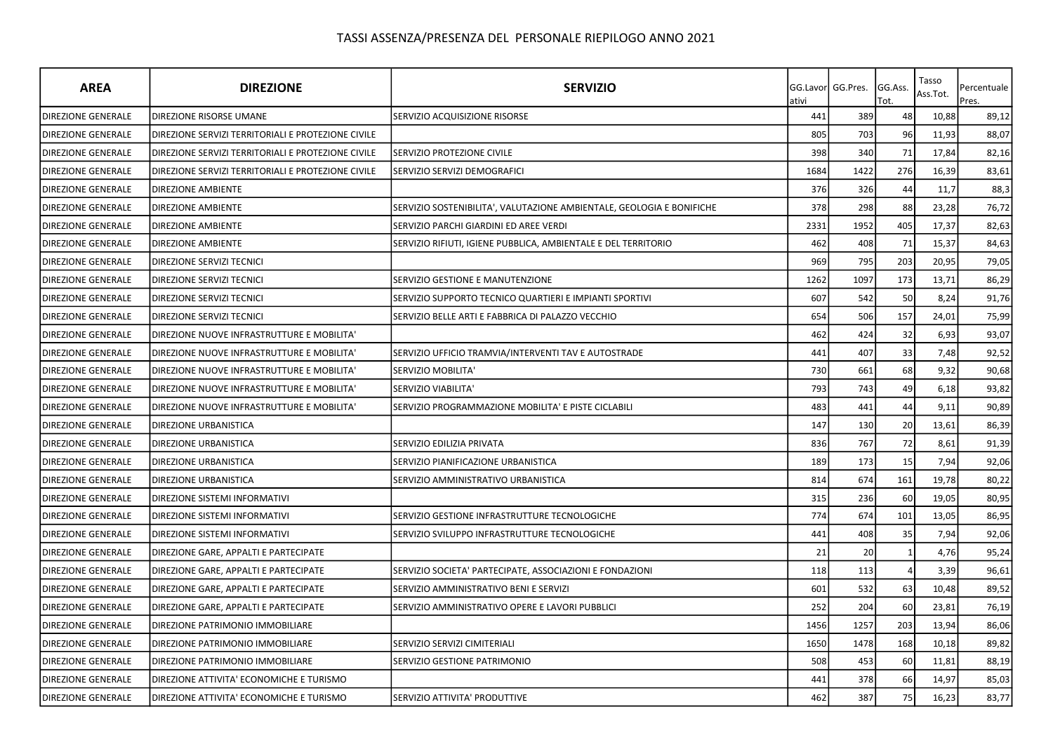# TASSI ASSENZA/PRESENZA DEL PERSONALE RIEPILOGO ANNO 2021

| AREA | DIREZIONE | SERVIZIO | GG.Lavorativi | GG.Pres. | GG.Ass. Tot. | Tasso Ass.Tot. | Percentuale Pres. |
|---|---|---|---|---|---|---|---|
| DIREZIONE GENERALE | DIREZIONE RISORSE UMANE | SERVIZIO ACQUISIZIONE RISORSE | 441 | 389 | 48 | 10,88 | 89,12 |
| DIREZIONE GENERALE | DIREZIONE SERVIZI TERRITORIALI E PROTEZIONE CIVILE | | 805 | 703 | 96 | 11,93 | 88,07 |
| DIREZIONE GENERALE | DIREZIONE SERVIZI TERRITORIALI E PROTEZIONE CIVILE | SERVIZIO PROTEZIONE CIVILE | 398 | 340 | 71 | 17,84 | 82,16 |
| DIREZIONE GENERALE | DIREZIONE SERVIZI TERRITORIALI E PROTEZIONE CIVILE | SERVIZIO SERVIZI DEMOGRAFICI | 1684 | 1422 | 276 | 16,39 | 83,61 |
| DIREZIONE GENERALE | DIREZIONE AMBIENTE | | 376 | 326 | 44 | 11,7 | 88,3 |
| DIREZIONE GENERALE | DIREZIONE AMBIENTE | SERVIZIO SOSTENIBILITA', VALUTAZIONE AMBIENTALE, GEOLOGIA E BONIFICHE | 378 | 298 | 88 | 23,28 | 76,72 |
| DIREZIONE GENERALE | DIREZIONE AMBIENTE | SERVIZIO PARCHI GIARDINI ED AREE VERDI | 2331 | 1952 | 405 | 17,37 | 82,63 |
| DIREZIONE GENERALE | DIREZIONE AMBIENTE | SERVIZIO RIFIUTI, IGIENE PUBBLICA, AMBIENTALE E DEL TERRITORIO | 462 | 408 | 71 | 15,37 | 84,63 |
| DIREZIONE GENERALE | DIREZIONE SERVIZI TECNICI | | 969 | 795 | 203 | 20,95 | 79,05 |
| DIREZIONE GENERALE | DIREZIONE SERVIZI TECNICI | SERVIZIO GESTIONE E MANUTENZIONE | 1262 | 1097 | 173 | 13,71 | 86,29 |
| DIREZIONE GENERALE | DIREZIONE SERVIZI TECNICI | SERVIZIO SUPPORTO TECNICO QUARTIERI E IMPIANTI SPORTIVI | 607 | 542 | 50 | 8,24 | 91,76 |
| DIREZIONE GENERALE | DIREZIONE SERVIZI TECNICI | SERVIZIO BELLE ARTI E FABBRICA DI PALAZZO VECCHIO | 654 | 506 | 157 | 24,01 | 75,99 |
| DIREZIONE GENERALE | DIREZIONE NUOVE INFRASTRUTTURE E MOBILITA' | | 462 | 424 | 32 | 6,93 | 93,07 |
| DIREZIONE GENERALE | DIREZIONE NUOVE INFRASTRUTTURE E MOBILITA' | SERVIZIO UFFICIO TRAMVIA/INTERVENTI TAV E AUTOSTRADE | 441 | 407 | 33 | 7,48 | 92,52 |
| DIREZIONE GENERALE | DIREZIONE NUOVE INFRASTRUTTURE E MOBILITA' | SERVIZIO MOBILITA' | 730 | 661 | 68 | 9,32 | 90,68 |
| DIREZIONE GENERALE | DIREZIONE NUOVE INFRASTRUTTURE E MOBILITA' | SERVIZIO VIABILITA' | 793 | 743 | 49 | 6,18 | 93,82 |
| DIREZIONE GENERALE | DIREZIONE NUOVE INFRASTRUTTURE E MOBILITA' | SERVIZIO PROGRAMMAZIONE MOBILITA' E PISTE CICLABILI | 483 | 441 | 44 | 9,11 | 90,89 |
| DIREZIONE GENERALE | DIREZIONE URBANISTICA | | 147 | 130 | 20 | 13,61 | 86,39 |
| DIREZIONE GENERALE | DIREZIONE URBANISTICA | SERVIZIO EDILIZIA PRIVATA | 836 | 767 | 72 | 8,61 | 91,39 |
| DIREZIONE GENERALE | DIREZIONE URBANISTICA | SERVIZIO PIANIFICAZIONE URBANISTICA | 189 | 173 | 15 | 7,94 | 92,06 |
| DIREZIONE GENERALE | DIREZIONE URBANISTICA | SERVIZIO AMMINISTRATIVO URBANISTICA | 814 | 674 | 161 | 19,78 | 80,22 |
| DIREZIONE GENERALE | DIREZIONE SISTEMI INFORMATIVI | | 315 | 236 | 60 | 19,05 | 80,95 |
| DIREZIONE GENERALE | DIREZIONE SISTEMI INFORMATIVI | SERVIZIO GESTIONE INFRASTRUTTURE TECNOLOGICHE | 774 | 674 | 101 | 13,05 | 86,95 |
| DIREZIONE GENERALE | DIREZIONE SISTEMI INFORMATIVI | SERVIZIO SVILUPPO INFRASTRUTTURE TECNOLOGICHE | 441 | 408 | 35 | 7,94 | 92,06 |
| DIREZIONE GENERALE | DIREZIONE GARE, APPALTI E PARTECIPATE | | 21 | 20 | 1 | 4,76 | 95,24 |
| DIREZIONE GENERALE | DIREZIONE GARE, APPALTI E PARTECIPATE | SERVIZIO SOCIETA' PARTECIPATE, ASSOCIAZIONI E FONDAZIONI | 118 | 113 | 4 | 3,39 | 96,61 |
| DIREZIONE GENERALE | DIREZIONE GARE, APPALTI E PARTECIPATE | SERVIZIO AMMINISTRATIVO BENI E SERVIZI | 601 | 532 | 63 | 10,48 | 89,52 |
| DIREZIONE GENERALE | DIREZIONE GARE, APPALTI E PARTECIPATE | SERVIZIO AMMINISTRATIVO OPERE E LAVORI PUBBLICI | 252 | 204 | 60 | 23,81 | 76,19 |
| DIREZIONE GENERALE | DIREZIONE PATRIMONIO IMMOBILIARE | | 1456 | 1257 | 203 | 13,94 | 86,06 |
| DIREZIONE GENERALE | DIREZIONE PATRIMONIO IMMOBILIARE | SERVIZIO SERVIZI CIMITERIALI | 1650 | 1478 | 168 | 10,18 | 89,82 |
| DIREZIONE GENERALE | DIREZIONE PATRIMONIO IMMOBILIARE | SERVIZIO GESTIONE PATRIMONIO | 508 | 453 | 60 | 11,81 | 88,19 |
| DIREZIONE GENERALE | DIREZIONE ATTIVITA' ECONOMICHE E TURISMO | | 441 | 378 | 66 | 14,97 | 85,03 |
| DIREZIONE GENERALE | DIREZIONE ATTIVITA' ECONOMICHE E TURISMO | SERVIZIO ATTIVITA' PRODUTTIVE | 462 | 387 | 75 | 16,23 | 83,77 |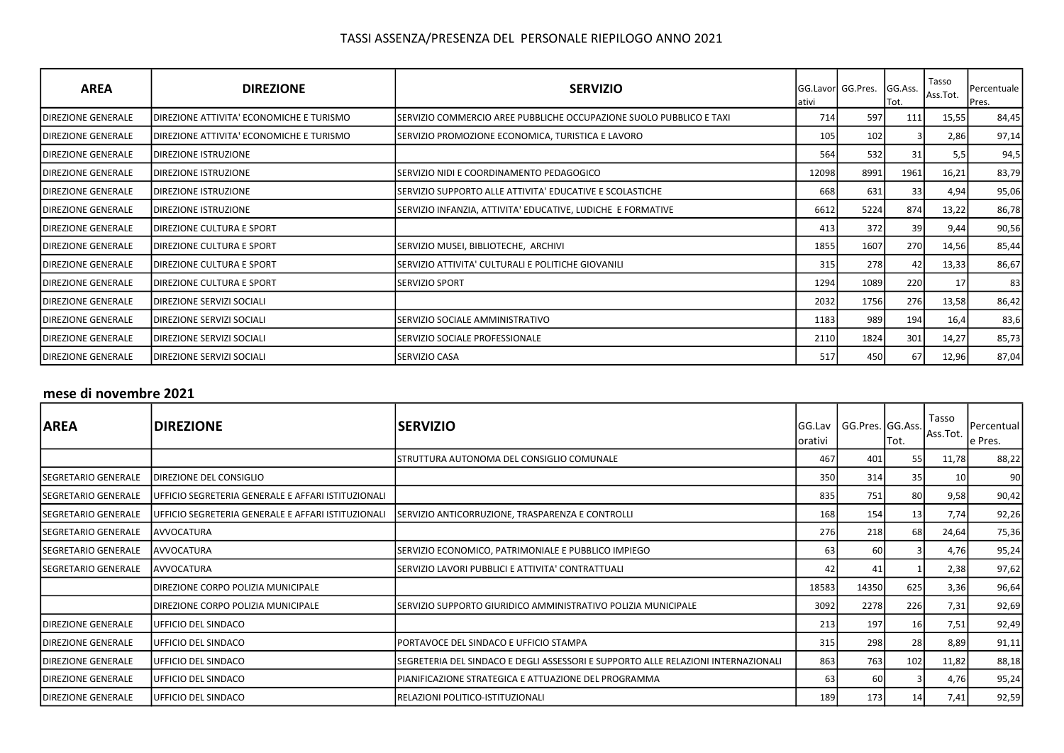TASSI ASSENZA/PRESENZA DEL PERSONALE RIEPILOGO ANNO 2021

| AREA | DIREZIONE | SERVIZIO | GG.Lavorativi | GG.Pres. | GG.Ass. Tot. | Tasso Ass.Tot. | Percentuale Pres. |
|---|---|---|---|---|---|---|---|
| DIREZIONE GENERALE | DIREZIONE ATTIVITA' ECONOMICHE E TURISMO | SERVIZIO COMMERCIO AREE PUBBLICHE OCCUPAZIONE SUOLO PUBBLICO E TAXI | 714 | 597 | 111 | 15,55 | 84,45 |
| DIREZIONE GENERALE | DIREZIONE ATTIVITA' ECONOMICHE E TURISMO | SERVIZIO PROMOZIONE ECONOMICA, TURISTICA E LAVORO | 105 | 102 | 3 | 2,86 | 97,14 |
| DIREZIONE GENERALE | DIREZIONE ISTRUZIONE | | 564 | 532 | 31 | 5,5 | 94,5 |
| DIREZIONE GENERALE | DIREZIONE ISTRUZIONE | SERVIZIO NIDI E COORDINAMENTO PEDAGOGICO | 12098 | 8991 | 1961 | 16,21 | 83,79 |
| DIREZIONE GENERALE | DIREZIONE ISTRUZIONE | SERVIZIO SUPPORTO ALLE ATTIVITA' EDUCATIVE E SCOLASTICHE | 668 | 631 | 33 | 4,94 | 95,06 |
| DIREZIONE GENERALE | DIREZIONE ISTRUZIONE | SERVIZIO INFANZIA, ATTIVITA' EDUCATIVE, LUDICHE E FORMATIVE | 6612 | 5224 | 874 | 13,22 | 86,78 |
| DIREZIONE GENERALE | DIREZIONE CULTURA E SPORT | | 413 | 372 | 39 | 9,44 | 90,56 |
| DIREZIONE GENERALE | DIREZIONE CULTURA E SPORT | SERVIZIO MUSEI, BIBLIOTECHE, ARCHIVI | 1855 | 1607 | 270 | 14,56 | 85,44 |
| DIREZIONE GENERALE | DIREZIONE CULTURA E SPORT | SERVIZIO ATTIVITA' CULTURALI E POLITICHE GIOVANILI | 315 | 278 | 42 | 13,33 | 86,67 |
| DIREZIONE GENERALE | DIREZIONE CULTURA E SPORT | SERVIZIO SPORT | 1294 | 1089 | 220 | 17 | 83 |
| DIREZIONE GENERALE | DIREZIONE SERVIZI SOCIALI | | 2032 | 1756 | 276 | 13,58 | 86,42 |
| DIREZIONE GENERALE | DIREZIONE SERVIZI SOCIALI | SERVIZIO SOCIALE AMMINISTRATIVO | 1183 | 989 | 194 | 16,4 | 83,6 |
| DIREZIONE GENERALE | DIREZIONE SERVIZI SOCIALI | SERVIZIO SOCIALE PROFESSIONALE | 2110 | 1824 | 301 | 14,27 | 85,73 |
| DIREZIONE GENERALE | DIREZIONE SERVIZI SOCIALI | SERVIZIO CASA | 517 | 450 | 67 | 12,96 | 87,04 |

## mese di novembre 2021

| AREA | DIREZIONE | SERVIZIO | GG.Lavorativi | GG.Pres. | GG.Ass. Tot. | Tasso Ass.Tot. | Percentuale Pres. |
|---|---|---|---|---|---|---|---|
| | | STRUTTURA AUTONOMA DEL CONSIGLIO COMUNALE | 467 | 401 | 55 | 11,78 | 88,22 |
| SEGRETARIO GENERALE | DIREZIONE DEL CONSIGLIO | | 350 | 314 | 35 | 10 | 90 |
| SEGRETARIO GENERALE | UFFICIO SEGRETERIA GENERALE E AFFARI ISTITUZIONALI | | 835 | 751 | 80 | 9,58 | 90,42 |
| SEGRETARIO GENERALE | UFFICIO SEGRETERIA GENERALE E AFFARI ISTITUZIONALI | SERVIZIO ANTICORRUZIONE, TRASPARENZA E CONTROLLI | 168 | 154 | 13 | 7,74 | 92,26 |
| SEGRETARIO GENERALE | AVVOCATURA | | 276 | 218 | 68 | 24,64 | 75,36 |
| SEGRETARIO GENERALE | AVVOCATURA | SERVIZIO ECONOMICO, PATRIMONIALE E PUBBLICO IMPIEGO | 63 | 60 | 3 | 4,76 | 95,24 |
| SEGRETARIO GENERALE | AVVOCATURA | SERVIZIO LAVORI PUBBLICI E ATTIVITA' CONTRATTUALI | 42 | 41 | 1 | 2,38 | 97,62 |
| | DIREZIONE CORPO POLIZIA MUNICIPALE | | 18583 | 14350 | 625 | 3,36 | 96,64 |
| | DIREZIONE CORPO POLIZIA MUNICIPALE | SERVIZIO SUPPORTO GIURIDICO AMMINISTRATIVO POLIZIA MUNICIPALE | 3092 | 2278 | 226 | 7,31 | 92,69 |
| DIREZIONE GENERALE | UFFICIO DEL SINDACO | | 213 | 197 | 16 | 7,51 | 92,49 |
| DIREZIONE GENERALE | UFFICIO DEL SINDACO | PORTAVOCE DEL SINDACO E UFFICIO STAMPA | 315 | 298 | 28 | 8,89 | 91,11 |
| DIREZIONE GENERALE | UFFICIO DEL SINDACO | SEGRETERIA DEL SINDACO E DEGLI ASSESSORI E SUPPORTO ALLE RELAZIONI INTERNAZIONALI | 863 | 763 | 102 | 11,82 | 88,18 |
| DIREZIONE GENERALE | UFFICIO DEL SINDACO | PIANIFICAZIONE STRATEGICA E ATTUAZIONE DEL PROGRAMMA | 63 | 60 | 3 | 4,76 | 95,24 |
| DIREZIONE GENERALE | UFFICIO DEL SINDACO | RELAZIONI POLITICO-ISTITUZIONALI | 189 | 173 | 14 | 7,41 | 92,59 |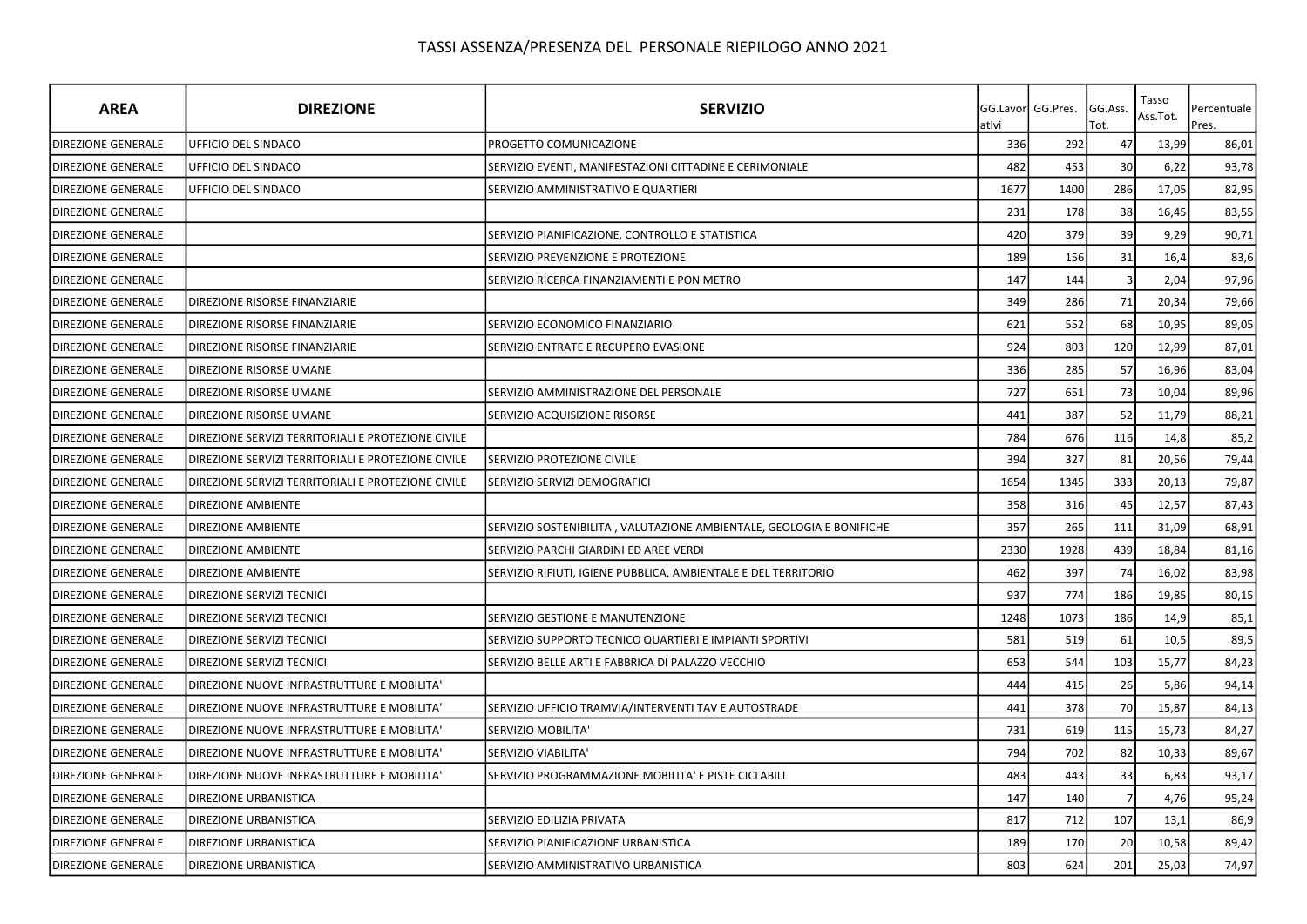# TASSI ASSENZA/PRESENZA DEL PERSONALE RIEPILOGO ANNO 2021

| AREA | DIREZIONE | SERVIZIO | GG.Lavorativi | GG.Pres. | GG.Ass. Tot. | Tasso Ass.Tot. | Percentuale Pres. |
|---|---|---|---|---|---|---|---|
| DIREZIONE GENERALE | UFFICIO DEL SINDACO | PROGETTO COMUNICAZIONE | 336 | 292 | 47 | 13,99 | 86,01 |
| DIREZIONE GENERALE | UFFICIO DEL SINDACO | SERVIZIO EVENTI, MANIFESTAZIONI CITTADINE E CERIMONIALE | 482 | 453 | 30 | 6,22 | 93,78 |
| DIREZIONE GENERALE | UFFICIO DEL SINDACO | SERVIZIO AMMINISTRATIVO E QUARTIERI | 1677 | 1400 | 286 | 17,05 | 82,95 |
| DIREZIONE GENERALE | | | 231 | 178 | 38 | 16,45 | 83,55 |
| DIREZIONE GENERALE | | SERVIZIO PIANIFICAZIONE, CONTROLLO E STATISTICA | 420 | 379 | 39 | 9,29 | 90,71 |
| DIREZIONE GENERALE | | SERVIZIO PREVENZIONE E PROTEZIONE | 189 | 156 | 31 | 16,4 | 83,6 |
| DIREZIONE GENERALE | | SERVIZIO RICERCA FINANZIAMENTI E PON METRO | 147 | 144 | 3 | 2,04 | 97,96 |
| DIREZIONE GENERALE | DIREZIONE RISORSE FINANZIARIE | | 349 | 286 | 71 | 20,34 | 79,66 |
| DIREZIONE GENERALE | DIREZIONE RISORSE FINANZIARIE | SERVIZIO ECONOMICO FINANZIARIO | 621 | 552 | 68 | 10,95 | 89,05 |
| DIREZIONE GENERALE | DIREZIONE RISORSE FINANZIARIE | SERVIZIO ENTRATE E RECUPERO EVASIONE | 924 | 803 | 120 | 12,99 | 87,01 |
| DIREZIONE GENERALE | DIREZIONE RISORSE UMANE | | 336 | 285 | 57 | 16,96 | 83,04 |
| DIREZIONE GENERALE | DIREZIONE RISORSE UMANE | SERVIZIO AMMINISTRAZIONE DEL PERSONALE | 727 | 651 | 73 | 10,04 | 89,96 |
| DIREZIONE GENERALE | DIREZIONE RISORSE UMANE | SERVIZIO ACQUISIZIONE RISORSE | 441 | 387 | 52 | 11,79 | 88,21 |
| DIREZIONE GENERALE | DIREZIONE SERVIZI TERRITORIALI E PROTEZIONE CIVILE | | 784 | 676 | 116 | 14,8 | 85,2 |
| DIREZIONE GENERALE | DIREZIONE SERVIZI TERRITORIALI E PROTEZIONE CIVILE | SERVIZIO PROTEZIONE CIVILE | 394 | 327 | 81 | 20,56 | 79,44 |
| DIREZIONE GENERALE | DIREZIONE SERVIZI TERRITORIALI E PROTEZIONE CIVILE | SERVIZIO SERVIZI DEMOGRAFICI | 1654 | 1345 | 333 | 20,13 | 79,87 |
| DIREZIONE GENERALE | DIREZIONE AMBIENTE | | 358 | 316 | 45 | 12,57 | 87,43 |
| DIREZIONE GENERALE | DIREZIONE AMBIENTE | SERVIZIO SOSTENIBILITA', VALUTAZIONE AMBIENTALE, GEOLOGIA E BONIFICHE | 357 | 265 | 111 | 31,09 | 68,91 |
| DIREZIONE GENERALE | DIREZIONE AMBIENTE | SERVIZIO PARCHI GIARDINI ED AREE VERDI | 2330 | 1928 | 439 | 18,84 | 81,16 |
| DIREZIONE GENERALE | DIREZIONE AMBIENTE | SERVIZIO RIFIUTI, IGIENE PUBBLICA, AMBIENTALE E DEL TERRITORIO | 462 | 397 | 74 | 16,02 | 83,98 |
| DIREZIONE GENERALE | DIREZIONE SERVIZI TECNICI | | 937 | 774 | 186 | 19,85 | 80,15 |
| DIREZIONE GENERALE | DIREZIONE SERVIZI TECNICI | SERVIZIO GESTIONE E MANUTENZIONE | 1248 | 1073 | 186 | 14,9 | 85,1 |
| DIREZIONE GENERALE | DIREZIONE SERVIZI TECNICI | SERVIZIO SUPPORTO TECNICO QUARTIERI E IMPIANTI SPORTIVI | 581 | 519 | 61 | 10,5 | 89,5 |
| DIREZIONE GENERALE | DIREZIONE SERVIZI TECNICI | SERVIZIO BELLE ARTI E FABBRICA DI PALAZZO VECCHIO | 653 | 544 | 103 | 15,77 | 84,23 |
| DIREZIONE GENERALE | DIREZIONE NUOVE INFRASTRUTTURE E MOBILITA' | | 444 | 415 | 26 | 5,86 | 94,14 |
| DIREZIONE GENERALE | DIREZIONE NUOVE INFRASTRUTTURE E MOBILITA' | SERVIZIO UFFICIO TRAMVIA/INTERVENTI TAV E AUTOSTRADE | 441 | 378 | 70 | 15,87 | 84,13 |
| DIREZIONE GENERALE | DIREZIONE NUOVE INFRASTRUTTURE E MOBILITA' | SERVIZIO MOBILITA' | 731 | 619 | 115 | 15,73 | 84,27 |
| DIREZIONE GENERALE | DIREZIONE NUOVE INFRASTRUTTURE E MOBILITA' | SERVIZIO VIABILITA' | 794 | 702 | 82 | 10,33 | 89,67 |
| DIREZIONE GENERALE | DIREZIONE NUOVE INFRASTRUTTURE E MOBILITA' | SERVIZIO PROGRAMMAZIONE MOBILITA' E PISTE CICLABILI | 483 | 443 | 33 | 6,83 | 93,17 |
| DIREZIONE GENERALE | DIREZIONE URBANISTICA | | 147 | 140 | 7 | 4,76 | 95,24 |
| DIREZIONE GENERALE | DIREZIONE URBANISTICA | SERVIZIO EDILIZIA PRIVATA | 817 | 712 | 107 | 13,1 | 86,9 |
| DIREZIONE GENERALE | DIREZIONE URBANISTICA | SERVIZIO PIANIFICAZIONE URBANISTICA | 189 | 170 | 20 | 10,58 | 89,42 |
| DIREZIONE GENERALE | DIREZIONE URBANISTICA | SERVIZIO AMMINISTRATIVO URBANISTICA | 803 | 624 | 201 | 25,03 | 74,97 |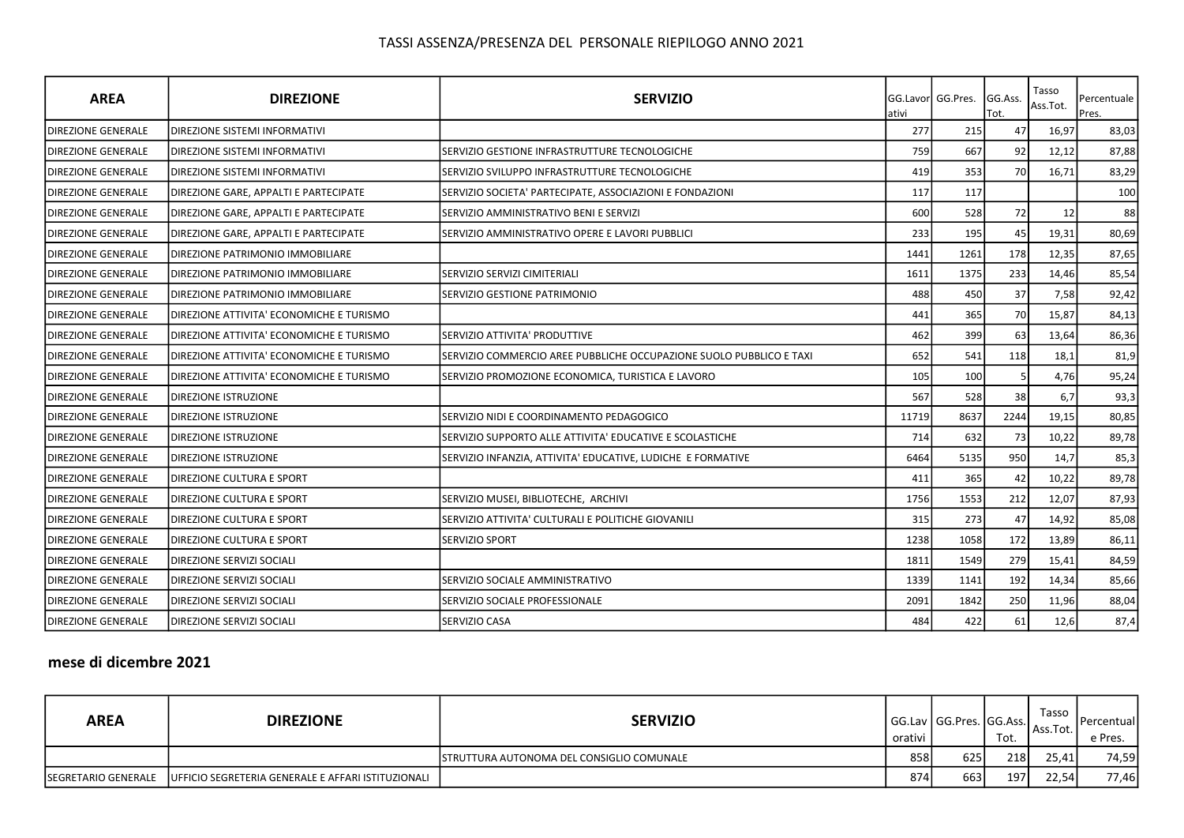# TASSI ASSENZA/PRESENZA DEL PERSONALE RIEPILOGO ANNO 2021

| AREA | DIREZIONE | SERVIZIO | GG.Lavorativi | GG.Pres. | GG.Ass. Tot. | Tasso Ass.Tot. | Percentuale Pres. |
|---|---|---|---|---|---|---|---|
| DIREZIONE GENERALE | DIREZIONE SISTEMI INFORMATIVI | | 277 | 215 | 47 | 16,97 | 83,03 |
| DIREZIONE GENERALE | DIREZIONE SISTEMI INFORMATIVI | SERVIZIO GESTIONE INFRASTRUTTURE TECNOLOGICHE | 759 | 667 | 92 | 12,12 | 87,88 |
| DIREZIONE GENERALE | DIREZIONE SISTEMI INFORMATIVI | SERVIZIO SVILUPPO INFRASTRUTTURE TECNOLOGICHE | 419 | 353 | 70 | 16,71 | 83,29 |
| DIREZIONE GENERALE | DIREZIONE GARE, APPALTI E PARTECIPATE | SERVIZIO SOCIETA' PARTECIPATE, ASSOCIAZIONI E FONDAZIONI | 117 | 117 | | | 100 |
| DIREZIONE GENERALE | DIREZIONE GARE, APPALTI E PARTECIPATE | SERVIZIO AMMINISTRATIVO BENI E SERVIZI | 600 | 528 | 72 | 12 | 88 |
| DIREZIONE GENERALE | DIREZIONE GARE, APPALTI E PARTECIPATE | SERVIZIO AMMINISTRATIVO OPERE E LAVORI PUBBLICI | 233 | 195 | 45 | 19,31 | 80,69 |
| DIREZIONE GENERALE | DIREZIONE PATRIMONIO IMMOBILIARE | | 1441 | 1261 | 178 | 12,35 | 87,65 |
| DIREZIONE GENERALE | DIREZIONE PATRIMONIO IMMOBILIARE | SERVIZIO SERVIZI CIMITERIALI | 1611 | 1375 | 233 | 14,46 | 85,54 |
| DIREZIONE GENERALE | DIREZIONE PATRIMONIO IMMOBILIARE | SERVIZIO GESTIONE PATRIMONIO | 488 | 450 | 37 | 7,58 | 92,42 |
| DIREZIONE GENERALE | DIREZIONE ATTIVITA' ECONOMICHE E TURISMO | | 441 | 365 | 70 | 15,87 | 84,13 |
| DIREZIONE GENERALE | DIREZIONE ATTIVITA' ECONOMICHE E TURISMO | SERVIZIO ATTIVITA' PRODUTTIVE | 462 | 399 | 63 | 13,64 | 86,36 |
| DIREZIONE GENERALE | DIREZIONE ATTIVITA' ECONOMICHE E TURISMO | SERVIZIO COMMERCIO AREE PUBBLICHE OCCUPAZIONE SUOLO PUBBLICO E TAXI | 652 | 541 | 118 | 18,1 | 81,9 |
| DIREZIONE GENERALE | DIREZIONE ATTIVITA' ECONOMICHE E TURISMO | SERVIZIO PROMOZIONE ECONOMICA, TURISTICA E LAVORO | 105 | 100 | 5 | 4,76 | 95,24 |
| DIREZIONE GENERALE | DIREZIONE ISTRUZIONE | | 567 | 528 | 38 | 6,7 | 93,3 |
| DIREZIONE GENERALE | DIREZIONE ISTRUZIONE | SERVIZIO NIDI E COORDINAMENTO PEDAGOGICO | 11719 | 8637 | 2244 | 19,15 | 80,85 |
| DIREZIONE GENERALE | DIREZIONE ISTRUZIONE | SERVIZIO SUPPORTO ALLE ATTIVITA' EDUCATIVE E SCOLASTICHE | 714 | 632 | 73 | 10,22 | 89,78 |
| DIREZIONE GENERALE | DIREZIONE ISTRUZIONE | SERVIZIO INFANZIA, ATTIVITA' EDUCATIVE, LUDICHE E FORMATIVE | 6464 | 5135 | 950 | 14,7 | 85,3 |
| DIREZIONE GENERALE | DIREZIONE CULTURA E SPORT | | 411 | 365 | 42 | 10,22 | 89,78 |
| DIREZIONE GENERALE | DIREZIONE CULTURA E SPORT | SERVIZIO MUSEI, BIBLIOTECHE, ARCHIVI | 1756 | 1553 | 212 | 12,07 | 87,93 |
| DIREZIONE GENERALE | DIREZIONE CULTURA E SPORT | SERVIZIO ATTIVITA' CULTURALI E POLITICHE GIOVANILI | 315 | 273 | 47 | 14,92 | 85,08 |
| DIREZIONE GENERALE | DIREZIONE CULTURA E SPORT | SERVIZIO SPORT | 1238 | 1058 | 172 | 13,89 | 86,11 |
| DIREZIONE GENERALE | DIREZIONE SERVIZI SOCIALI | | 1811 | 1549 | 279 | 15,41 | 84,59 |
| DIREZIONE GENERALE | DIREZIONE SERVIZI SOCIALI | SERVIZIO SOCIALE AMMINISTRATIVO | 1339 | 1141 | 192 | 14,34 | 85,66 |
| DIREZIONE GENERALE | DIREZIONE SERVIZI SOCIALI | SERVIZIO SOCIALE PROFESSIONALE | 2091 | 1842 | 250 | 11,96 | 88,04 |
| DIREZIONE GENERALE | DIREZIONE SERVIZI SOCIALI | SERVIZIO CASA | 484 | 422 | 61 | 12,6 | 87,4 |

## mese di dicembre 2021

| AREA | DIREZIONE | SERVIZIO | GG.Lavorativi | GG.Pres. | GG.Ass. Tot. | Tasso Ass.Tot. | Percentuale Pres. |
|---|---|---|---|---|---|---|---|
| | | STRUTTURA AUTONOMA DEL CONSIGLIO COMUNALE | 858 | 625 | 218 | 25,41 | 74,59 |
| SEGRETARIO GENERALE | UFFICIO SEGRETERIA GENERALE E AFFARI ISTITUZIONALI | | 874 | 663 | 197 | 22,54 | 77,46 |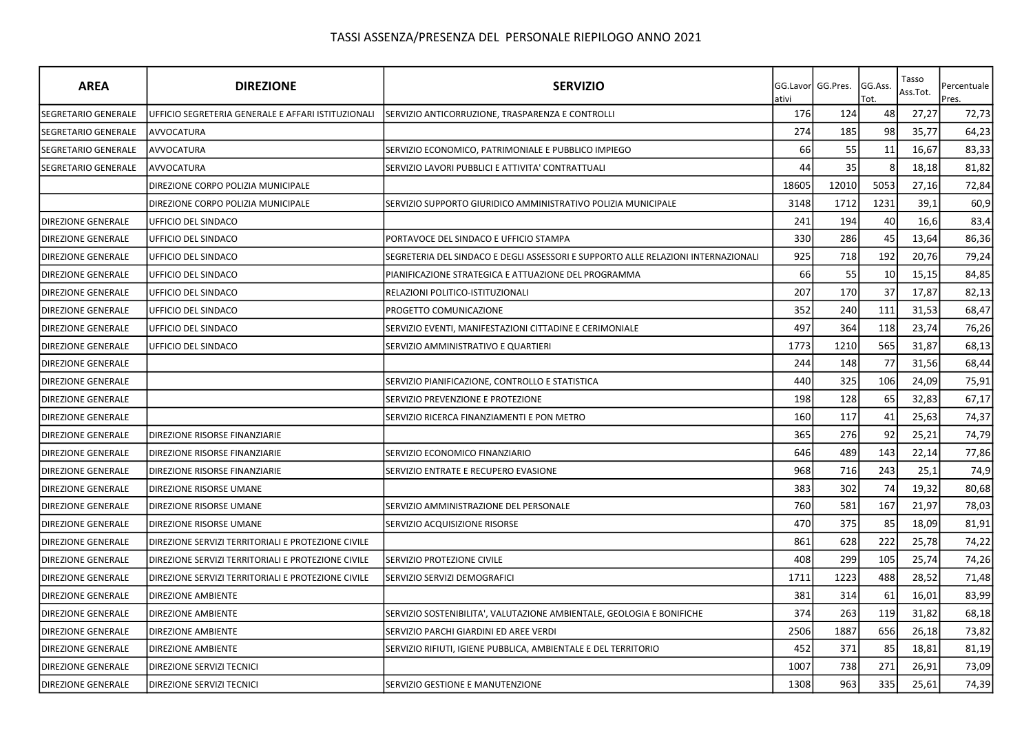# TASSI ASSENZA/PRESENZA DEL PERSONALE RIEPILOGO ANNO 2021

| AREA | DIREZIONE | SERVIZIO | GG.Lavorativi | GG.Pres. | GG.Ass. Tot. | Tasso Ass.Tot. | Percentuale Pres. |
|---|---|---|---|---|---|---|---|
| SEGRETARIO GENERALE | UFFICIO SEGRETERIA GENERALE E AFFARI ISTITUZIONALI | SERVIZIO ANTICORRUZIONE, TRASPARENZA E CONTROLLI | 176 | 124 | 48 | 27,27 | 72,73 |
| SEGRETARIO GENERALE | AVVOCATURA | | 274 | 185 | 98 | 35,77 | 64,23 |
| SEGRETARIO GENERALE | AVVOCATURA | SERVIZIO ECONOMICO, PATRIMONIALE E PUBBLICO IMPIEGO | 66 | 55 | 11 | 16,67 | 83,33 |
| SEGRETARIO GENERALE | AVVOCATURA | SERVIZIO LAVORI PUBBLICI E ATTIVITA' CONTRATTUALI | 44 | 35 | 8 | 18,18 | 81,82 |
| | DIREZIONE CORPO POLIZIA MUNICIPALE | | 18605 | 12010 | 5053 | 27,16 | 72,84 |
| | DIREZIONE CORPO POLIZIA MUNICIPALE | SERVIZIO SUPPORTO GIURIDICO AMMINISTRATIVO POLIZIA MUNICIPALE | 3148 | 1712 | 1231 | 39,1 | 60,9 |
| DIREZIONE GENERALE | UFFICIO DEL SINDACO | | 241 | 194 | 40 | 16,6 | 83,4 |
| DIREZIONE GENERALE | UFFICIO DEL SINDACO | PORTAVOCE DEL SINDACO E UFFICIO STAMPA | 330 | 286 | 45 | 13,64 | 86,36 |
| DIREZIONE GENERALE | UFFICIO DEL SINDACO | SEGRETERIA DEL SINDACO E DEGLI ASSESSORI E SUPPORTO ALLE RELAZIONI INTERNAZIONALI | 925 | 718 | 192 | 20,76 | 79,24 |
| DIREZIONE GENERALE | UFFICIO DEL SINDACO | PIANIFICAZIONE STRATEGICA E ATTUAZIONE DEL PROGRAMMA | 66 | 55 | 10 | 15,15 | 84,85 |
| DIREZIONE GENERALE | UFFICIO DEL SINDACO | RELAZIONI POLITICO-ISTITUZIONALI | 207 | 170 | 37 | 17,87 | 82,13 |
| DIREZIONE GENERALE | UFFICIO DEL SINDACO | PROGETTO COMUNICAZIONE | 352 | 240 | 111 | 31,53 | 68,47 |
| DIREZIONE GENERALE | UFFICIO DEL SINDACO | SERVIZIO EVENTI, MANIFESTAZIONI CITTADINE E CERIMONIALE | 497 | 364 | 118 | 23,74 | 76,26 |
| DIREZIONE GENERALE | UFFICIO DEL SINDACO | SERVIZIO AMMINISTRATIVO E QUARTIERI | 1773 | 1210 | 565 | 31,87 | 68,13 |
| DIREZIONE GENERALE | | | 244 | 148 | 77 | 31,56 | 68,44 |
| DIREZIONE GENERALE | | SERVIZIO PIANIFICAZIONE, CONTROLLO E STATISTICA | 440 | 325 | 106 | 24,09 | 75,91 |
| DIREZIONE GENERALE | | SERVIZIO PREVENZIONE E PROTEZIONE | 198 | 128 | 65 | 32,83 | 67,17 |
| DIREZIONE GENERALE | | SERVIZIO RICERCA FINANZIAMENTI E PON METRO | 160 | 117 | 41 | 25,63 | 74,37 |
| DIREZIONE GENERALE | DIREZIONE RISORSE FINANZIARIE | | 365 | 276 | 92 | 25,21 | 74,79 |
| DIREZIONE GENERALE | DIREZIONE RISORSE FINANZIARIE | SERVIZIO ECONOMICO FINANZIARIO | 646 | 489 | 143 | 22,14 | 77,86 |
| DIREZIONE GENERALE | DIREZIONE RISORSE FINANZIARIE | SERVIZIO ENTRATE E RECUPERO EVASIONE | 968 | 716 | 243 | 25,1 | 74,9 |
| DIREZIONE GENERALE | DIREZIONE RISORSE UMANE | | 383 | 302 | 74 | 19,32 | 80,68 |
| DIREZIONE GENERALE | DIREZIONE RISORSE UMANE | SERVIZIO AMMINISTRAZIONE DEL PERSONALE | 760 | 581 | 167 | 21,97 | 78,03 |
| DIREZIONE GENERALE | DIREZIONE RISORSE UMANE | SERVIZIO ACQUISIZIONE RISORSE | 470 | 375 | 85 | 18,09 | 81,91 |
| DIREZIONE GENERALE | DIREZIONE SERVIZI TERRITORIALI E PROTEZIONE CIVILE | | 861 | 628 | 222 | 25,78 | 74,22 |
| DIREZIONE GENERALE | DIREZIONE SERVIZI TERRITORIALI E PROTEZIONE CIVILE | SERVIZIO PROTEZIONE CIVILE | 408 | 299 | 105 | 25,74 | 74,26 |
| DIREZIONE GENERALE | DIREZIONE SERVIZI TERRITORIALI E PROTEZIONE CIVILE | SERVIZIO SERVIZI DEMOGRAFICI | 1711 | 1223 | 488 | 28,52 | 71,48 |
| DIREZIONE GENERALE | DIREZIONE AMBIENTE | | 381 | 314 | 61 | 16,01 | 83,99 |
| DIREZIONE GENERALE | DIREZIONE AMBIENTE | SERVIZIO SOSTENIBILITA', VALUTAZIONE AMBIENTALE, GEOLOGIA E BONIFICHE | 374 | 263 | 119 | 31,82 | 68,18 |
| DIREZIONE GENERALE | DIREZIONE AMBIENTE | SERVIZIO PARCHI GIARDINI ED AREE VERDI | 2506 | 1887 | 656 | 26,18 | 73,82 |
| DIREZIONE GENERALE | DIREZIONE AMBIENTE | SERVIZIO RIFIUTI, IGIENE PUBBLICA, AMBIENTALE E DEL TERRITORIO | 452 | 371 | 85 | 18,81 | 81,19 |
| DIREZIONE GENERALE | DIREZIONE SERVIZI TECNICI | | 1007 | 738 | 271 | 26,91 | 73,09 |
| DIREZIONE GENERALE | DIREZIONE SERVIZI TECNICI | SERVIZIO GESTIONE E MANUTENZIONE | 1308 | 963 | 335 | 25,61 | 74,39 |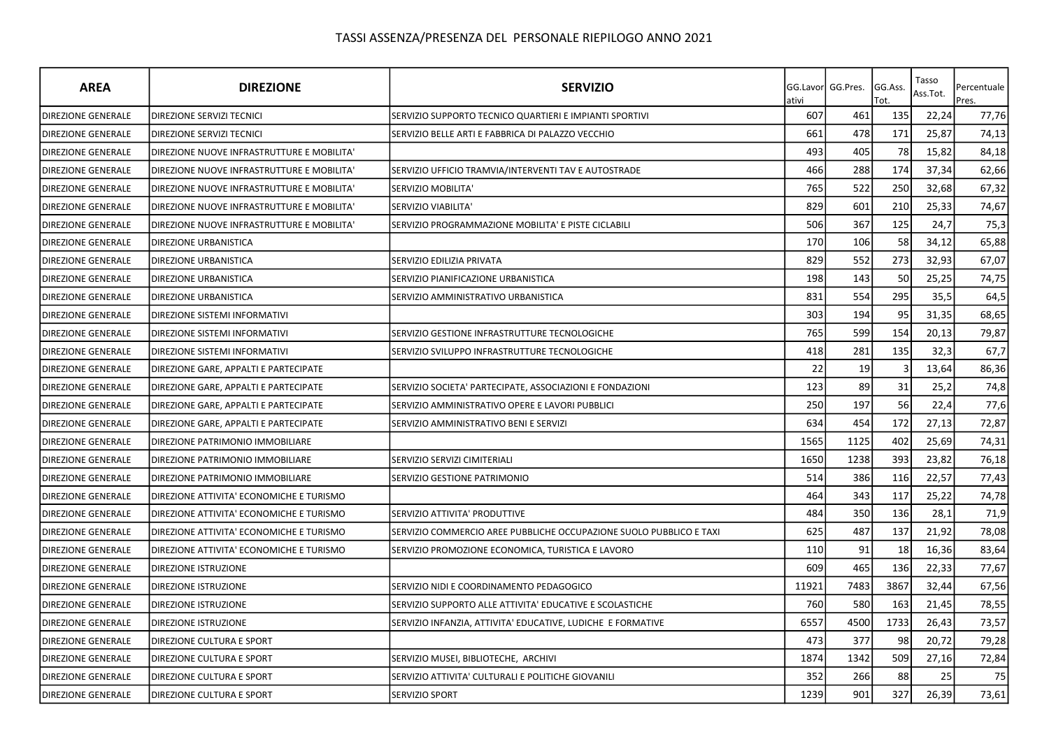# TASSI ASSENZA/PRESENZA DEL PERSONALE RIEPILOGO ANNO 2021

| AREA | DIREZIONE | SERVIZIO | GG.Lavorativi | GG.Pres. | GG.Ass. Tot. | Tasso Ass.Tot. | Percentuale Pres. |
|---|---|---|---|---|---|---|---|
| DIREZIONE GENERALE | DIREZIONE SERVIZI TECNICI | SERVIZIO SUPPORTO TECNICO QUARTIERI E IMPIANTI SPORTIVI | 607 | 461 | 135 | 22,24 | 77,76 |
| DIREZIONE GENERALE | DIREZIONE SERVIZI TECNICI | SERVIZIO BELLE ARTI E FABBRICA DI PALAZZO VECCHIO | 661 | 478 | 171 | 25,87 | 74,13 |
| DIREZIONE GENERALE | DIREZIONE NUOVE INFRASTRUTTURE E MOBILITA' | | 493 | 405 | 78 | 15,82 | 84,18 |
| DIREZIONE GENERALE | DIREZIONE NUOVE INFRASTRUTTURE E MOBILITA' | SERVIZIO UFFICIO TRAMVIA/INTERVENTI TAV E AUTOSTRADE | 466 | 288 | 174 | 37,34 | 62,66 |
| DIREZIONE GENERALE | DIREZIONE NUOVE INFRASTRUTTURE E MOBILITA' | SERVIZIO MOBILITA' | 765 | 522 | 250 | 32,68 | 67,32 |
| DIREZIONE GENERALE | DIREZIONE NUOVE INFRASTRUTTURE E MOBILITA' | SERVIZIO VIABILITA' | 829 | 601 | 210 | 25,33 | 74,67 |
| DIREZIONE GENERALE | DIREZIONE NUOVE INFRASTRUTTURE E MOBILITA' | SERVIZIO PROGRAMMAZIONE MOBILITA' E PISTE CICLABILI | 506 | 367 | 125 | 24,7 | 75,3 |
| DIREZIONE GENERALE | DIREZIONE URBANISTICA | | 170 | 106 | 58 | 34,12 | 65,88 |
| DIREZIONE GENERALE | DIREZIONE URBANISTICA | SERVIZIO EDILIZIA PRIVATA | 829 | 552 | 273 | 32,93 | 67,07 |
| DIREZIONE GENERALE | DIREZIONE URBANISTICA | SERVIZIO PIANIFICAZIONE URBANISTICA | 198 | 143 | 50 | 25,25 | 74,75 |
| DIREZIONE GENERALE | DIREZIONE URBANISTICA | SERVIZIO AMMINISTRATIVO URBANISTICA | 831 | 554 | 295 | 35,5 | 64,5 |
| DIREZIONE GENERALE | DIREZIONE SISTEMI INFORMATIVI | | 303 | 194 | 95 | 31,35 | 68,65 |
| DIREZIONE GENERALE | DIREZIONE SISTEMI INFORMATIVI | SERVIZIO GESTIONE INFRASTRUTTURE TECNOLOGICHE | 765 | 599 | 154 | 20,13 | 79,87 |
| DIREZIONE GENERALE | DIREZIONE SISTEMI INFORMATIVI | SERVIZIO SVILUPPO INFRASTRUTTURE TECNOLOGICHE | 418 | 281 | 135 | 32,3 | 67,7 |
| DIREZIONE GENERALE | DIREZIONE GARE, APPALTI E PARTECIPATE | | 22 | 19 | 3 | 13,64 | 86,36 |
| DIREZIONE GENERALE | DIREZIONE GARE, APPALTI E PARTECIPATE | SERVIZIO SOCIETA' PARTECIPATE, ASSOCIAZIONI E FONDAZIONI | 123 | 89 | 31 | 25,2 | 74,8 |
| DIREZIONE GENERALE | DIREZIONE GARE, APPALTI E PARTECIPATE | SERVIZIO AMMINISTRATIVO OPERE E LAVORI PUBBLICI | 250 | 197 | 56 | 22,4 | 77,6 |
| DIREZIONE GENERALE | DIREZIONE GARE, APPALTI E PARTECIPATE | SERVIZIO AMMINISTRATIVO BENI E SERVIZI | 634 | 454 | 172 | 27,13 | 72,87 |
| DIREZIONE GENERALE | DIREZIONE PATRIMONIO IMMOBILIARE | | 1565 | 1125 | 402 | 25,69 | 74,31 |
| DIREZIONE GENERALE | DIREZIONE PATRIMONIO IMMOBILIARE | SERVIZIO SERVIZI CIMITERIALI | 1650 | 1238 | 393 | 23,82 | 76,18 |
| DIREZIONE GENERALE | DIREZIONE PATRIMONIO IMMOBILIARE | SERVIZIO GESTIONE PATRIMONIO | 514 | 386 | 116 | 22,57 | 77,43 |
| DIREZIONE GENERALE | DIREZIONE ATTIVITA' ECONOMICHE E TURISMO | | 464 | 343 | 117 | 25,22 | 74,78 |
| DIREZIONE GENERALE | DIREZIONE ATTIVITA' ECONOMICHE E TURISMO | SERVIZIO ATTIVITA' PRODUTTIVE | 484 | 350 | 136 | 28,1 | 71,9 |
| DIREZIONE GENERALE | DIREZIONE ATTIVITA' ECONOMICHE E TURISMO | SERVIZIO COMMERCIO AREE PUBBLICHE OCCUPAZIONE SUOLO PUBBLICO E TAXI | 625 | 487 | 137 | 21,92 | 78,08 |
| DIREZIONE GENERALE | DIREZIONE ATTIVITA' ECONOMICHE E TURISMO | SERVIZIO PROMOZIONE ECONOMICA, TURISTICA E LAVORO | 110 | 91 | 18 | 16,36 | 83,64 |
| DIREZIONE GENERALE | DIREZIONE ISTRUZIONE | | 609 | 465 | 136 | 22,33 | 77,67 |
| DIREZIONE GENERALE | DIREZIONE ISTRUZIONE | SERVIZIO NIDI E COORDINAMENTO PEDAGOGICO | 11921 | 7483 | 3867 | 32,44 | 67,56 |
| DIREZIONE GENERALE | DIREZIONE ISTRUZIONE | SERVIZIO SUPPORTO ALLE ATTIVITA' EDUCATIVE E SCOLASTICHE | 760 | 580 | 163 | 21,45 | 78,55 |
| DIREZIONE GENERALE | DIREZIONE ISTRUZIONE | SERVIZIO INFANZIA, ATTIVITA' EDUCATIVE, LUDICHE E FORMATIVE | 6557 | 4500 | 1733 | 26,43 | 73,57 |
| DIREZIONE GENERALE | DIREZIONE CULTURA E SPORT | | 473 | 377 | 98 | 20,72 | 79,28 |
| DIREZIONE GENERALE | DIREZIONE CULTURA E SPORT | SERVIZIO MUSEI, BIBLIOTECHE, ARCHIVI | 1874 | 1342 | 509 | 27,16 | 72,84 |
| DIREZIONE GENERALE | DIREZIONE CULTURA E SPORT | SERVIZIO ATTIVITA' CULTURALI E POLITICHE GIOVANILI | 352 | 266 | 88 | 25 | 75 |
| DIREZIONE GENERALE | DIREZIONE CULTURA E SPORT | SERVIZIO SPORT | 1239 | 901 | 327 | 26,39 | 73,61 |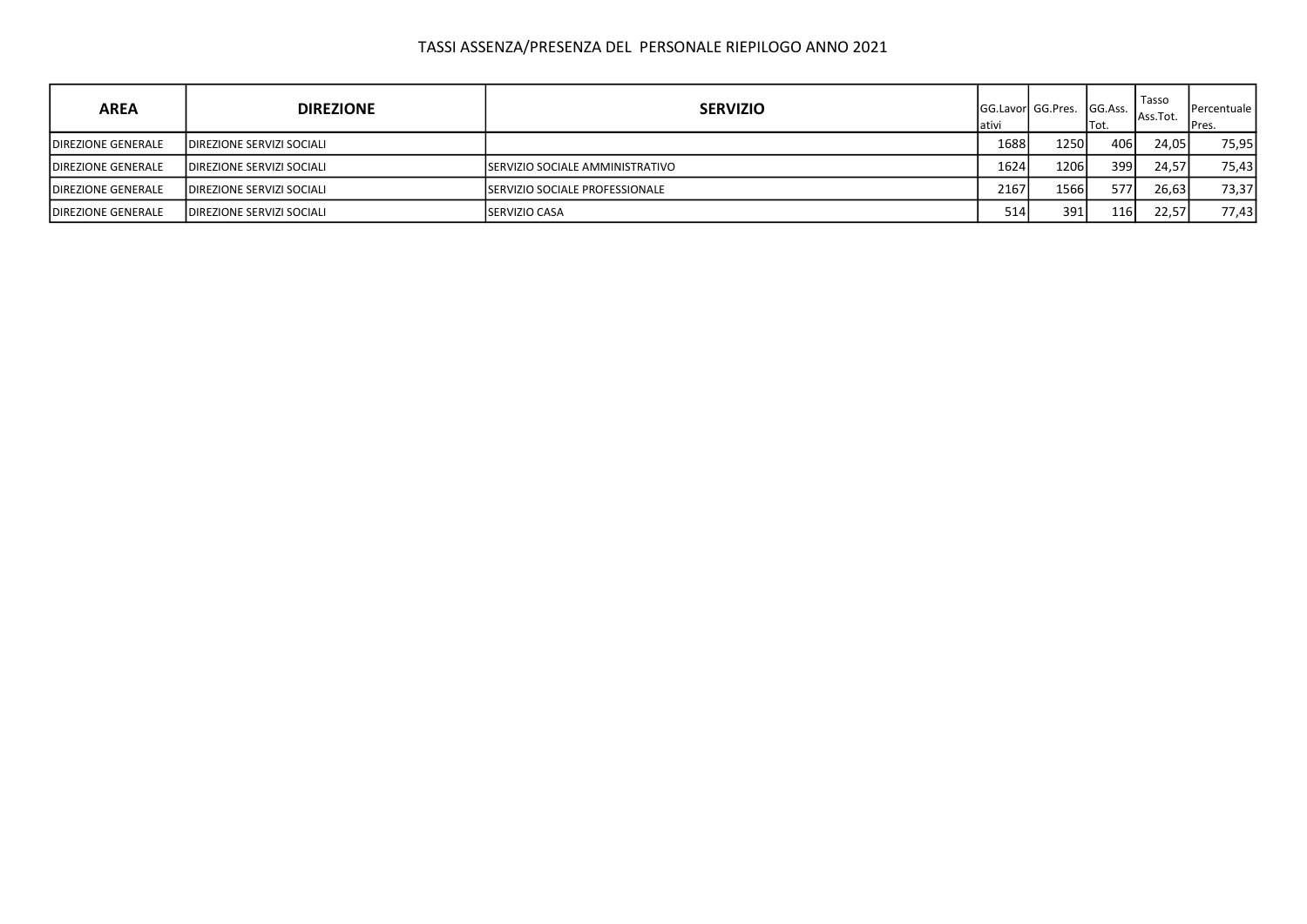TASSI ASSENZA/PRESENZA DEL PERSONALE RIEPILOGO ANNO 2021

| AREA | DIREZIONE | SERVIZIO | GG.Lavorativi | GG.Pres. | GG.Ass. Tot. | Tasso Ass.Tot. | Percentuale Pres. |
|---|---|---|---|---|---|---|---|
| DIREZIONE GENERALE | DIREZIONE SERVIZI SOCIALI | | 1688 | 1250 | 406 | 24,05 | 75,95 |
| DIREZIONE GENERALE | DIREZIONE SERVIZI SOCIALI | SERVIZIO SOCIALE AMMINISTRATIVO | 1624 | 1206 | 399 | 24,57 | 75,43 |
| DIREZIONE GENERALE | DIREZIONE SERVIZI SOCIALI | SERVIZIO SOCIALE PROFESSIONALE | 2167 | 1566 | 577 | 26,63 | 73,37 |
| DIREZIONE GENERALE | DIREZIONE SERVIZI SOCIALI | SERVIZIO CASA | 514 | 391 | 116 | 22,57 | 77,43 |